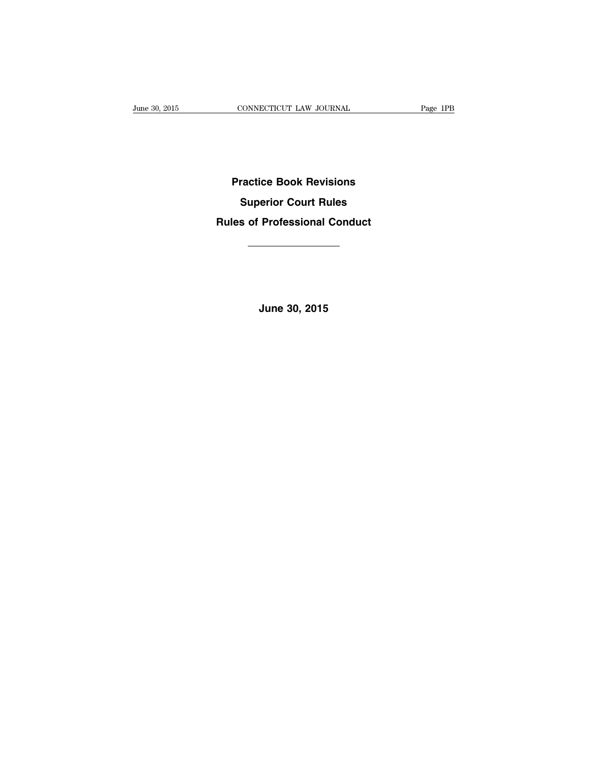# Practice Book Revisions

# Superior Court Rules

# Rules of Professional Conduct

---

**June 30, 2015**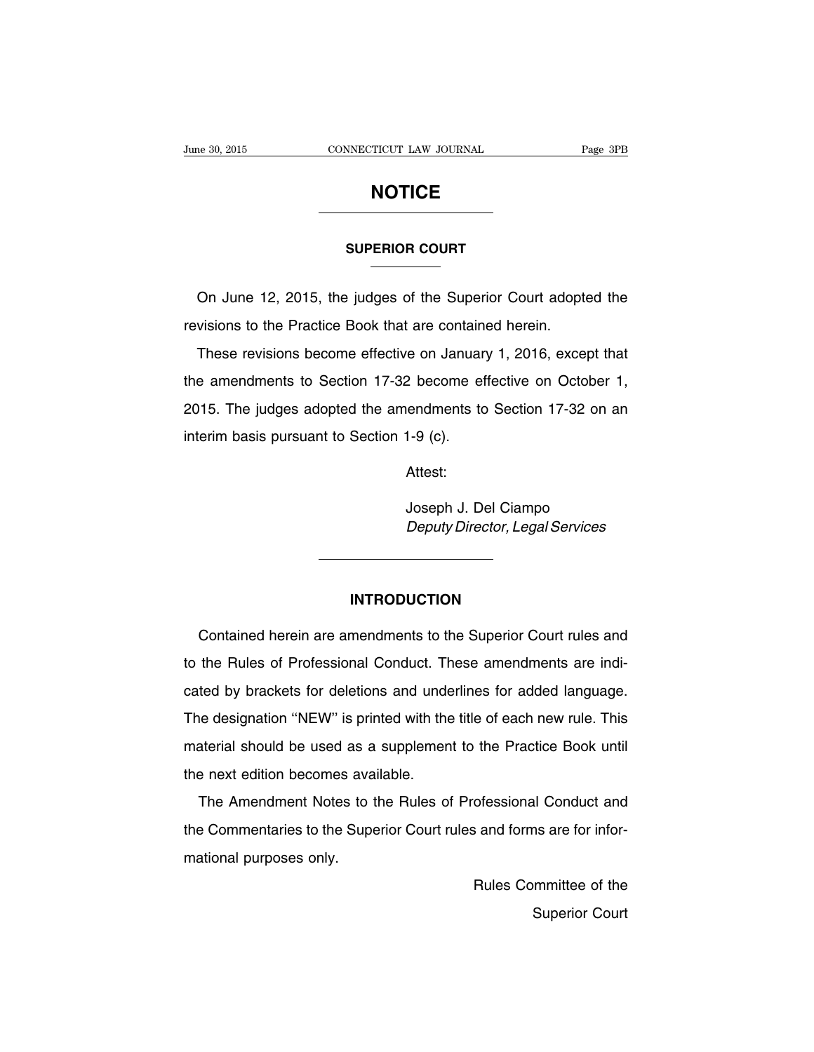# NOTICE

## SUPERIOR COURT

On June 12, 2015, the judges of the Superior Court adopted the revisions to the Practice Book that are contained herein.

These revisions become effective on January 1, 2016, except that the amendments to Section 17-32 become effective on October 1, 2015. The judges adopted the amendments to Section 17-32 on an interim basis pursuant to Section 1-9 (c).

Attest:

Joseph J. Del Ciampo
*Deputy Director, Legal Services*

---

## INTRODUCTION

Contained herein are amendments to the Superior Court rules and to the Rules of Professional Conduct. These amendments are indicated by brackets for deletions and underlines for added language. The designation ''NEW'' is printed with the title of each new rule. This material should be used as a supplement to the Practice Book until the next edition becomes available.

The Amendment Notes to the Rules of Professional Conduct and the Commentaries to the Superior Court rules and forms are for informational purposes only.

Rules Committee of the
Superior Court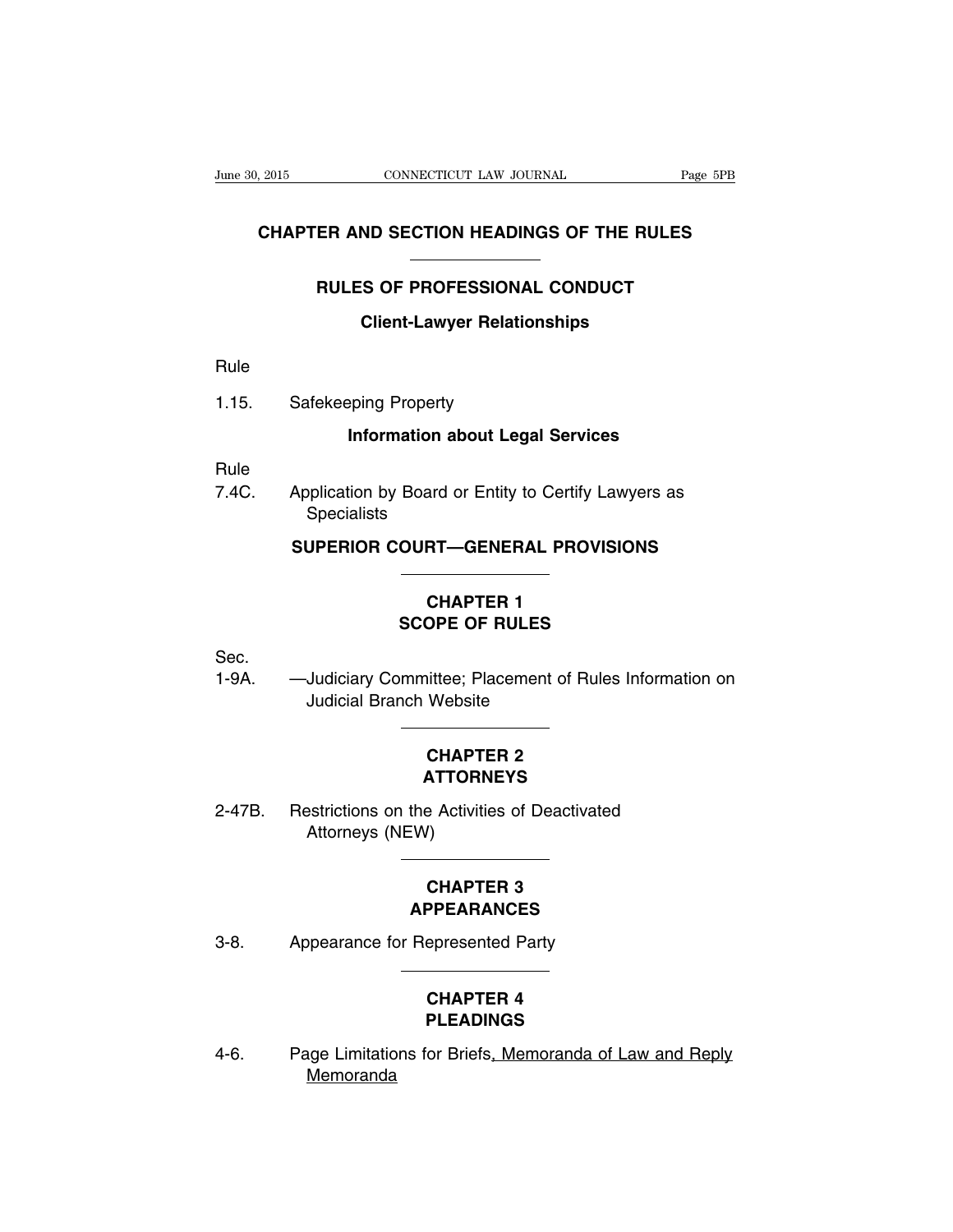# CHAPTER AND SECTION HEADINGS OF THE RULES

## RULES OF PROFESSIONAL CONDUCT

### Client-Lawyer Relationships

Rule

1.15. Safekeeping Property

### Information about Legal Services

Rule

7.4C. Application by Board or Entity to Certify Lawyers as Specialists

## SUPERIOR COURT—GENERAL PROVISIONS

### CHAPTER 1
### SCOPE OF RULES

Sec.

1-9A. —Judiciary Committee; Placement of Rules Information on Judicial Branch Website

### CHAPTER 2
### ATTORNEYS

2-47B. Restrictions on the Activities of Deactivated Attorneys (NEW)

### CHAPTER 3
### APPEARANCES

3-8. Appearance for Represented Party

### CHAPTER 4
### PLEADINGS

4-6. Page Limitations for Briefs<u>, Memoranda of Law and Reply Memoranda</u>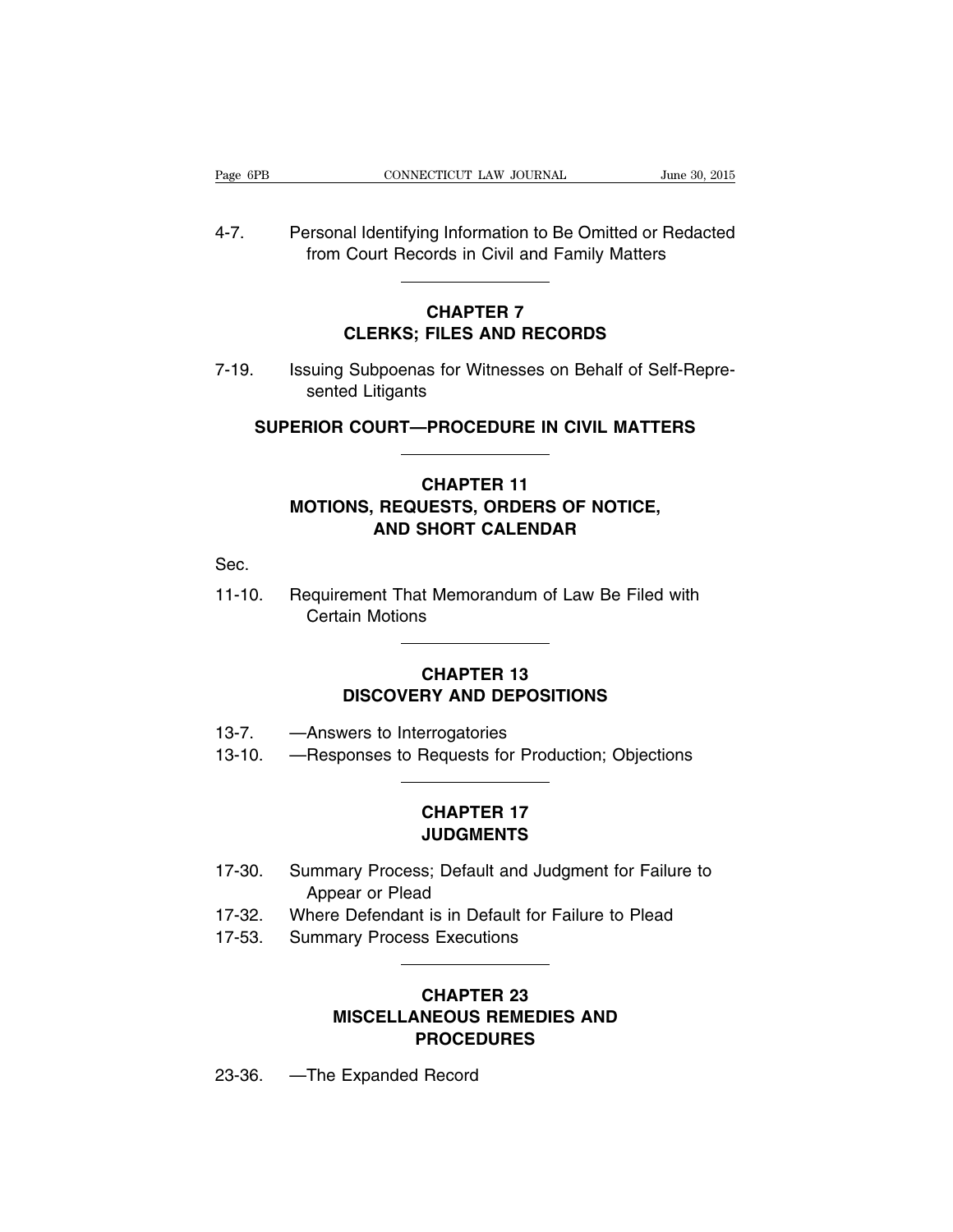4-7. Personal Identifying Information to Be Omitted or Redacted from Court Records in Civil and Family Matters

---

## CHAPTER 7
## CLERKS; FILES AND RECORDS

7-19. Issuing Subpoenas for Witnesses on Behalf of Self-Represented Litigants

# SUPERIOR COURT—PROCEDURE IN CIVIL MATTERS

---

## CHAPTER 11
## MOTIONS, REQUESTS, ORDERS OF NOTICE, AND SHORT CALENDAR

Sec.

11-10. Requirement That Memorandum of Law Be Filed with Certain Motions

---

## CHAPTER 13
## DISCOVERY AND DEPOSITIONS

13-7. —Answers to Interrogatories

13-10. —Responses to Requests for Production; Objections

---

## CHAPTER 17
## JUDGMENTS

17-30. Summary Process; Default and Judgment for Failure to Appear or Plead

17-32. Where Defendant is in Default for Failure to Plead

17-53. Summary Process Executions

---

## CHAPTER 23
## MISCELLANEOUS REMEDIES AND PROCEDURES

23-36. —The Expanded Record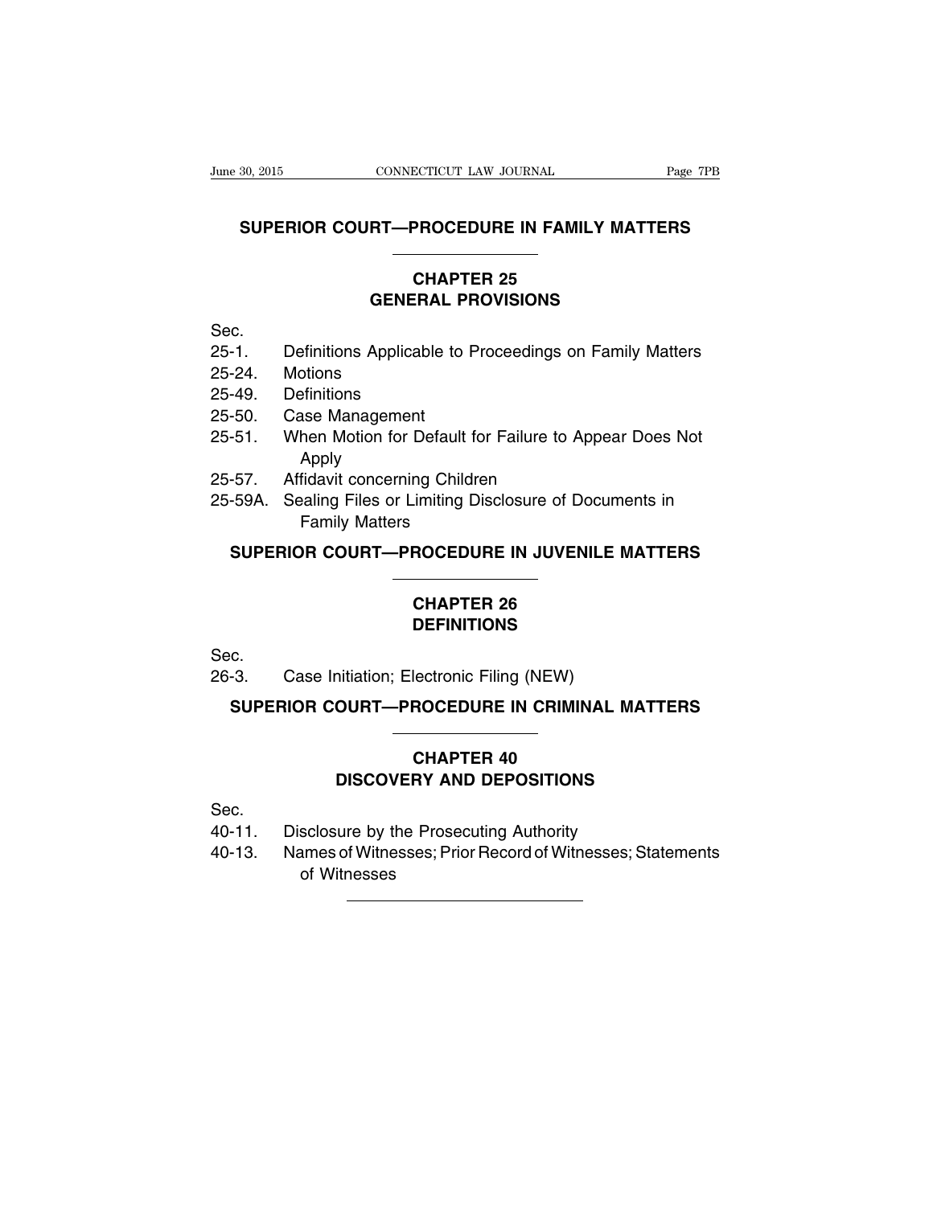## SUPERIOR COURT—PROCEDURE IN FAMILY MATTERS

### CHAPTER 25
### GENERAL PROVISIONS

Sec.
25-1. Definitions Applicable to Proceedings on Family Matters
25-24. Motions
25-49. Definitions
25-50. Case Management
25-51. When Motion for Default for Failure to Appear Does Not Apply
25-57. Affidavit concerning Children
25-59A. Sealing Files or Limiting Disclosure of Documents in Family Matters

## SUPERIOR COURT—PROCEDURE IN JUVENILE MATTERS

### CHAPTER 26
### DEFINITIONS

Sec.
26-3. Case Initiation; Electronic Filing (NEW)

## SUPERIOR COURT—PROCEDURE IN CRIMINAL MATTERS

### CHAPTER 40
### DISCOVERY AND DEPOSITIONS

Sec.
40-11. Disclosure by the Prosecuting Authority
40-13. Names of Witnesses; Prior Record of Witnesses; Statements of Witnesses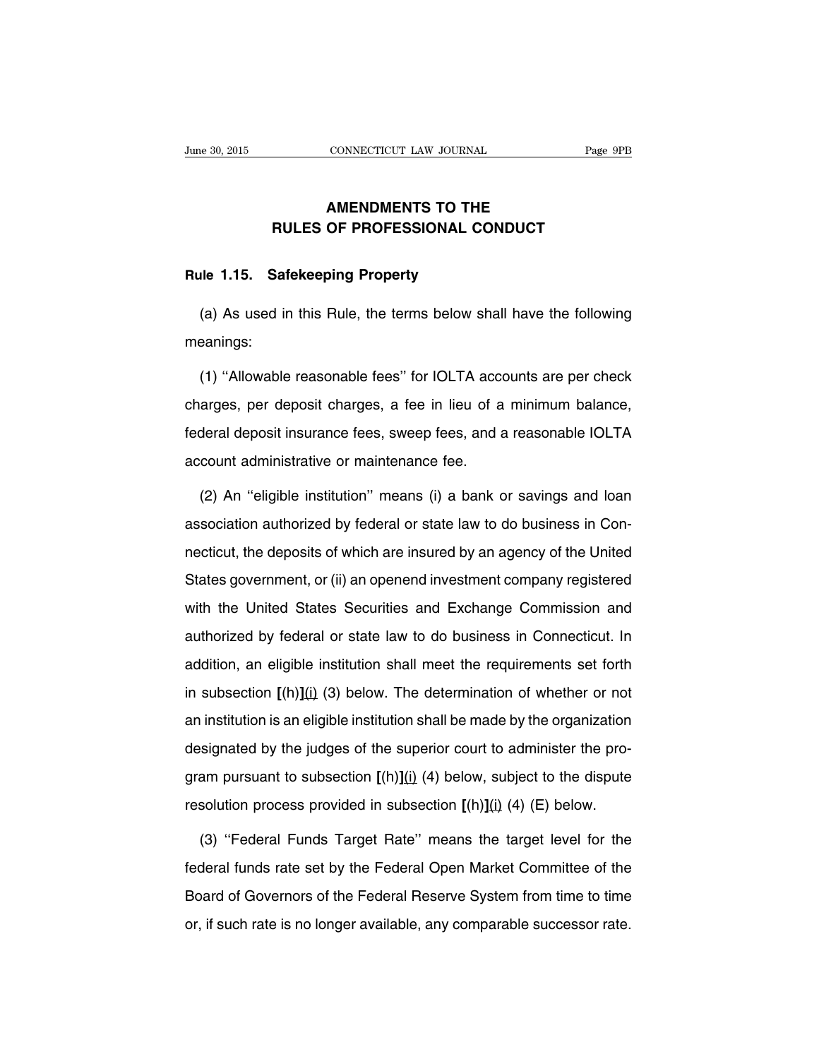# AMENDMENTS TO THE RULES OF PROFESSIONAL CONDUCT

**Rule 1.15. Safekeeping Property**

(a) As used in this Rule, the terms below shall have the following meanings:

(1) ''Allowable reasonable fees'' for IOLTA accounts are per check charges, per deposit charges, a fee in lieu of a minimum balance, federal deposit insurance fees, sweep fees, and a reasonable IOLTA account administrative or maintenance fee.

(2) An ''eligible institution'' means (i) a bank or savings and loan association authorized by federal or state law to do business in Connecticut, the deposits of which are insured by an agency of the United States government, or (ii) an openend investment company registered with the United States Securities and Exchange Commission and authorized by federal or state law to do business in Connecticut. In addition, an eligible institution shall meet the requirements set forth in subsection **[**(h)**]**<u>(i)</u> (3) below. The determination of whether or not an institution is an eligible institution shall be made by the organization designated by the judges of the superior court to administer the program pursuant to subsection **[**(h)**]**<u>(i)</u> (4) below, subject to the dispute resolution process provided in subsection **[**(h)**]**<u>(i)</u> (4) (E) below.

(3) ''Federal Funds Target Rate'' means the target level for the federal funds rate set by the Federal Open Market Committee of the Board of Governors of the Federal Reserve System from time to time or, if such rate is no longer available, any comparable successor rate.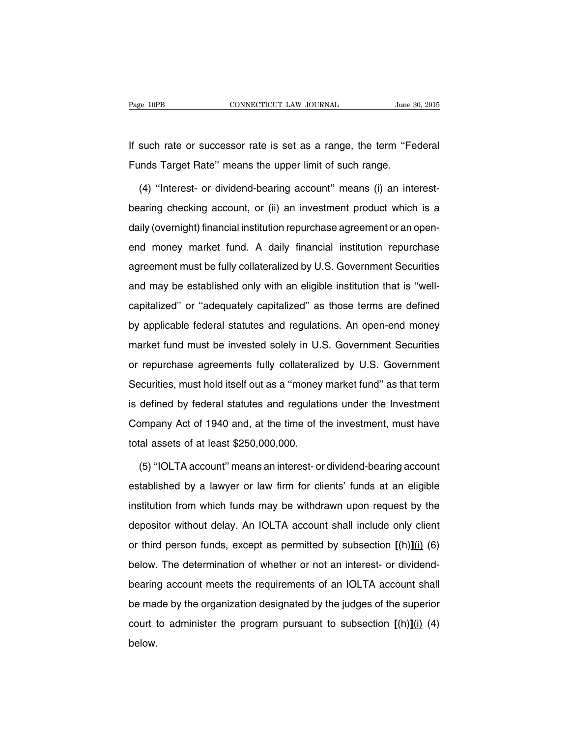If such rate or successor rate is set as a range, the term ''Federal Funds Target Rate'' means the upper limit of such range.

(4) ''Interest- or dividend-bearing account'' means (i) an interest-bearing checking account, or (ii) an investment product which is a daily (overnight) financial institution repurchase agreement or an open-end money market fund. A daily financial institution repurchase agreement must be fully collateralized by U.S. Government Securities and may be established only with an eligible institution that is ''well-capitalized'' or ''adequately capitalized'' as those terms are defined by applicable federal statutes and regulations. An open-end money market fund must be invested solely in U.S. Government Securities or repurchase agreements fully collateralized by U.S. Government Securities, must hold itself out as a ''money market fund'' as that term is defined by federal statutes and regulations under the Investment Company Act of 1940 and, at the time of the investment, must have total assets of at least $250,000,000.

(5) ''IOLTA account'' means an interest- or dividend-bearing account established by a lawyer or law firm for clients' funds at an eligible institution from which funds may be withdrawn upon request by the depositor without delay. An IOLTA account shall include only client or third person funds, except as permitted by subsection **[**(h)**]**<u>(i)</u> (6) below. The determination of whether or not an interest- or dividend-bearing account meets the requirements of an IOLTA account shall be made by the organization designated by the judges of the superior court to administer the program pursuant to subsection **[**(h)**]**<u>(i)</u> (4) below.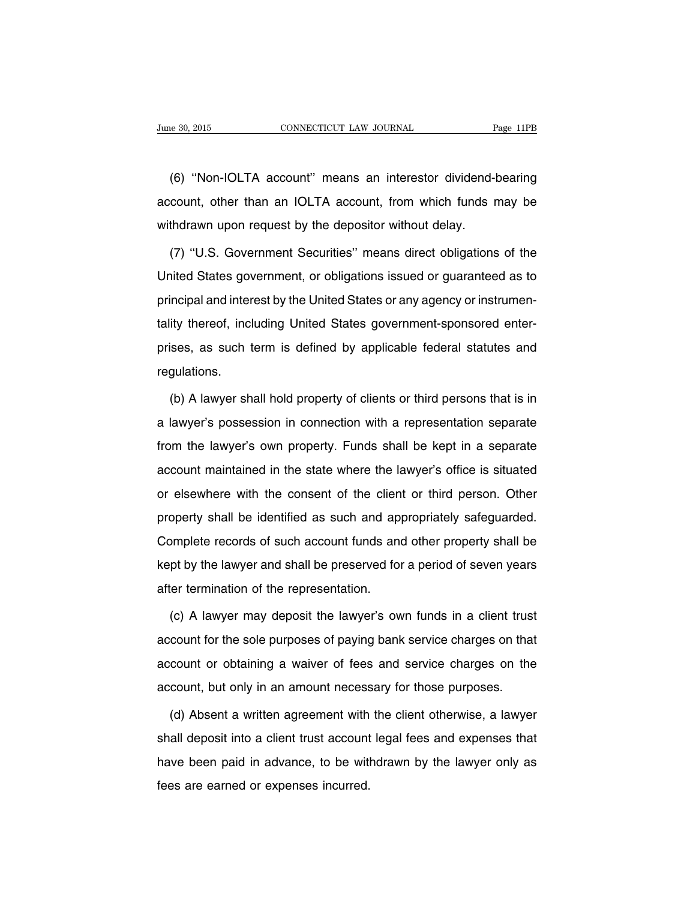(6) ''Non-IOLTA account'' means an interestor dividend-bearing account, other than an IOLTA account, from which funds may be withdrawn upon request by the depositor without delay.

(7) ''U.S. Government Securities'' means direct obligations of the United States government, or obligations issued or guaranteed as to principal and interest by the United States or any agency or instrumentality thereof, including United States government-sponsored enterprises, as such term is defined by applicable federal statutes and regulations.

(b) A lawyer shall hold property of clients or third persons that is in a lawyer's possession in connection with a representation separate from the lawyer's own property. Funds shall be kept in a separate account maintained in the state where the lawyer's office is situated or elsewhere with the consent of the client or third person. Other property shall be identified as such and appropriately safeguarded. Complete records of such account funds and other property shall be kept by the lawyer and shall be preserved for a period of seven years after termination of the representation.

(c) A lawyer may deposit the lawyer's own funds in a client trust account for the sole purposes of paying bank service charges on that account or obtaining a waiver of fees and service charges on the account, but only in an amount necessary for those purposes.

(d) Absent a written agreement with the client otherwise, a lawyer shall deposit into a client trust account legal fees and expenses that have been paid in advance, to be withdrawn by the lawyer only as fees are earned or expenses incurred.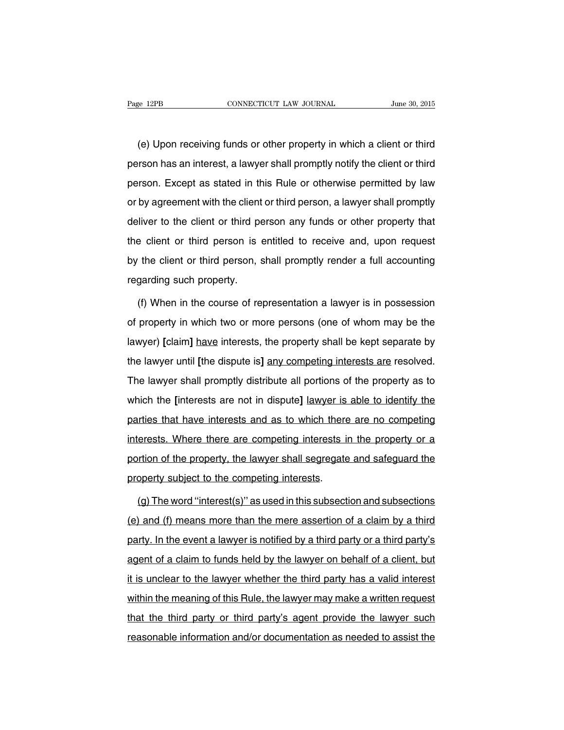(e) Upon receiving funds or other property in which a client or third person has an interest, a lawyer shall promptly notify the client or third person. Except as stated in this Rule or otherwise permitted by law or by agreement with the client or third person, a lawyer shall promptly deliver to the client or third person any funds or other property that the client or third person is entitled to receive and, upon request by the client or third person, shall promptly render a full accounting regarding such property.

(f) When in the course of representation a lawyer is in possession of property in which two or more persons (one of whom may be the lawyer) **[**claim**]** <u>have</u> interests, the property shall be kept separate by the lawyer until **[**the dispute is**]** <u>any competing interests are</u> resolved. The lawyer shall promptly distribute all portions of the property as to which the **[**interests are not in dispute**]** <u>lawyer is able to identify the parties that have interests and as to which there are no competing interests. Where there are competing interests in the property or a portion of the property, the lawyer shall segregate and safeguard the property subject to the competing interests</u>.

<u>(g) The word "interest(s)" as used in this subsection and subsections (e) and (f) means more than the mere assertion of a claim by a third party. In the event a lawyer is notified by a third party or a third party's agent of a claim to funds held by the lawyer on behalf of a client, but it is unclear to the lawyer whether the third party has a valid interest within the meaning of this Rule, the lawyer may make a written request that the third party or third party's agent provide the lawyer such reasonable information and/or documentation as needed to assist the</u>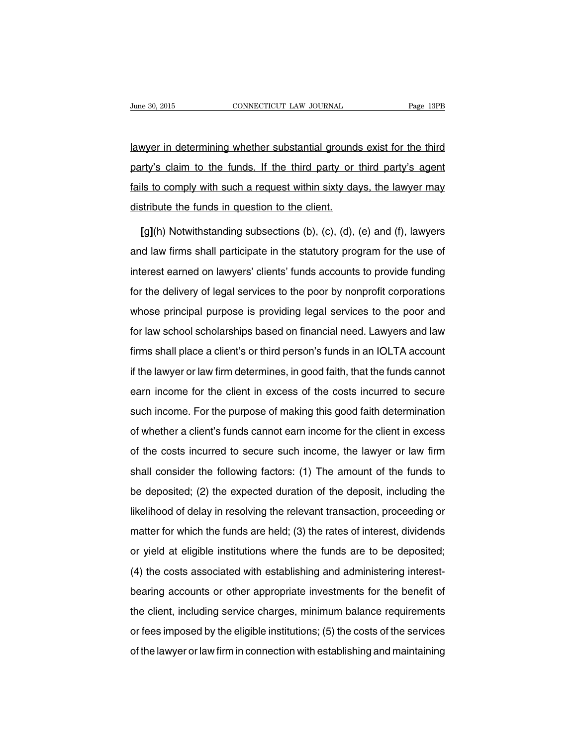lawyer in determining whether substantial grounds exist for the third party's claim to the funds. If the third party or third party's agent fails to comply with such a request within sixty days, the lawyer may distribute the funds in question to the client.

**[g]**(h) Notwithstanding subsections (b), (c), (d), (e) and (f), lawyers and law firms shall participate in the statutory program for the use of interest earned on lawyers' clients' funds accounts to provide funding for the delivery of legal services to the poor by nonprofit corporations whose principal purpose is providing legal services to the poor and for law school scholarships based on financial need. Lawyers and law firms shall place a client's or third person's funds in an IOLTA account if the lawyer or law firm determines, in good faith, that the funds cannot earn income for the client in excess of the costs incurred to secure such income. For the purpose of making this good faith determination of whether a client's funds cannot earn income for the client in excess of the costs incurred to secure such income, the lawyer or law firm shall consider the following factors: (1) The amount of the funds to be deposited; (2) the expected duration of the deposit, including the likelihood of delay in resolving the relevant transaction, proceeding or matter for which the funds are held; (3) the rates of interest, dividends or yield at eligible institutions where the funds are to be deposited; (4) the costs associated with establishing and administering interest-bearing accounts or other appropriate investments for the benefit of the client, including service charges, minimum balance requirements or fees imposed by the eligible institutions; (5) the costs of the services of the lawyer or law firm in connection with establishing and maintaining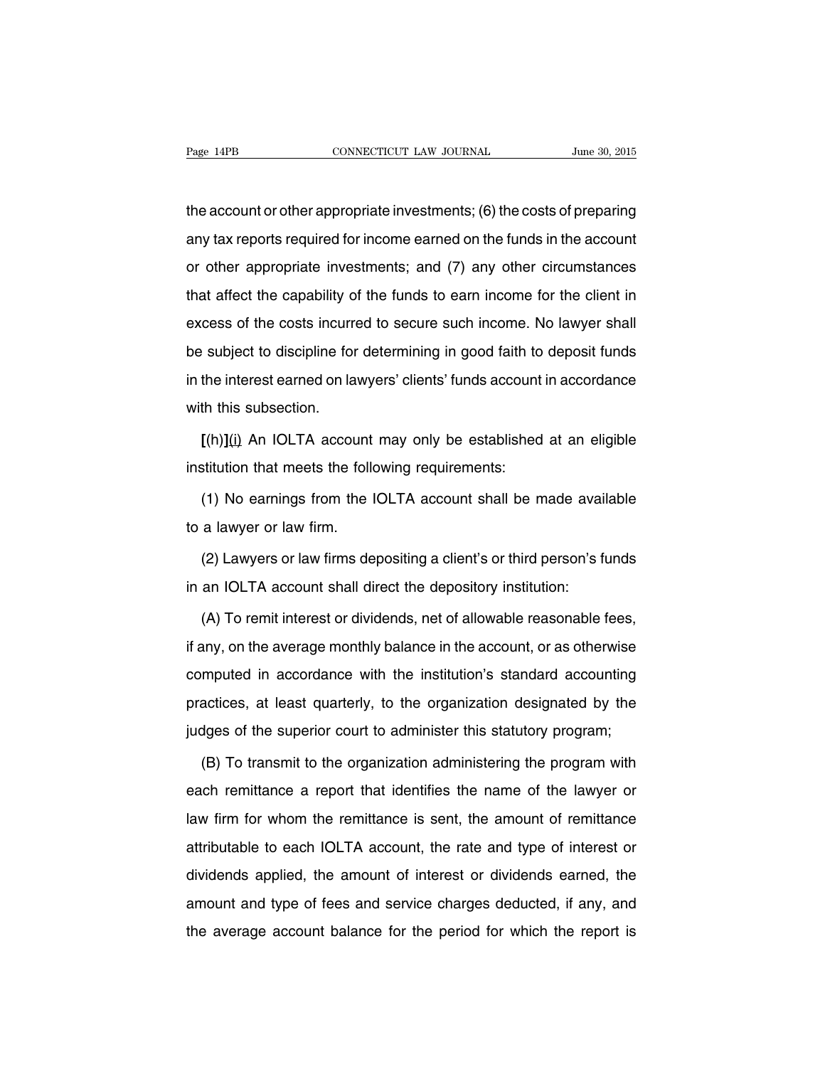the account or other appropriate investments; (6) the costs of preparing any tax reports required for income earned on the funds in the account or other appropriate investments; and (7) any other circumstances that affect the capability of the funds to earn income for the client in excess of the costs incurred to secure such income. No lawyer shall be subject to discipline for determining in good faith to deposit funds in the interest earned on lawyers' clients' funds account in accordance with this subsection.

**[**(h)**]**<u>(i)</u> An IOLTA account may only be established at an eligible institution that meets the following requirements:

(1) No earnings from the IOLTA account shall be made available to a lawyer or law firm.

(2) Lawyers or law firms depositing a client's or third person's funds in an IOLTA account shall direct the depository institution:

(A) To remit interest or dividends, net of allowable reasonable fees, if any, on the average monthly balance in the account, or as otherwise computed in accordance with the institution's standard accounting practices, at least quarterly, to the organization designated by the judges of the superior court to administer this statutory program;

(B) To transmit to the organization administering the program with each remittance a report that identifies the name of the lawyer or law firm for whom the remittance is sent, the amount of remittance attributable to each IOLTA account, the rate and type of interest or dividends applied, the amount of interest or dividends earned, the amount and type of fees and service charges deducted, if any, and the average account balance for the period for which the report is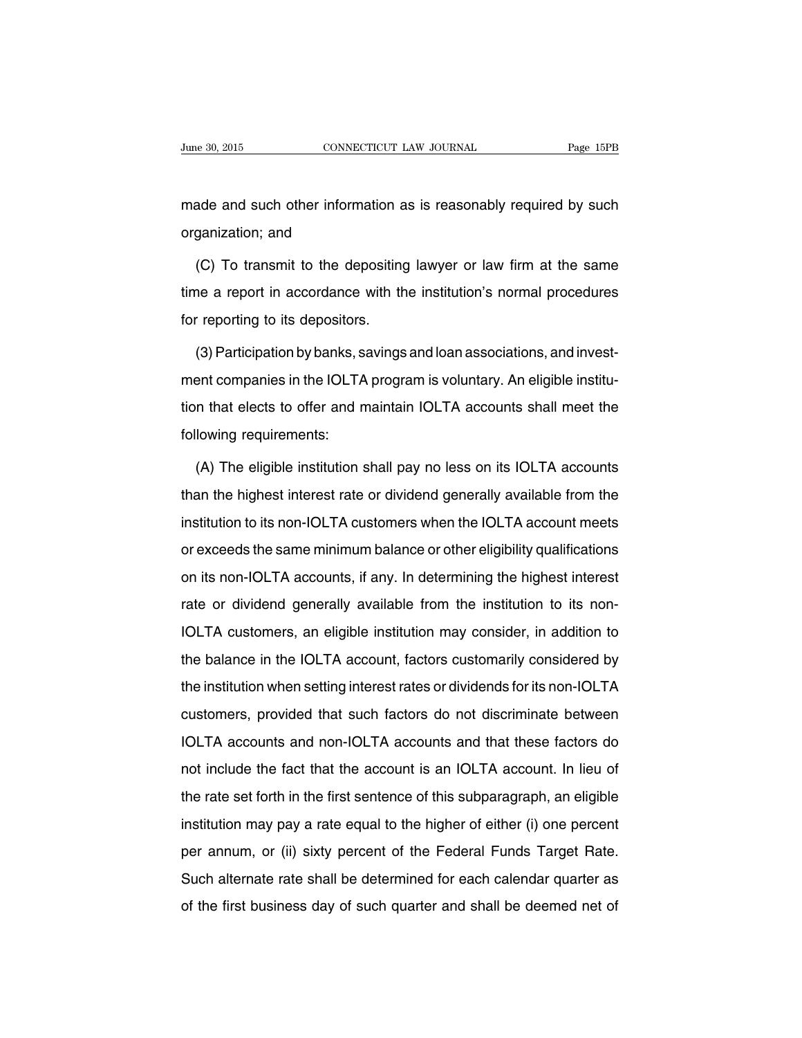made and such other information as is reasonably required by such organization; and

(C) To transmit to the depositing lawyer or law firm at the same time a report in accordance with the institution's normal procedures for reporting to its depositors.

(3) Participation by banks, savings and loan associations, and investment companies in the IOLTA program is voluntary. An eligible institution that elects to offer and maintain IOLTA accounts shall meet the following requirements:

(A) The eligible institution shall pay no less on its IOLTA accounts than the highest interest rate or dividend generally available from the institution to its non-IOLTA customers when the IOLTA account meets or exceeds the same minimum balance or other eligibility qualifications on its non-IOLTA accounts, if any. In determining the highest interest rate or dividend generally available from the institution to its non-IOLTA customers, an eligible institution may consider, in addition to the balance in the IOLTA account, factors customarily considered by the institution when setting interest rates or dividends for its non-IOLTA customers, provided that such factors do not discriminate between IOLTA accounts and non-IOLTA accounts and that these factors do not include the fact that the account is an IOLTA account. In lieu of the rate set forth in the first sentence of this subparagraph, an eligible institution may pay a rate equal to the higher of either (i) one percent per annum, or (ii) sixty percent of the Federal Funds Target Rate. Such alternate rate shall be determined for each calendar quarter as of the first business day of such quarter and shall be deemed net of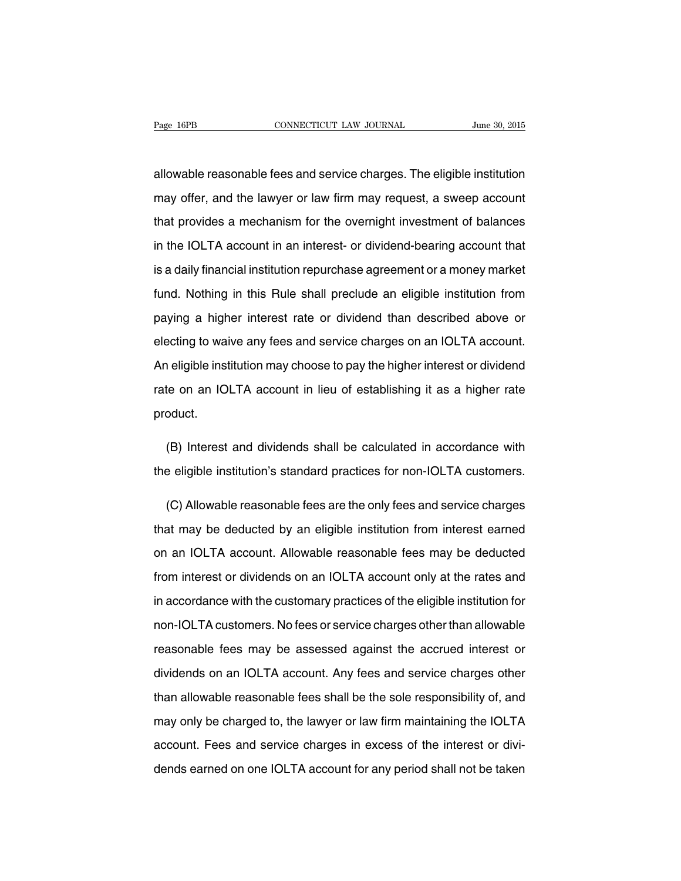allowable reasonable fees and service charges. The eligible institution may offer, and the lawyer or law firm may request, a sweep account that provides a mechanism for the overnight investment of balances in the IOLTA account in an interest- or dividend-bearing account that is a daily financial institution repurchase agreement or a money market fund. Nothing in this Rule shall preclude an eligible institution from paying a higher interest rate or dividend than described above or electing to waive any fees and service charges on an IOLTA account. An eligible institution may choose to pay the higher interest or dividend rate on an IOLTA account in lieu of establishing it as a higher rate product.

(B) Interest and dividends shall be calculated in accordance with the eligible institution's standard practices for non-IOLTA customers.

(C) Allowable reasonable fees are the only fees and service charges that may be deducted by an eligible institution from interest earned on an IOLTA account. Allowable reasonable fees may be deducted from interest or dividends on an IOLTA account only at the rates and in accordance with the customary practices of the eligible institution for non-IOLTA customers. No fees or service charges other than allowable reasonable fees may be assessed against the accrued interest or dividends on an IOLTA account. Any fees and service charges other than allowable reasonable fees shall be the sole responsibility of, and may only be charged to, the lawyer or law firm maintaining the IOLTA account. Fees and service charges in excess of the interest or dividends earned on one IOLTA account for any period shall not be taken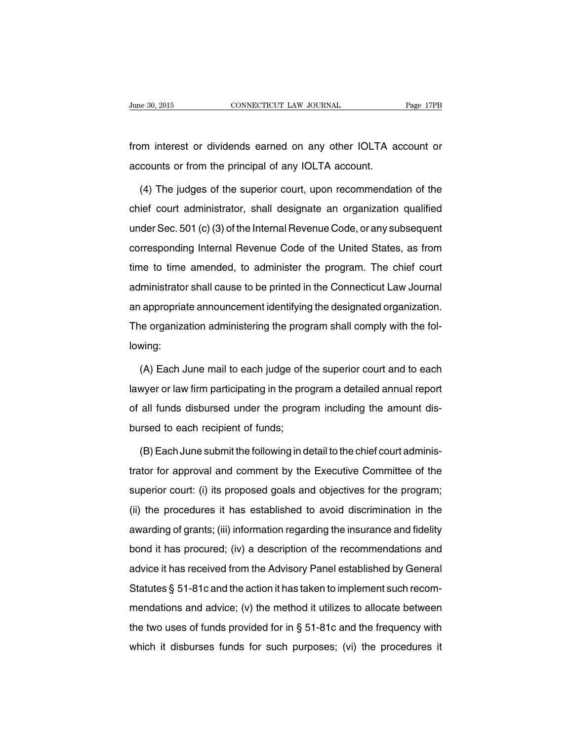from interest or dividends earned on any other IOLTA account or accounts or from the principal of any IOLTA account.

(4) The judges of the superior court, upon recommendation of the chief court administrator, shall designate an organization qualified under Sec. 501 (c) (3) of the Internal Revenue Code, or any subsequent corresponding Internal Revenue Code of the United States, as from time to time amended, to administer the program. The chief court administrator shall cause to be printed in the Connecticut Law Journal an appropriate announcement identifying the designated organization. The organization administering the program shall comply with the following:

(A) Each June mail to each judge of the superior court and to each lawyer or law firm participating in the program a detailed annual report of all funds disbursed under the program including the amount disbursed to each recipient of funds;

(B) Each June submit the following in detail to the chief court administrator for approval and comment by the Executive Committee of the superior court: (i) its proposed goals and objectives for the program; (ii) the procedures it has established to avoid discrimination in the awarding of grants; (iii) information regarding the insurance and fidelity bond it has procured; (iv) a description of the recommendations and advice it has received from the Advisory Panel established by General Statutes § 51-81c and the action it has taken to implement such recommendations and advice; (v) the method it utilizes to allocate between the two uses of funds provided for in § 51-81c and the frequency with which it disburses funds for such purposes; (vi) the procedures it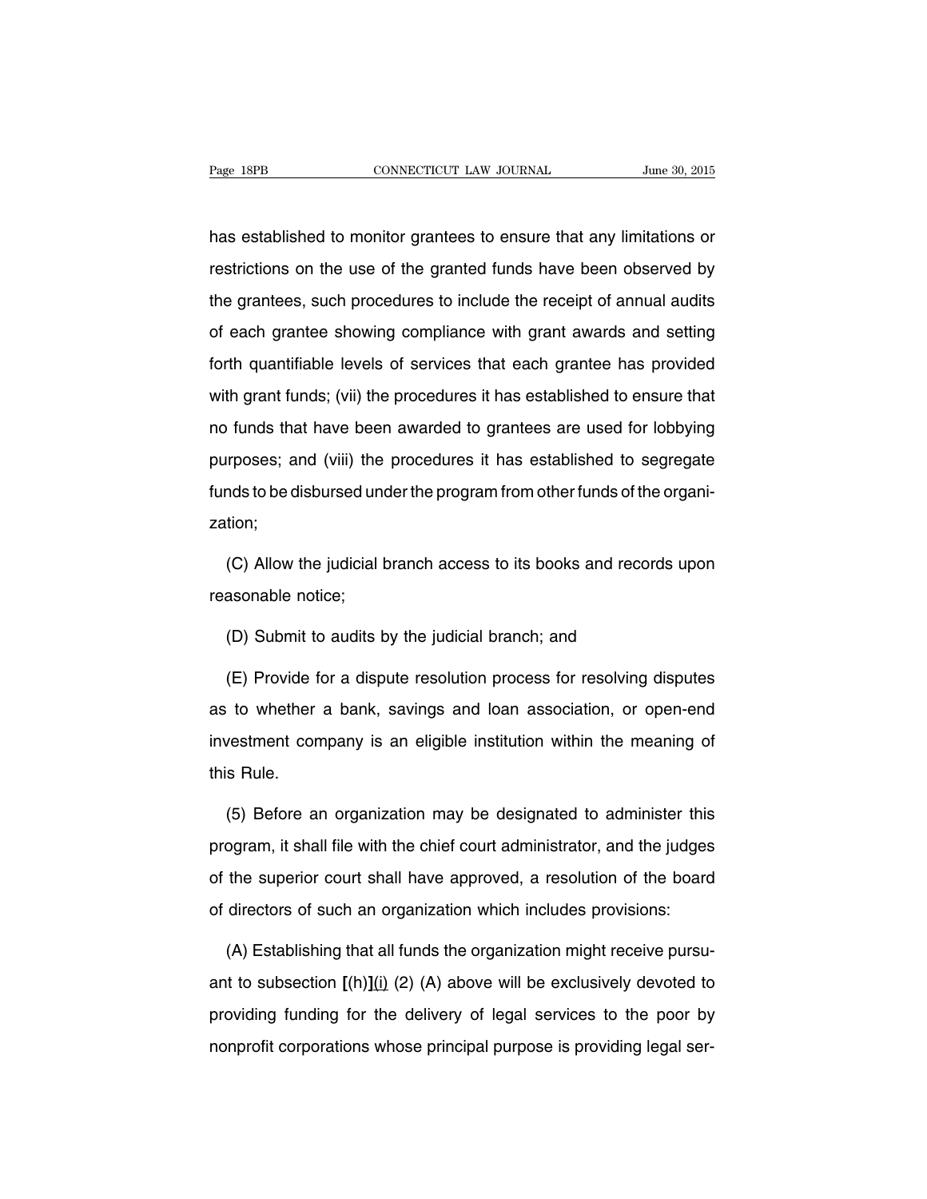has established to monitor grantees to ensure that any limitations or restrictions on the use of the granted funds have been observed by the grantees, such procedures to include the receipt of annual audits of each grantee showing compliance with grant awards and setting forth quantifiable levels of services that each grantee has provided with grant funds; (vii) the procedures it has established to ensure that no funds that have been awarded to grantees are used for lobbying purposes; and (viii) the procedures it has established to segregate funds to be disbursed under the program from other funds of the organization;

(C) Allow the judicial branch access to its books and records upon reasonable notice;

(D) Submit to audits by the judicial branch; and

(E) Provide for a dispute resolution process for resolving disputes as to whether a bank, savings and loan association, or open-end investment company is an eligible institution within the meaning of this Rule.

(5) Before an organization may be designated to administer this program, it shall file with the chief court administrator, and the judges of the superior court shall have approved, a resolution of the board of directors of such an organization which includes provisions:

(A) Establishing that all funds the organization might receive pursuant to subsection **[**(h)**]**<u>(i)</u> (2) (A) above will be exclusively devoted to providing funding for the delivery of legal services to the poor by nonprofit corporations whose principal purpose is providing legal ser-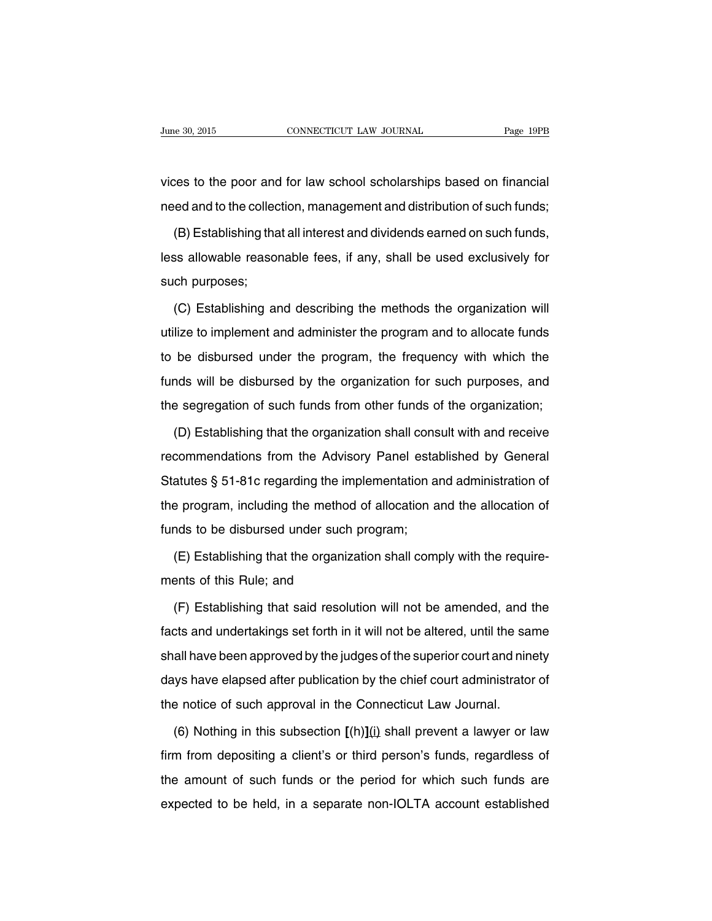vices to the poor and for law school scholarships based on financial need and to the collection, management and distribution of such funds;

(B) Establishing that all interest and dividends earned on such funds, less allowable reasonable fees, if any, shall be used exclusively for such purposes;

(C) Establishing and describing the methods the organization will utilize to implement and administer the program and to allocate funds to be disbursed under the program, the frequency with which the funds will be disbursed by the organization for such purposes, and the segregation of such funds from other funds of the organization;

(D) Establishing that the organization shall consult with and receive recommendations from the Advisory Panel established by General Statutes § 51-81c regarding the implementation and administration of the program, including the method of allocation and the allocation of funds to be disbursed under such program;

(E) Establishing that the organization shall comply with the requirements of this Rule; and

(F) Establishing that said resolution will not be amended, and the facts and undertakings set forth in it will not be altered, until the same shall have been approved by the judges of the superior court and ninety days have elapsed after publication by the chief court administrator of the notice of such approval in the Connecticut Law Journal.

(6) Nothing in this subsection **[**(h)**]**<u>(i)</u> shall prevent a lawyer or law firm from depositing a client's or third person's funds, regardless of the amount of such funds or the period for which such funds are expected to be held, in a separate non-IOLTA account established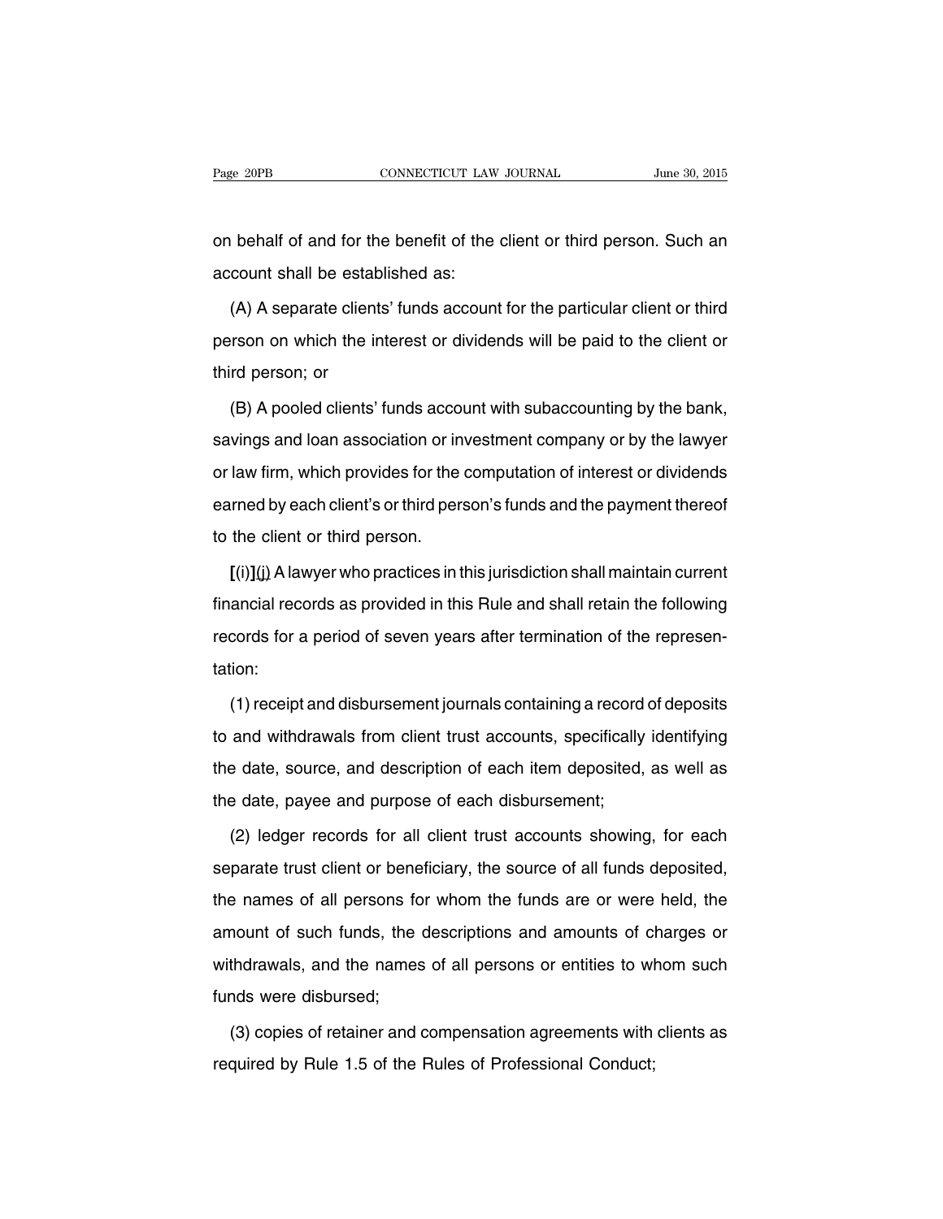on behalf of and for the benefit of the client or third person. Such an account shall be established as:

(A) A separate clients' funds account for the particular client or third person on which the interest or dividends will be paid to the client or third person; or

(B) A pooled clients' funds account with subaccounting by the bank, savings and loan association or investment company or by the lawyer or law firm, which provides for the computation of interest or dividends earned by each client's or third person's funds and the payment thereof to the client or third person.

**[**(i)**]**<u>(j)</u> A lawyer who practices in this jurisdiction shall maintain current financial records as provided in this Rule and shall retain the following records for a period of seven years after termination of the representation:

(1) receipt and disbursement journals containing a record of deposits to and withdrawals from client trust accounts, specifically identifying the date, source, and description of each item deposited, as well as the date, payee and purpose of each disbursement;

(2) ledger records for all client trust accounts showing, for each separate trust client or beneficiary, the source of all funds deposited, the names of all persons for whom the funds are or were held, the amount of such funds, the descriptions and amounts of charges or withdrawals, and the names of all persons or entities to whom such funds were disbursed;

(3) copies of retainer and compensation agreements with clients as required by Rule 1.5 of the Rules of Professional Conduct;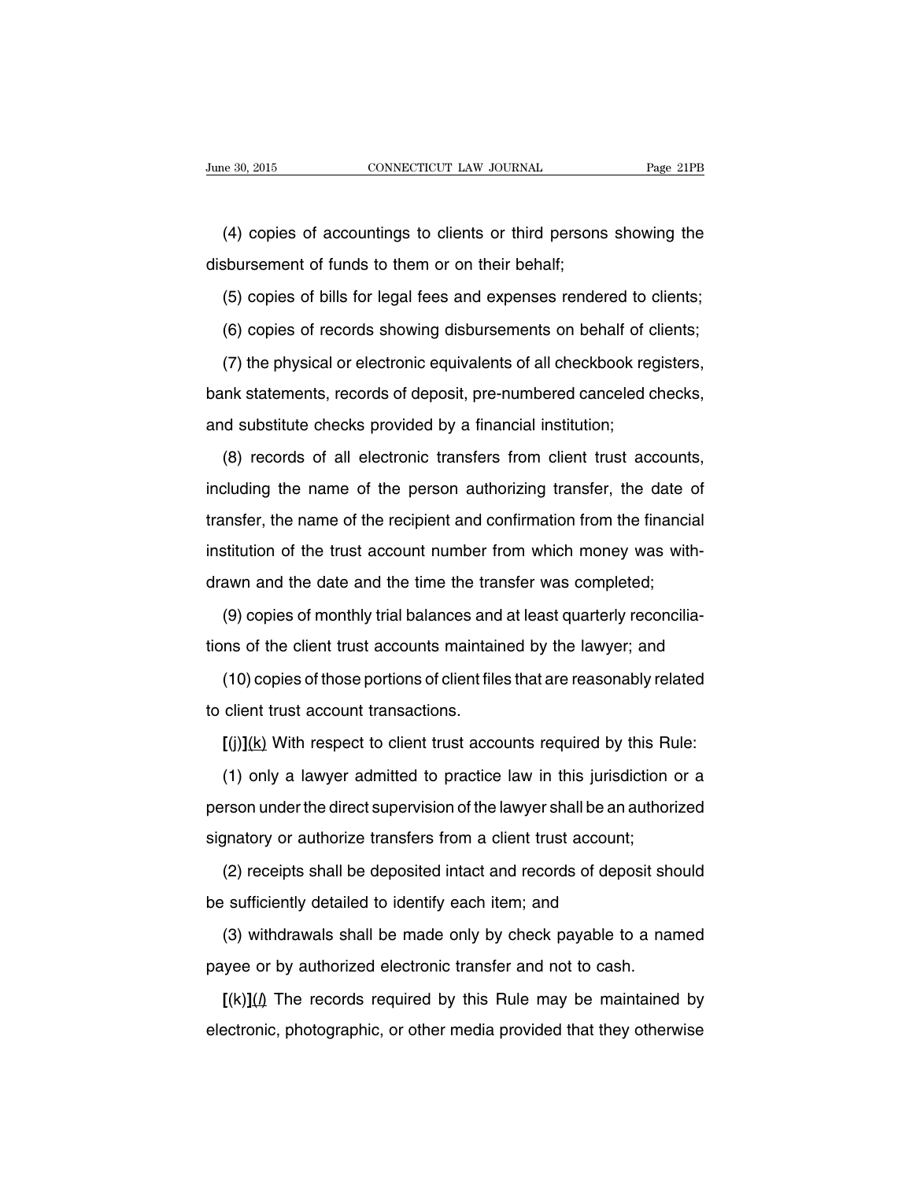(4) copies of accountings to clients or third persons showing the disbursement of funds to them or on their behalf;

(5) copies of bills for legal fees and expenses rendered to clients;

(6) copies of records showing disbursements on behalf of clients;

(7) the physical or electronic equivalents of all checkbook registers, bank statements, records of deposit, pre-numbered canceled checks, and substitute checks provided by a financial institution;

(8) records of all electronic transfers from client trust accounts, including the name of the person authorizing transfer, the date of transfer, the name of the recipient and confirmation from the financial institution of the trust account number from which money was withdrawn and the date and the time the transfer was completed;

(9) copies of monthly trial balances and at least quarterly reconciliations of the client trust accounts maintained by the lawyer; and

(10) copies of those portions of client files that are reasonably related to client trust account transactions.

**[**(j)**]**<u>(k)</u> With respect to client trust accounts required by this Rule:

(1) only a lawyer admitted to practice law in this jurisdiction or a person under the direct supervision of the lawyer shall be an authorized signatory or authorize transfers from a client trust account;

(2) receipts shall be deposited intact and records of deposit should be sufficiently detailed to identify each item; and

(3) withdrawals shall be made only by check payable to a named payee or by authorized electronic transfer and not to cash.

**[**(k)**]**<u>(*l*)</u> The records required by this Rule may be maintained by electronic, photographic, or other media provided that they otherwise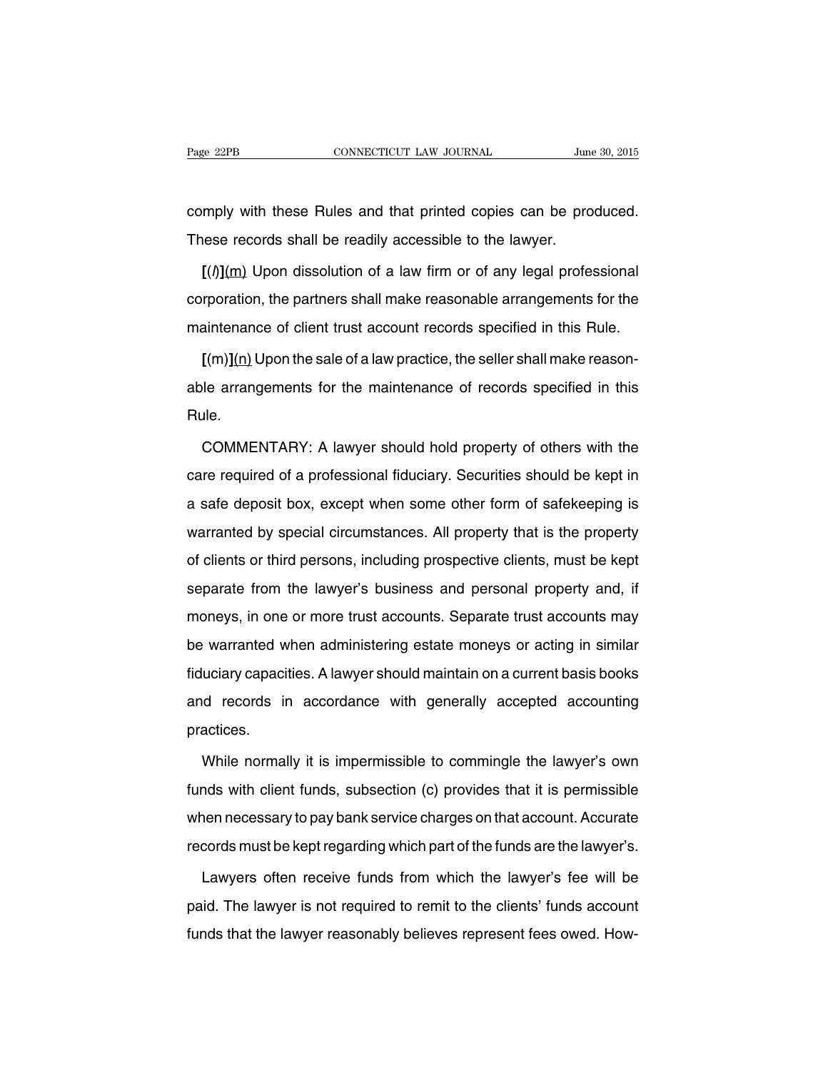comply with these Rules and that printed copies can be produced. These records shall be readily accessible to the lawyer.

**[**(*l*)**]**<u>(m)</u> Upon dissolution of a law firm or of any legal professional corporation, the partners shall make reasonable arrangements for the maintenance of client trust account records specified in this Rule.

**[**(m)**]**<u>(n)</u> Upon the sale of a law practice, the seller shall make reasonable arrangements for the maintenance of records specified in this Rule.

COMMENTARY: A lawyer should hold property of others with the care required of a professional fiduciary. Securities should be kept in a safe deposit box, except when some other form of safekeeping is warranted by special circumstances. All property that is the property of clients or third persons, including prospective clients, must be kept separate from the lawyer's business and personal property and, if moneys, in one or more trust accounts. Separate trust accounts may be warranted when administering estate moneys or acting in similar fiduciary capacities. A lawyer should maintain on a current basis books and records in accordance with generally accepted accounting practices.

While normally it is impermissible to commingle the lawyer's own funds with client funds, subsection (c) provides that it is permissible when necessary to pay bank service charges on that account. Accurate records must be kept regarding which part of the funds are the lawyer's.

Lawyers often receive funds from which the lawyer's fee will be paid. The lawyer is not required to remit to the clients' funds account funds that the lawyer reasonably believes represent fees owed. How-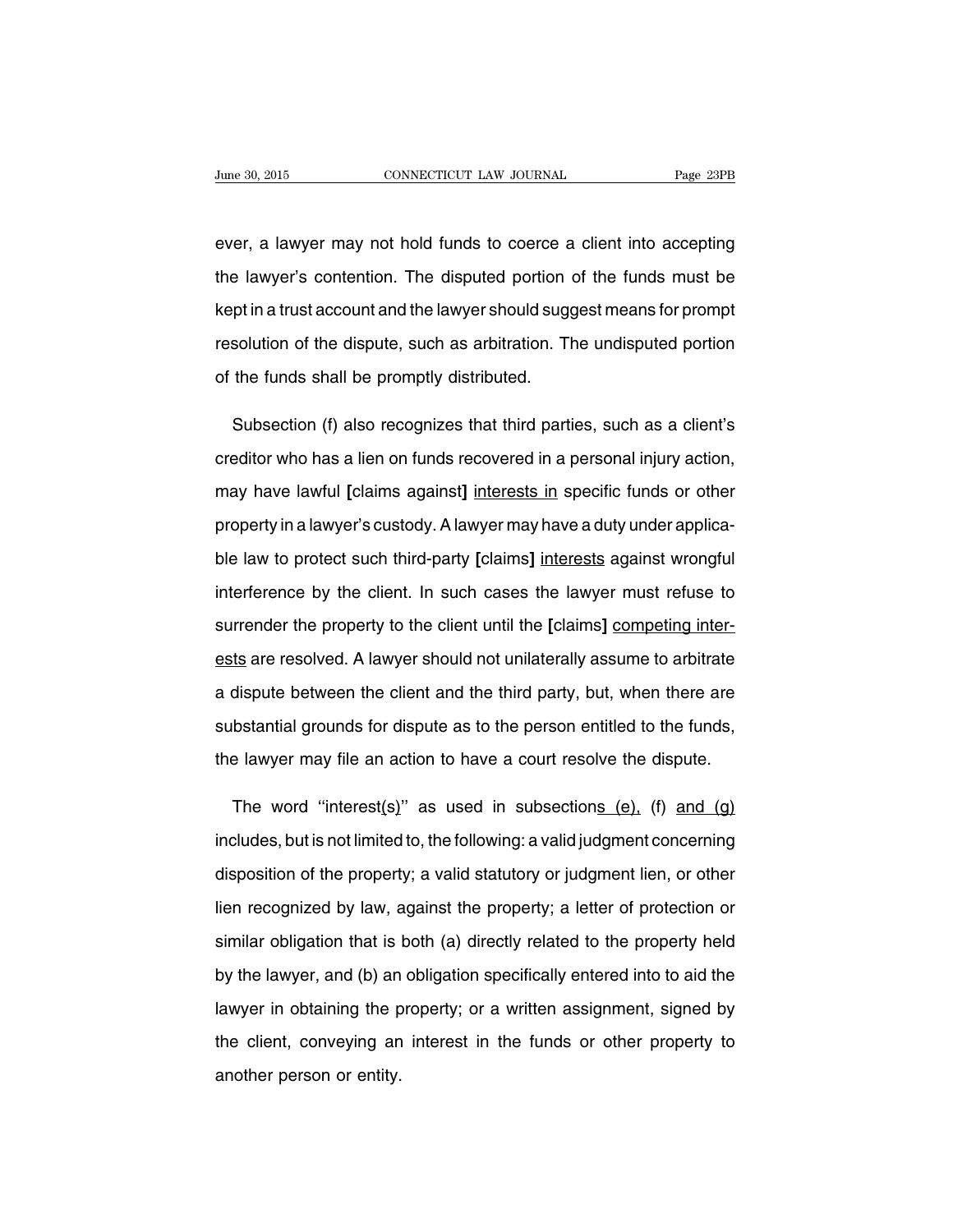ever, a lawyer may not hold funds to coerce a client into accepting the lawyer's contention. The disputed portion of the funds must be kept in a trust account and the lawyer should suggest means for prompt resolution of the dispute, such as arbitration. The undisputed portion of the funds shall be promptly distributed.

Subsection (f) also recognizes that third parties, such as a client's creditor who has a lien on funds recovered in a personal injury action, may have lawful **[**claims against**]** <u>interests in</u> specific funds or other property in a lawyer's custody. A lawyer may have a duty under applicable law to protect such third-party **[**claims**]** <u>interests</u> against wrongful interference by the client. In such cases the lawyer must refuse to surrender the property to the client until the **[**claims**]** <u>competing interests</u> are resolved. A lawyer should not unilaterally assume to arbitrate a dispute between the client and the third party, but, when there are substantial grounds for dispute as to the person entitled to the funds, the lawyer may file an action to have a court resolve the dispute.

The word ''interest<u>(s)</u>'' as used in subsection<u>s (e),</u> (f) <u>and (g)</u> includes, but is not limited to, the following: a valid judgment concerning disposition of the property; a valid statutory or judgment lien, or other lien recognized by law, against the property; a letter of protection or similar obligation that is both (a) directly related to the property held by the lawyer, and (b) an obligation specifically entered into to aid the lawyer in obtaining the property; or a written assignment, signed by the client, conveying an interest in the funds or other property to another person or entity.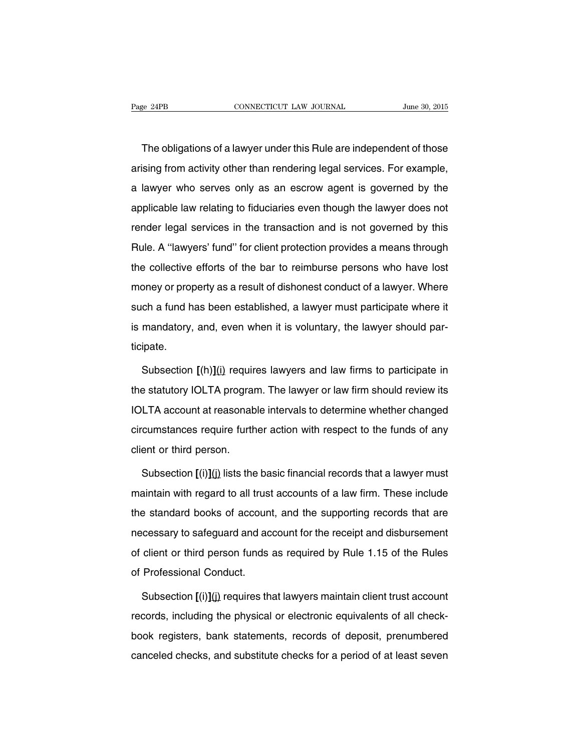The obligations of a lawyer under this Rule are independent of those arising from activity other than rendering legal services. For example, a lawyer who serves only as an escrow agent is governed by the applicable law relating to fiduciaries even though the lawyer does not render legal services in the transaction and is not governed by this Rule. A ''lawyers' fund'' for client protection provides a means through the collective efforts of the bar to reimburse persons who have lost money or property as a result of dishonest conduct of a lawyer. Where such a fund has been established, a lawyer must participate where it is mandatory, and, even when it is voluntary, the lawyer should participate.

Subsection **[**(h)**]**<u>(i)</u> requires lawyers and law firms to participate in the statutory IOLTA program. The lawyer or law firm should review its IOLTA account at reasonable intervals to determine whether changed circumstances require further action with respect to the funds of any client or third person.

Subsection **[**(i)**]**<u>(j)</u> lists the basic financial records that a lawyer must maintain with regard to all trust accounts of a law firm. These include the standard books of account, and the supporting records that are necessary to safeguard and account for the receipt and disbursement of client or third person funds as required by Rule 1.15 of the Rules of Professional Conduct.

Subsection **[**(i)**]**<u>(j)</u> requires that lawyers maintain client trust account records, including the physical or electronic equivalents of all checkbook registers, bank statements, records of deposit, prenumbered canceled checks, and substitute checks for a period of at least seven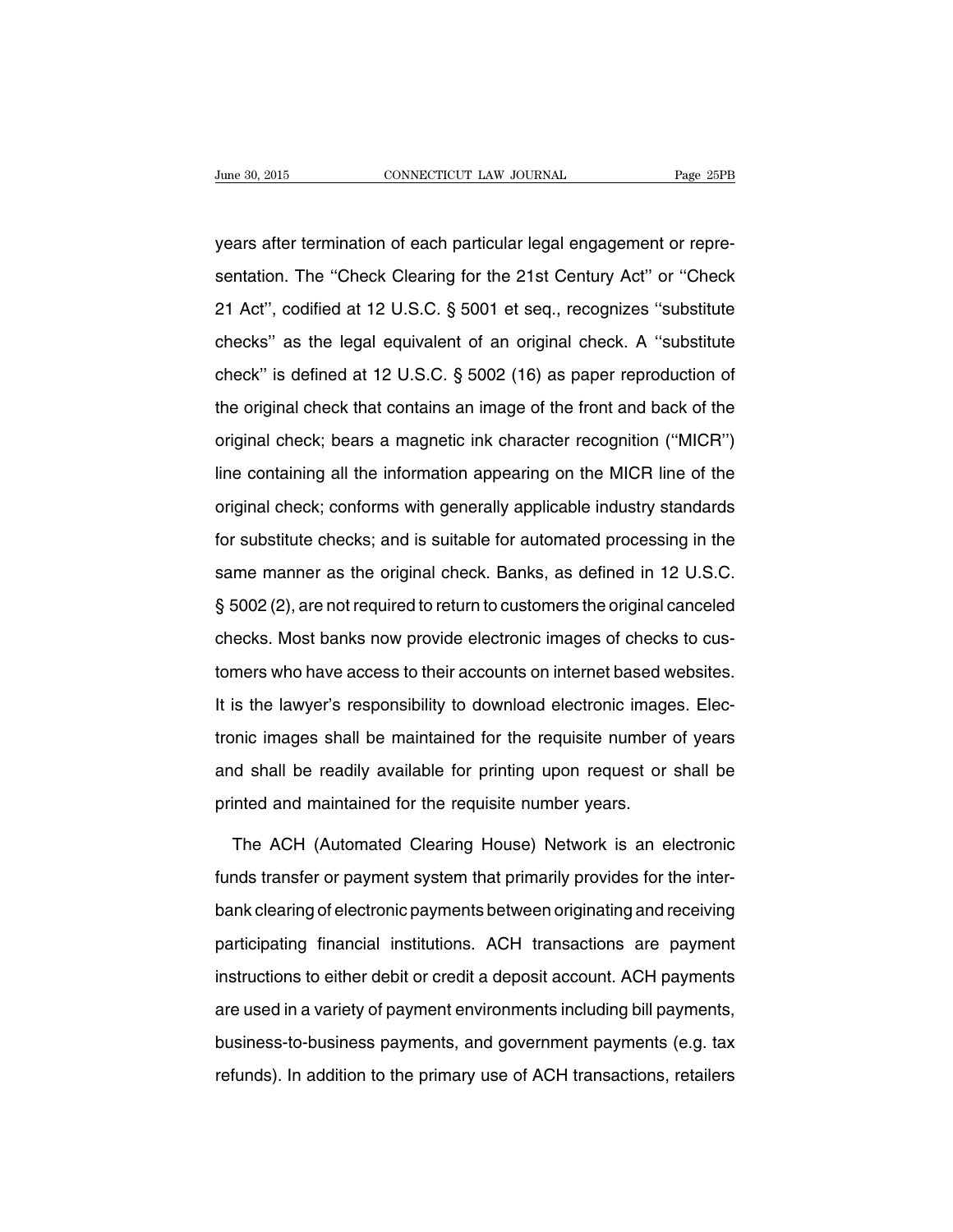years after termination of each particular legal engagement or representation. The ''Check Clearing for the 21st Century Act'' or ''Check 21 Act'', codified at 12 U.S.C. § 5001 et seq., recognizes ''substitute checks'' as the legal equivalent of an original check. A ''substitute check'' is defined at 12 U.S.C. § 5002 (16) as paper reproduction of the original check that contains an image of the front and back of the original check; bears a magnetic ink character recognition (''MICR'') line containing all the information appearing on the MICR line of the original check; conforms with generally applicable industry standards for substitute checks; and is suitable for automated processing in the same manner as the original check. Banks, as defined in 12 U.S.C. § 5002 (2), are not required to return to customers the original canceled checks. Most banks now provide electronic images of checks to customers who have access to their accounts on internet based websites. It is the lawyer's responsibility to download electronic images. Electronic images shall be maintained for the requisite number of years and shall be readily available for printing upon request or shall be printed and maintained for the requisite number years.

The ACH (Automated Clearing House) Network is an electronic funds transfer or payment system that primarily provides for the interbank clearing of electronic payments between originating and receiving participating financial institutions. ACH transactions are payment instructions to either debit or credit a deposit account. ACH payments are used in a variety of payment environments including bill payments, business-to-business payments, and government payments (e.g. tax refunds). In addition to the primary use of ACH transactions, retailers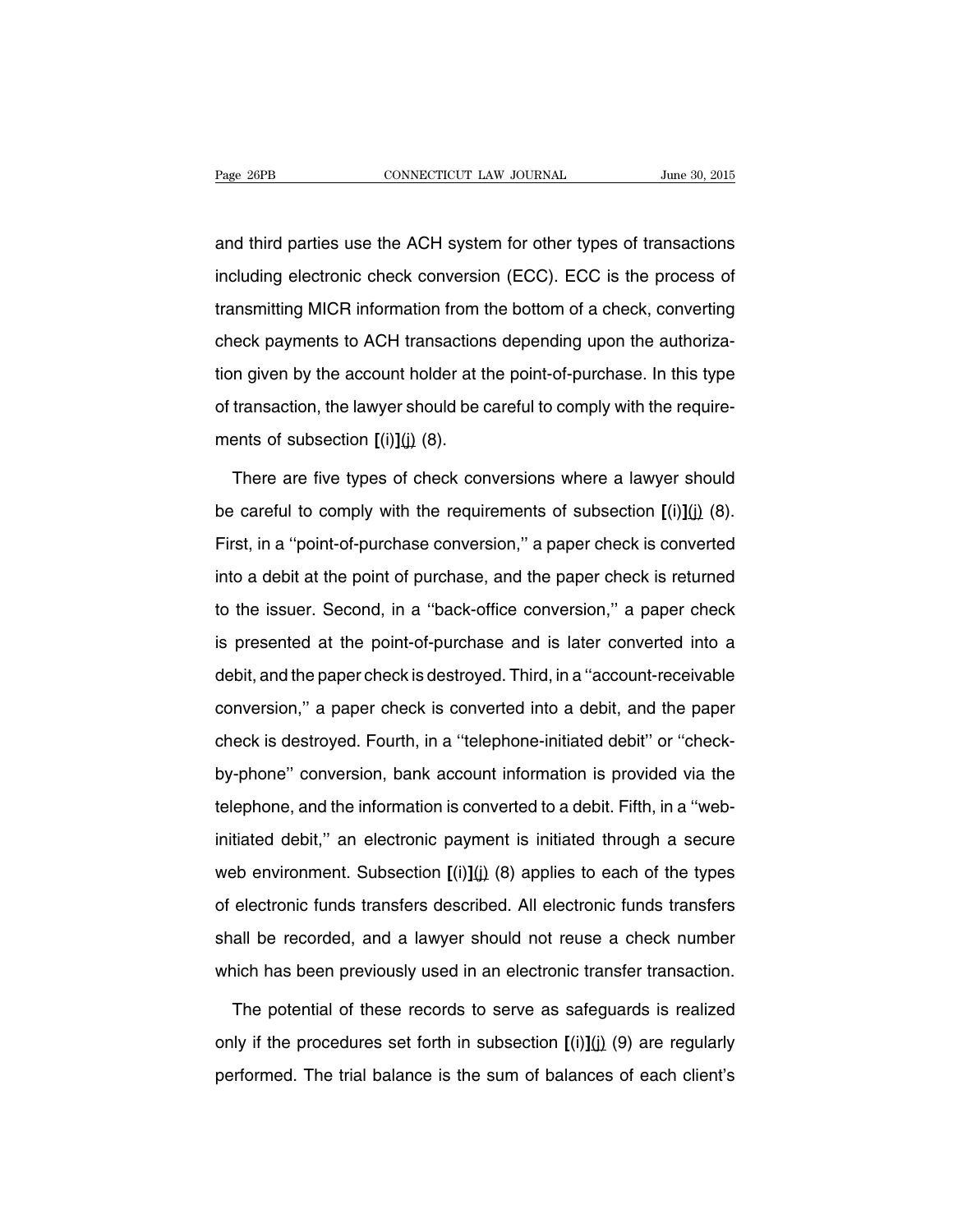and third parties use the ACH system for other types of transactions including electronic check conversion (ECC). ECC is the process of transmitting MICR information from the bottom of a check, converting check payments to ACH transactions depending upon the authorization given by the account holder at the point-of-purchase. In this type of transaction, the lawyer should be careful to comply with the requirements of subsection [(i)](j) (8).

There are five types of check conversions where a lawyer should be careful to comply with the requirements of subsection [(i)](j) (8). First, in a ''point-of-purchase conversion,'' a paper check is converted into a debit at the point of purchase, and the paper check is returned to the issuer. Second, in a ''back-office conversion,'' a paper check is presented at the point-of-purchase and is later converted into a debit, and the paper check is destroyed. Third, in a ''account-receivable conversion,'' a paper check is converted into a debit, and the paper check is destroyed. Fourth, in a ''telephone-initiated debit'' or ''check-by-phone'' conversion, bank account information is provided via the telephone, and the information is converted to a debit. Fifth, in a ''web-initiated debit,'' an electronic payment is initiated through a secure web environment. Subsection [(i)](j) (8) applies to each of the types of electronic funds transfers described. All electronic funds transfers shall be recorded, and a lawyer should not reuse a check number which has been previously used in an electronic transfer transaction.

The potential of these records to serve as safeguards is realized only if the procedures set forth in subsection [(i)](j) (9) are regularly performed. The trial balance is the sum of balances of each client's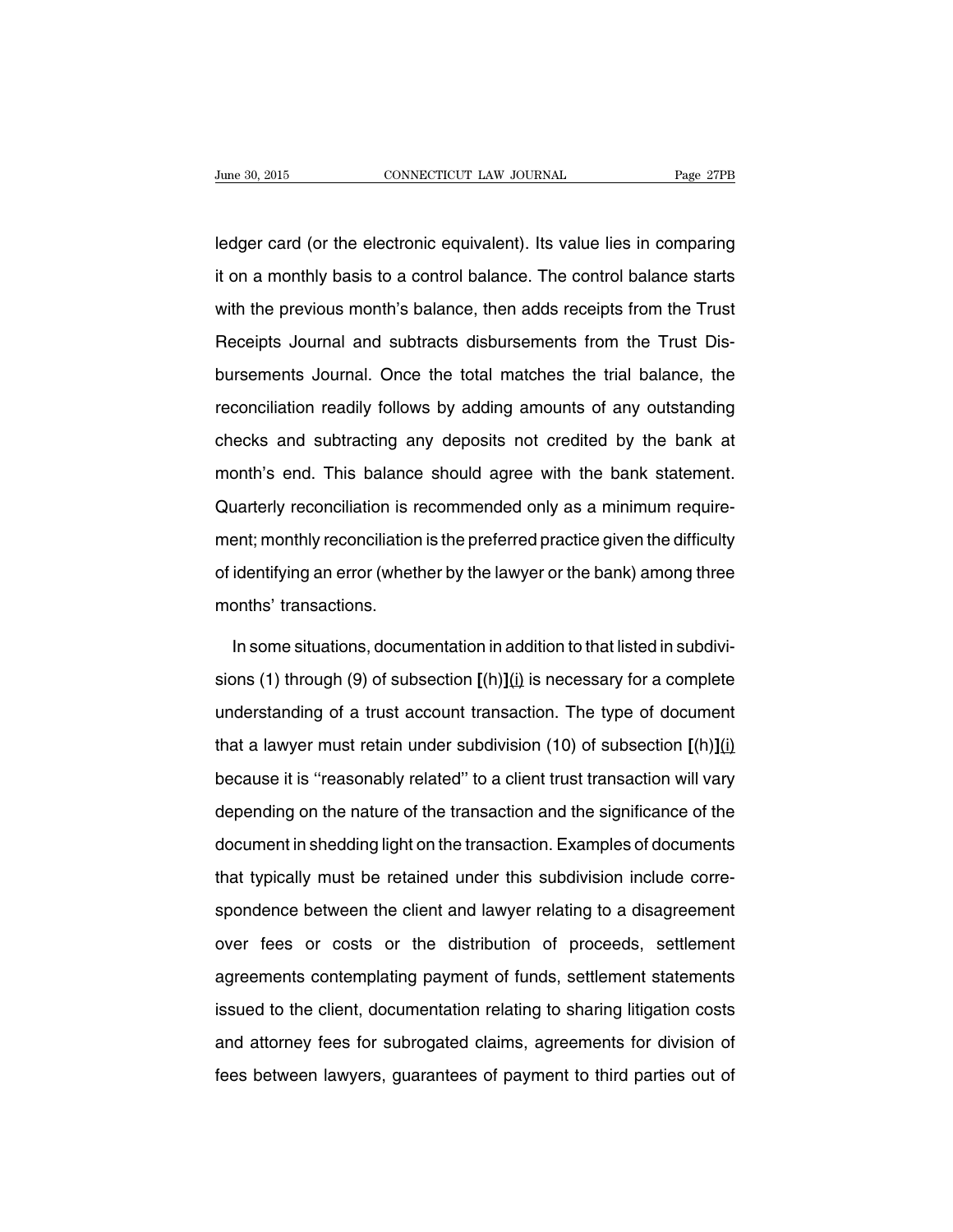ledger card (or the electronic equivalent). Its value lies in comparing it on a monthly basis to a control balance. The control balance starts with the previous month's balance, then adds receipts from the Trust Receipts Journal and subtracts disbursements from the Trust Disbursements Journal. Once the total matches the trial balance, the reconciliation readily follows by adding amounts of any outstanding checks and subtracting any deposits not credited by the bank at month's end. This balance should agree with the bank statement. Quarterly reconciliation is recommended only as a minimum requirement; monthly reconciliation is the preferred practice given the difficulty of identifying an error (whether by the lawyer or the bank) among three months' transactions.

In some situations, documentation in addition to that listed in subdivisions (1) through (9) of subsection **[**(h)**]**<u>(i)</u> is necessary for a complete understanding of a trust account transaction. The type of document that a lawyer must retain under subdivision (10) of subsection **[**(h)**]**<u>(i)</u> because it is ''reasonably related'' to a client trust transaction will vary depending on the nature of the transaction and the significance of the document in shedding light on the transaction. Examples of documents that typically must be retained under this subdivision include correspondence between the client and lawyer relating to a disagreement over fees or costs or the distribution of proceeds, settlement agreements contemplating payment of funds, settlement statements issued to the client, documentation relating to sharing litigation costs and attorney fees for subrogated claims, agreements for division of fees between lawyers, guarantees of payment to third parties out of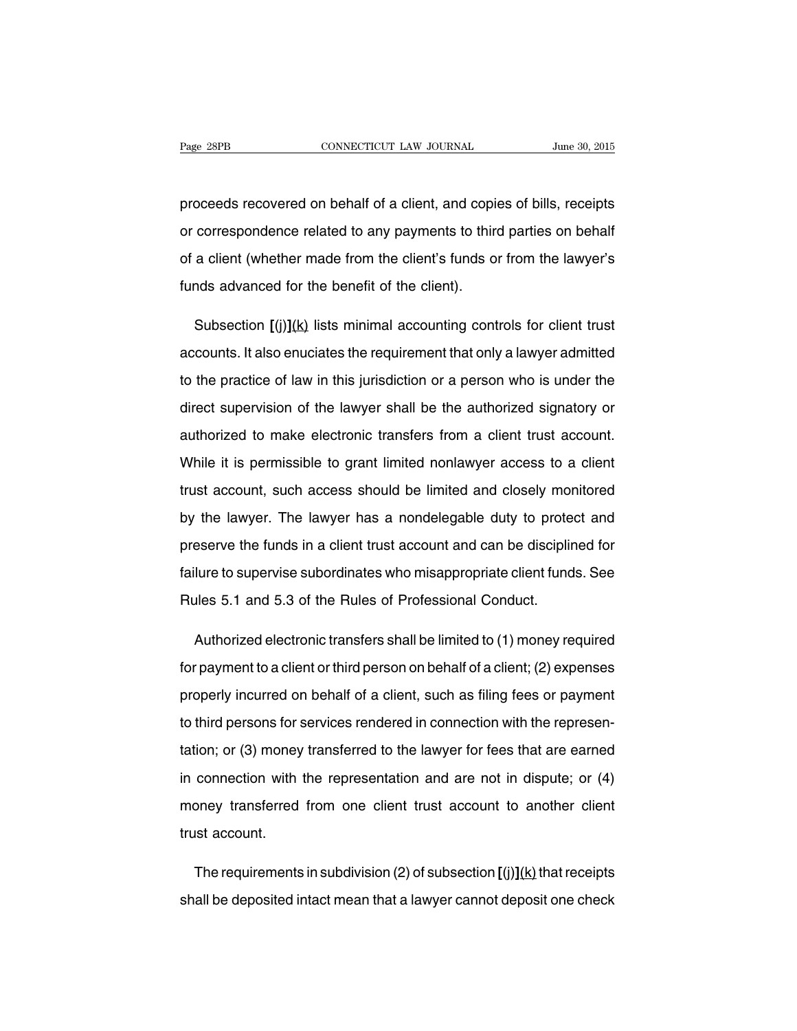proceeds recovered on behalf of a client, and copies of bills, receipts or correspondence related to any payments to third parties on behalf of a client (whether made from the client's funds or from the lawyer's funds advanced for the benefit of the client).

Subsection **[**(j)**]**<u>(k)</u> lists minimal accounting controls for client trust accounts. It also enuciates the requirement that only a lawyer admitted to the practice of law in this jurisdiction or a person who is under the direct supervision of the lawyer shall be the authorized signatory or authorized to make electronic transfers from a client trust account. While it is permissible to grant limited nonlawyer access to a client trust account, such access should be limited and closely monitored by the lawyer. The lawyer has a nondelegable duty to protect and preserve the funds in a client trust account and can be disciplined for failure to supervise subordinates who misappropriate client funds. See Rules 5.1 and 5.3 of the Rules of Professional Conduct.

Authorized electronic transfers shall be limited to (1) money required for payment to a client or third person on behalf of a client; (2) expenses properly incurred on behalf of a client, such as filing fees or payment to third persons for services rendered in connection with the representation; or (3) money transferred to the lawyer for fees that are earned in connection with the representation and are not in dispute; or (4) money transferred from one client trust account to another client trust account.

The requirements in subdivision (2) of subsection **[**(j)**]**<u>(k)</u> that receipts shall be deposited intact mean that a lawyer cannot deposit one check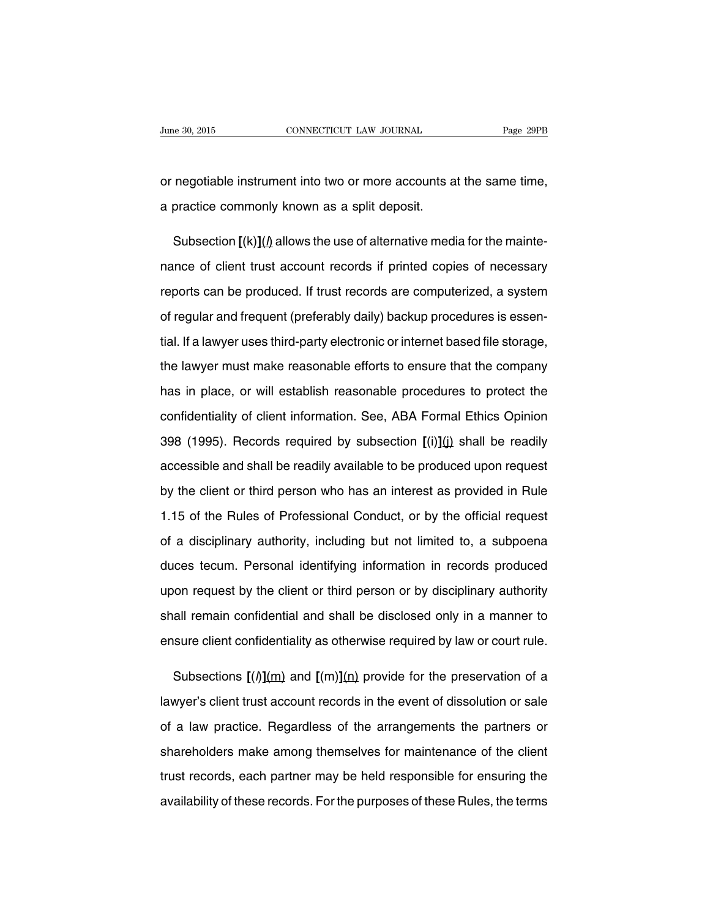or negotiable instrument into two or more accounts at the same time, a practice commonly known as a split deposit.

Subsection **[**(k)**]**<u>(*l*)</u> allows the use of alternative media for the maintenance of client trust account records if printed copies of necessary reports can be produced. If trust records are computerized, a system of regular and frequent (preferably daily) backup procedures is essential. If a lawyer uses third-party electronic or internet based file storage, the lawyer must make reasonable efforts to ensure that the company has in place, or will establish reasonable procedures to protect the confidentiality of client information. See, ABA Formal Ethics Opinion 398 (1995). Records required by subsection **[**(i)**]**<u>(j)</u> shall be readily accessible and shall be readily available to be produced upon request by the client or third person who has an interest as provided in Rule 1.15 of the Rules of Professional Conduct, or by the official request of a disciplinary authority, including but not limited to, a subpoena duces tecum. Personal identifying information in records produced upon request by the client or third person or by disciplinary authority shall remain confidential and shall be disclosed only in a manner to ensure client confidentiality as otherwise required by law or court rule.

Subsections **[**(*l*)**]**<u>(m)</u> and **[**(m)**]**<u>(n)</u> provide for the preservation of a lawyer's client trust account records in the event of dissolution or sale of a law practice. Regardless of the arrangements the partners or shareholders make among themselves for maintenance of the client trust records, each partner may be held responsible for ensuring the availability of these records. For the purposes of these Rules, the terms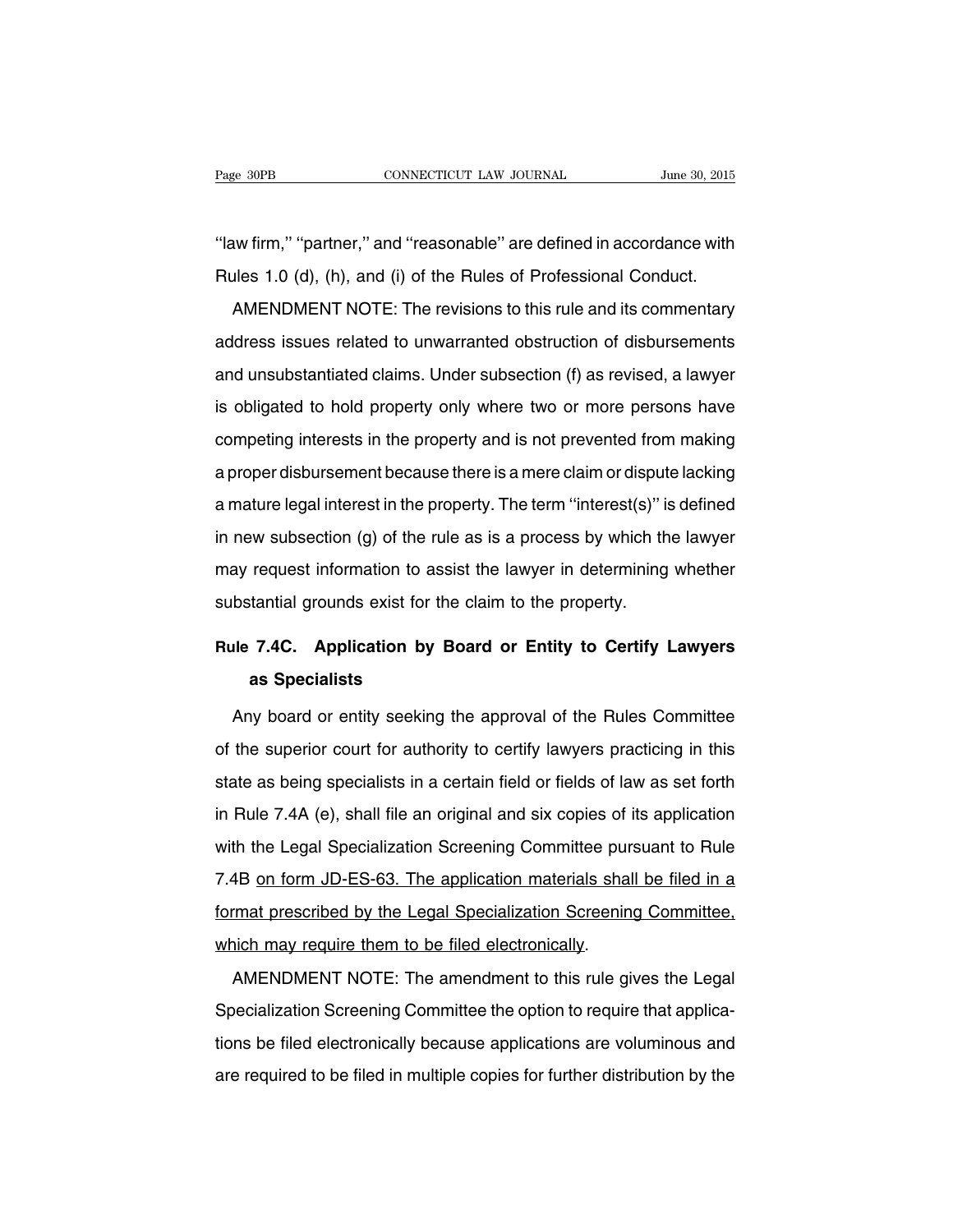"law firm," "partner," and "reasonable" are defined in accordance with Rules 1.0 (d), (h), and (i) of the Rules of Professional Conduct.

AMENDMENT NOTE: The revisions to this rule and its commentary address issues related to unwarranted obstruction of disbursements and unsubstantiated claims. Under subsection (f) as revised, a lawyer is obligated to hold property only where two or more persons have competing interests in the property and is not prevented from making a proper disbursement because there is a mere claim or dispute lacking a mature legal interest in the property. The term "interest(s)" is defined in new subsection (g) of the rule as is a process by which the lawyer may request information to assist the lawyer in determining whether substantial grounds exist for the claim to the property.

## Rule 7.4C. Application by Board or Entity to Certify Lawyers as Specialists

Any board or entity seeking the approval of the Rules Committee of the superior court for authority to certify lawyers practicing in this state as being specialists in a certain field or fields of law as set forth in Rule 7.4A (e), shall file an original and six copies of its application with the Legal Specialization Screening Committee pursuant to Rule 7.4B <u>on form JD-ES-63. The application materials shall be filed in a format prescribed by the Legal Specialization Screening Committee, which may require them to be filed electronically</u>.

AMENDMENT NOTE: The amendment to this rule gives the Legal Specialization Screening Committee the option to require that applications be filed electronically because applications are voluminous and are required to be filed in multiple copies for further distribution by the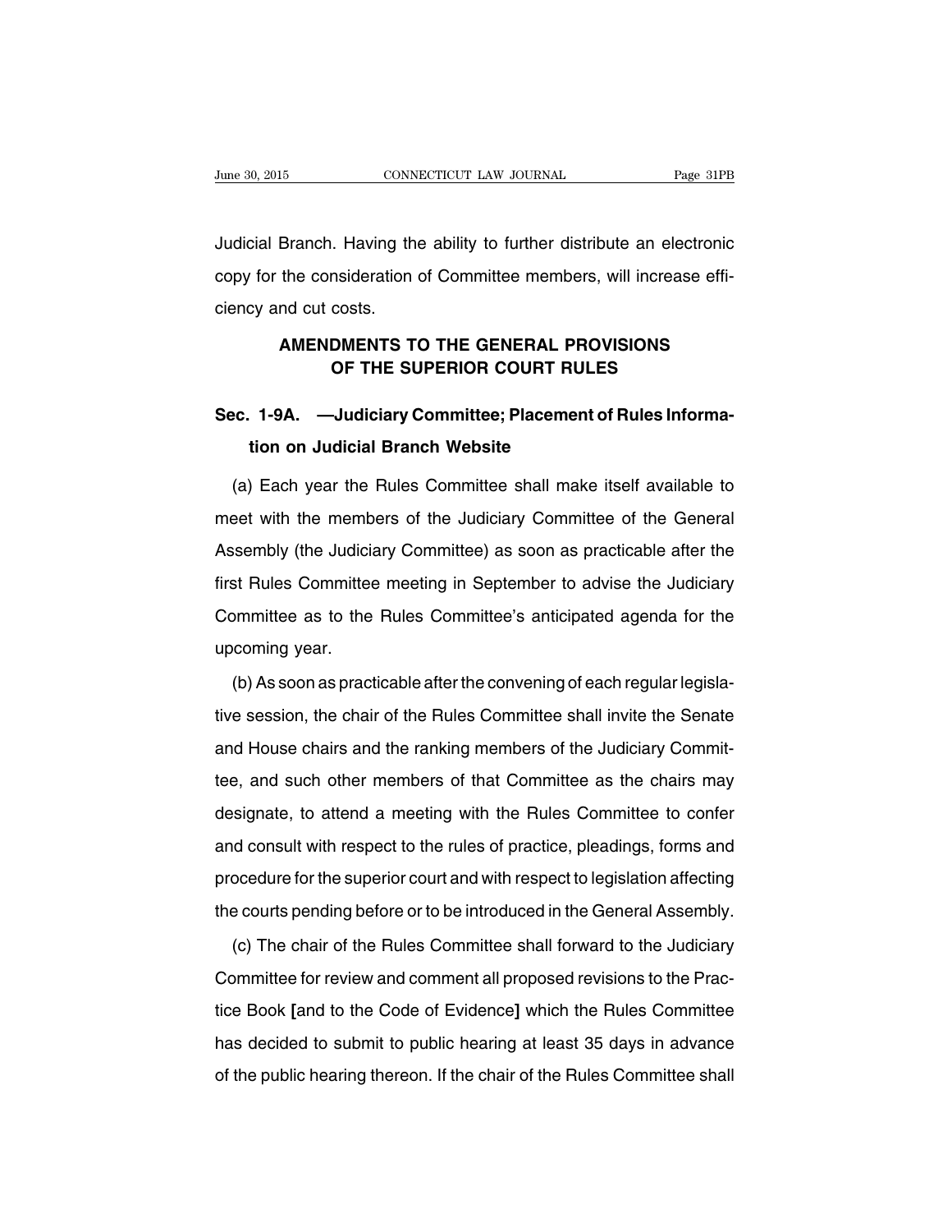Judicial Branch. Having the ability to further distribute an electronic copy for the consideration of Committee members, will increase efficiency and cut costs.

## AMENDMENTS TO THE GENERAL PROVISIONS OF THE SUPERIOR COURT RULES

### Sec. 1-9A. —Judiciary Committee; Placement of Rules Information on Judicial Branch Website

(a) Each year the Rules Committee shall make itself available to meet with the members of the Judiciary Committee of the General Assembly (the Judiciary Committee) as soon as practicable after the first Rules Committee meeting in September to advise the Judiciary Committee as to the Rules Committee's anticipated agenda for the upcoming year.

(b) As soon as practicable after the convening of each regular legislative session, the chair of the Rules Committee shall invite the Senate and House chairs and the ranking members of the Judiciary Committee, and such other members of that Committee as the chairs may designate, to attend a meeting with the Rules Committee to confer and consult with respect to the rules of practice, pleadings, forms and procedure for the superior court and with respect to legislation affecting the courts pending before or to be introduced in the General Assembly.

(c) The chair of the Rules Committee shall forward to the Judiciary Committee for review and comment all proposed revisions to the Practice Book **[**and to the Code of Evidence**]** which the Rules Committee has decided to submit to public hearing at least 35 days in advance of the public hearing thereon. If the chair of the Rules Committee shall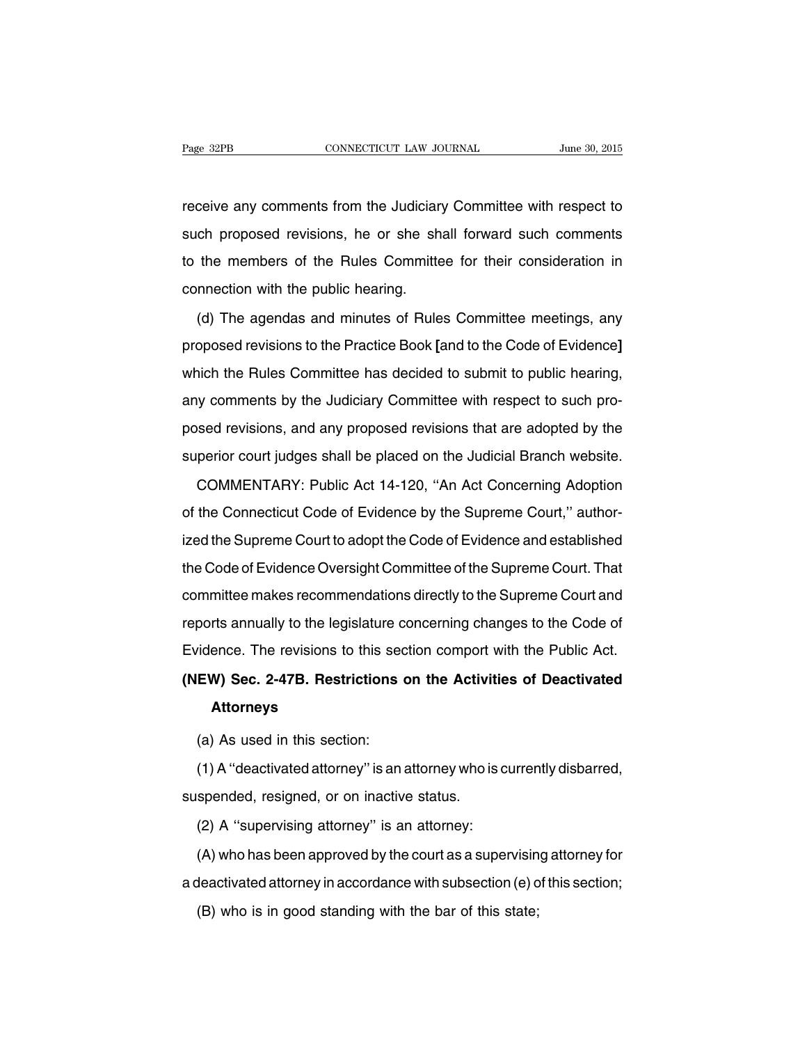receive any comments from the Judiciary Committee with respect to such proposed revisions, he or she shall forward such comments to the members of the Rules Committee for their consideration in connection with the public hearing.

(d) The agendas and minutes of Rules Committee meetings, any proposed revisions to the Practice Book **[**and to the Code of Evidence**]** which the Rules Committee has decided to submit to public hearing, any comments by the Judiciary Committee with respect to such proposed revisions, and any proposed revisions that are adopted by the superior court judges shall be placed on the Judicial Branch website.

COMMENTARY: Public Act 14-120, ''An Act Concerning Adoption of the Connecticut Code of Evidence by the Supreme Court,'' authorized the Supreme Court to adopt the Code of Evidence and established the Code of Evidence Oversight Committee of the Supreme Court. That committee makes recommendations directly to the Supreme Court and reports annually to the legislature concerning changes to the Code of Evidence. The revisions to this section comport with the Public Act.

**(NEW) Sec. 2-47B. Restrictions on the Activities of Deactivated Attorneys**

(a) As used in this section:

(1) A ''deactivated attorney'' is an attorney who is currently disbarred, suspended, resigned, or on inactive status.

(2) A ''supervising attorney'' is an attorney:

(A) who has been approved by the court as a supervising attorney for a deactivated attorney in accordance with subsection (e) of this section;

(B) who is in good standing with the bar of this state;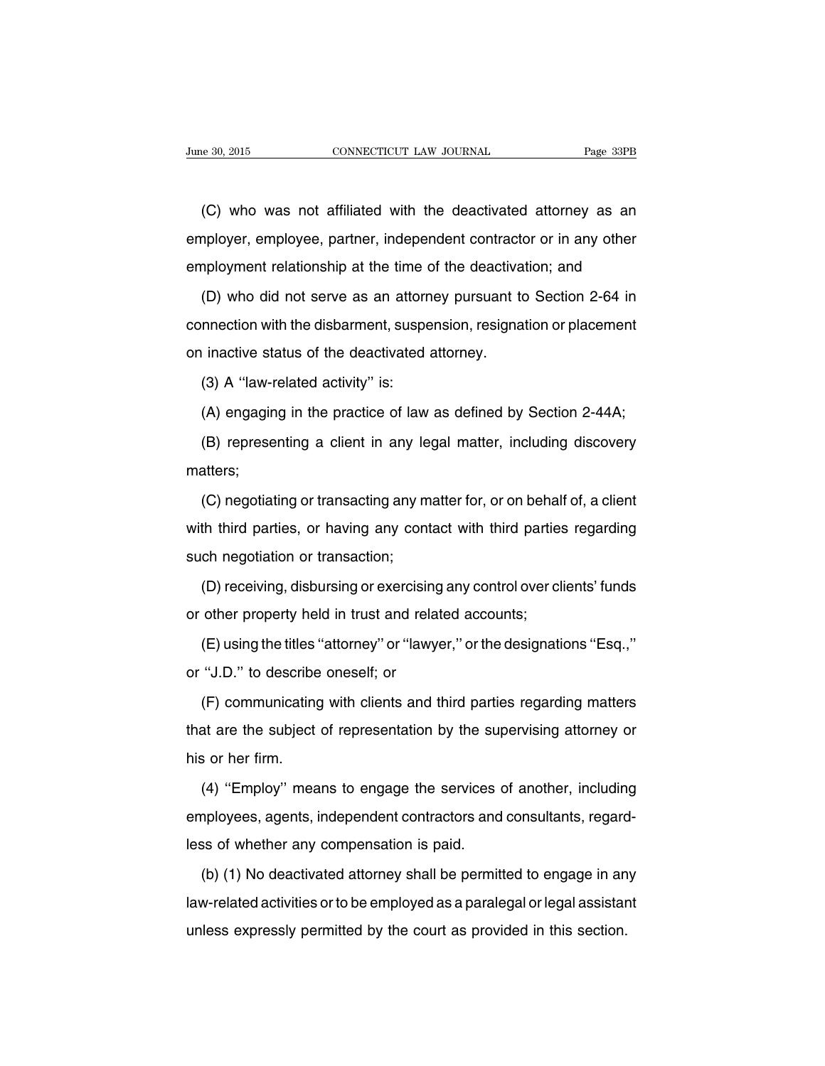(C) who was not affiliated with the deactivated attorney as an employer, employee, partner, independent contractor or in any other employment relationship at the time of the deactivation; and

(D) who did not serve as an attorney pursuant to Section 2-64 in connection with the disbarment, suspension, resignation or placement on inactive status of the deactivated attorney.

(3) A ''law-related activity'' is:

(A) engaging in the practice of law as defined by Section 2-44A;

(B) representing a client in any legal matter, including discovery matters;

(C) negotiating or transacting any matter for, or on behalf of, a client with third parties, or having any contact with third parties regarding such negotiation or transaction;

(D) receiving, disbursing or exercising any control over clients' funds or other property held in trust and related accounts;

(E) using the titles ''attorney'' or ''lawyer,'' or the designations ''Esq.,'' or ''J.D.'' to describe oneself; or

(F) communicating with clients and third parties regarding matters that are the subject of representation by the supervising attorney or his or her firm.

(4) ''Employ'' means to engage the services of another, including employees, agents, independent contractors and consultants, regardless of whether any compensation is paid.

(b) (1) No deactivated attorney shall be permitted to engage in any law-related activities or to be employed as a paralegal or legal assistant unless expressly permitted by the court as provided in this section.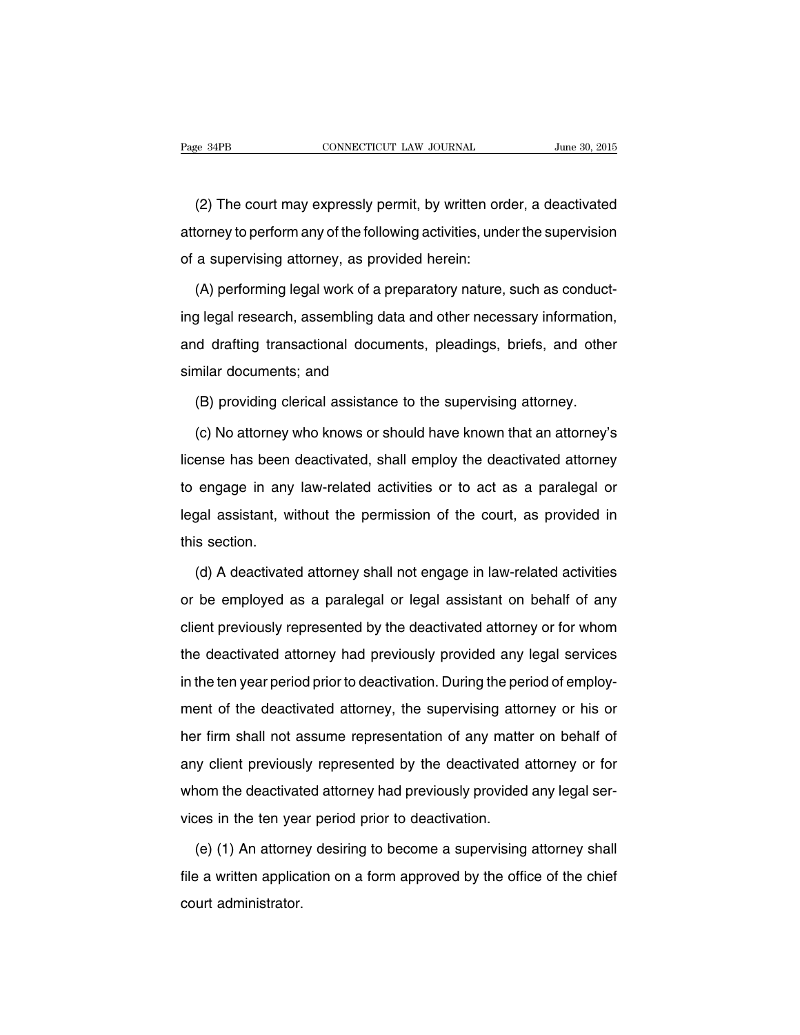(2) The court may expressly permit, by written order, a deactivated attorney to perform any of the following activities, under the supervision of a supervising attorney, as provided herein:

(A) performing legal work of a preparatory nature, such as conducting legal research, assembling data and other necessary information, and drafting transactional documents, pleadings, briefs, and other similar documents; and

(B) providing clerical assistance to the supervising attorney.

(c) No attorney who knows or should have known that an attorney's license has been deactivated, shall employ the deactivated attorney to engage in any law-related activities or to act as a paralegal or legal assistant, without the permission of the court, as provided in this section.

(d) A deactivated attorney shall not engage in law-related activities or be employed as a paralegal or legal assistant on behalf of any client previously represented by the deactivated attorney or for whom the deactivated attorney had previously provided any legal services in the ten year period prior to deactivation. During the period of employment of the deactivated attorney, the supervising attorney or his or her firm shall not assume representation of any matter on behalf of any client previously represented by the deactivated attorney or for whom the deactivated attorney had previously provided any legal services in the ten year period prior to deactivation.

(e) (1) An attorney desiring to become a supervising attorney shall file a written application on a form approved by the office of the chief court administrator.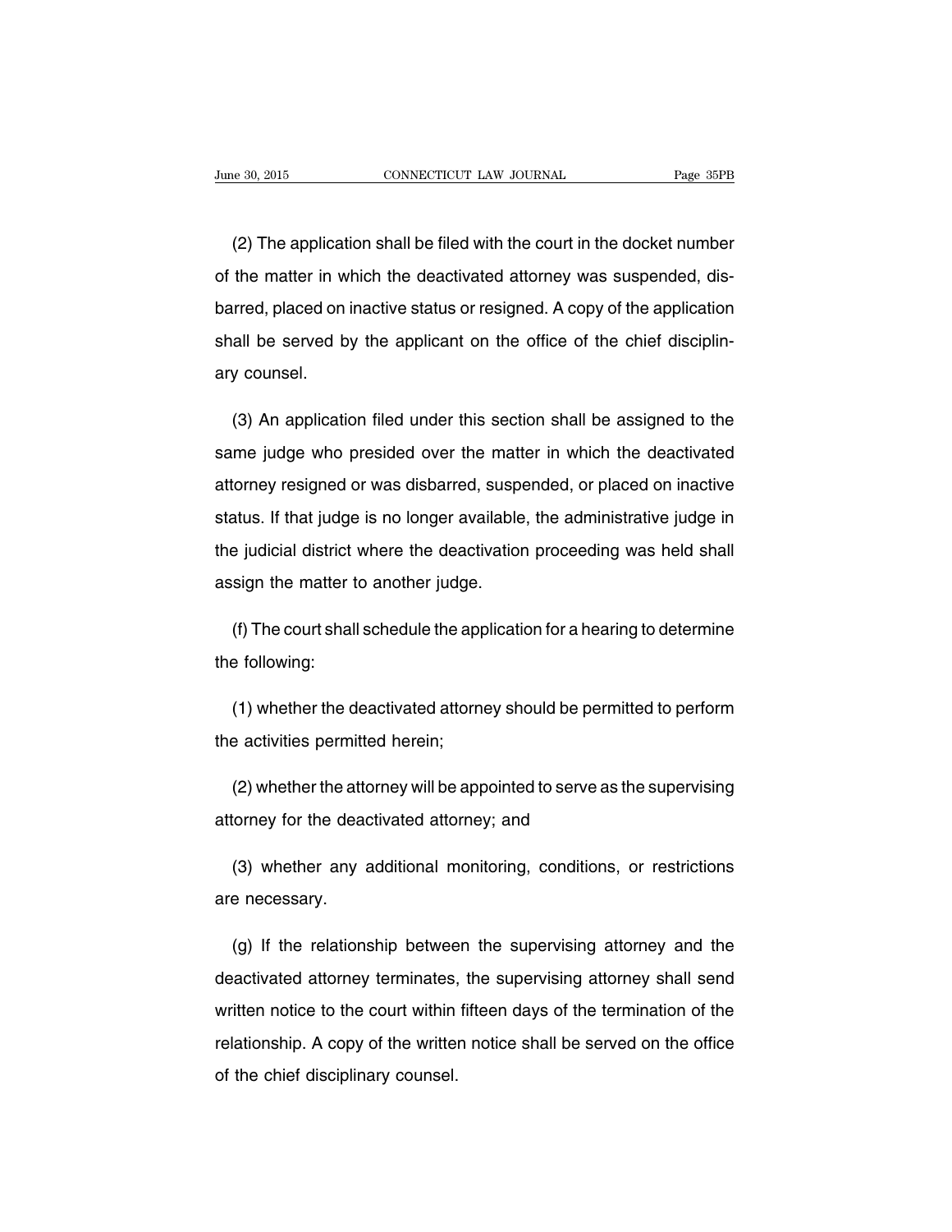(2) The application shall be filed with the court in the docket number of the matter in which the deactivated attorney was suspended, disbarred, placed on inactive status or resigned. A copy of the application shall be served by the applicant on the office of the chief disciplinary counsel.

(3) An application filed under this section shall be assigned to the same judge who presided over the matter in which the deactivated attorney resigned or was disbarred, suspended, or placed on inactive status. If that judge is no longer available, the administrative judge in the judicial district where the deactivation proceeding was held shall assign the matter to another judge.

(f) The court shall schedule the application for a hearing to determine the following:

(1) whether the deactivated attorney should be permitted to perform the activities permitted herein;

(2) whether the attorney will be appointed to serve as the supervising attorney for the deactivated attorney; and

(3) whether any additional monitoring, conditions, or restrictions are necessary.

(g) If the relationship between the supervising attorney and the deactivated attorney terminates, the supervising attorney shall send written notice to the court within fifteen days of the termination of the relationship. A copy of the written notice shall be served on the office of the chief disciplinary counsel.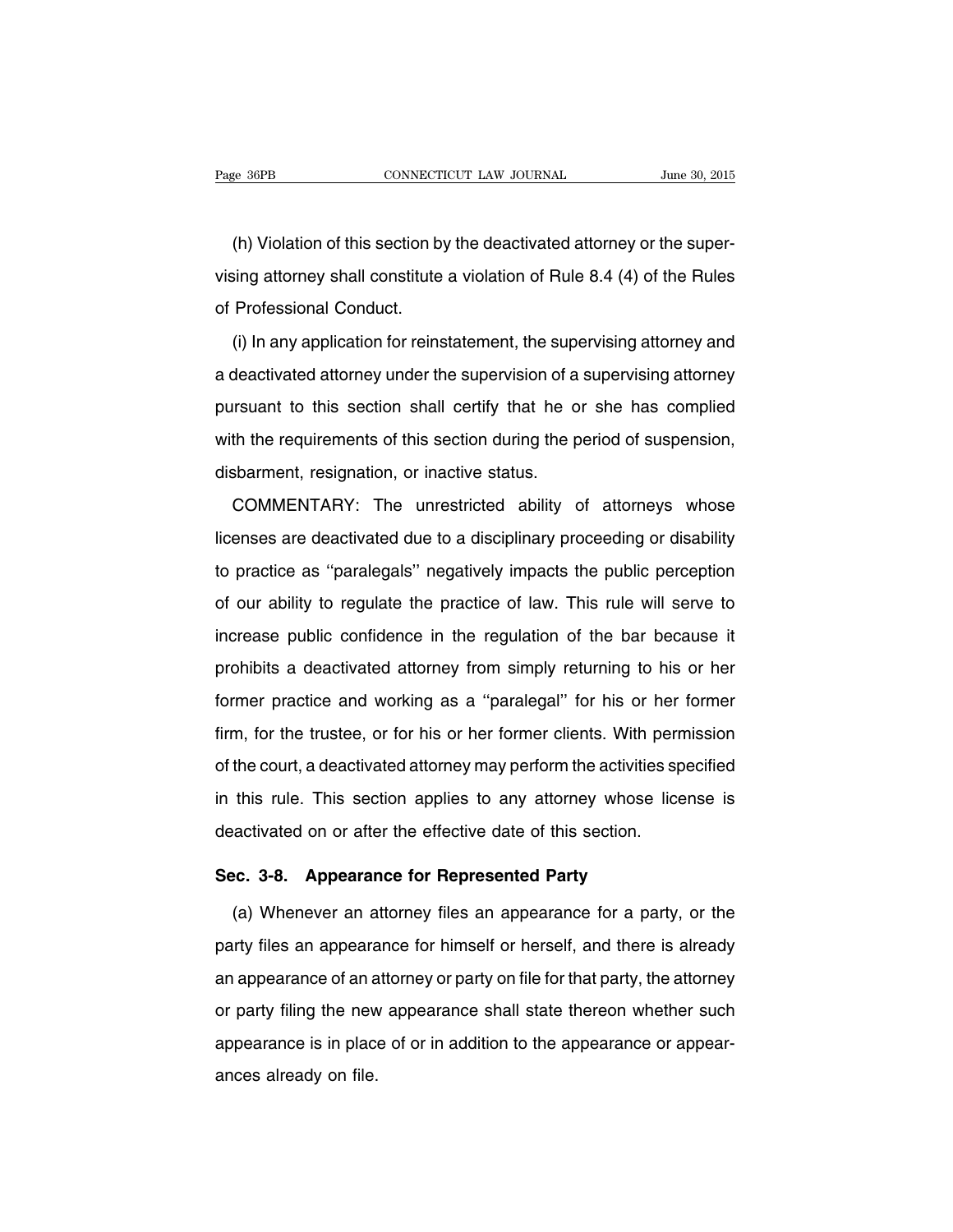(h) Violation of this section by the deactivated attorney or the supervising attorney shall constitute a violation of Rule 8.4 (4) of the Rules of Professional Conduct.

(i) In any application for reinstatement, the supervising attorney and a deactivated attorney under the supervision of a supervising attorney pursuant to this section shall certify that he or she has complied with the requirements of this section during the period of suspension, disbarment, resignation, or inactive status.

COMMENTARY: The unrestricted ability of attorneys whose licenses are deactivated due to a disciplinary proceeding or disability to practice as ''paralegals'' negatively impacts the public perception of our ability to regulate the practice of law. This rule will serve to increase public confidence in the regulation of the bar because it prohibits a deactivated attorney from simply returning to his or her former practice and working as a ''paralegal'' for his or her former firm, for the trustee, or for his or her former clients. With permission of the court, a deactivated attorney may perform the activities specified in this rule. This section applies to any attorney whose license is deactivated on or after the effective date of this section.

### Sec. 3-8. Appearance for Represented Party

(a) Whenever an attorney files an appearance for a party, or the party files an appearance for himself or herself, and there is already an appearance of an attorney or party on file for that party, the attorney or party filing the new appearance shall state thereon whether such appearance is in place of or in addition to the appearance or appearances already on file.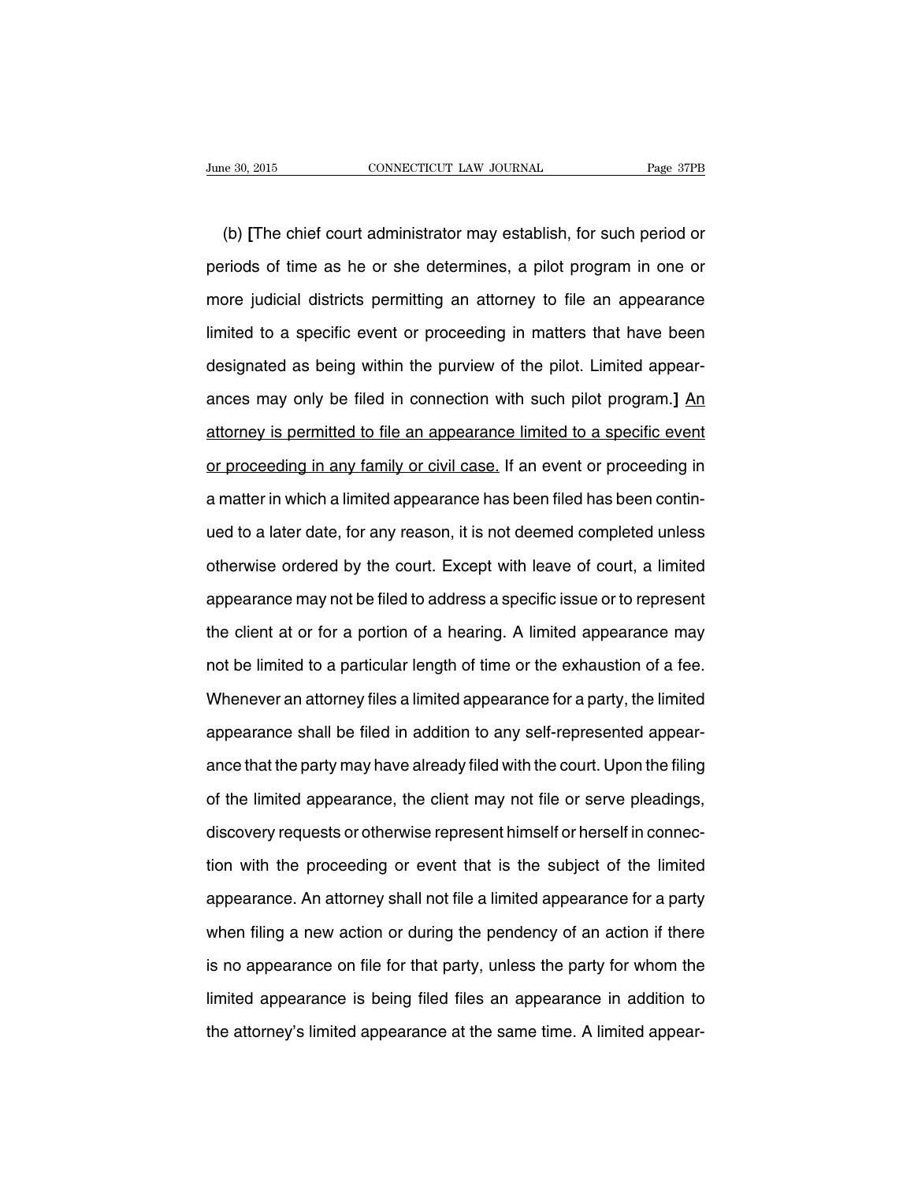(b) [The chief court administrator may establish, for such period or periods of time as he or she determines, a pilot program in one or more judicial districts permitting an attorney to file an appearance limited to a specific event or proceeding in matters that have been designated as being within the purview of the pilot. Limited appearances may only be filed in connection with such pilot program.] <u>An attorney is permitted to file an appearance limited to a specific event or proceeding in any family or civil case.</u> If an event or proceeding in a matter in which a limited appearance has been filed has been continued to a later date, for any reason, it is not deemed completed unless otherwise ordered by the court. Except with leave of court, a limited appearance may not be filed to address a specific issue or to represent the client at or for a portion of a hearing. A limited appearance may not be limited to a particular length of time or the exhaustion of a fee. Whenever an attorney files a limited appearance for a party, the limited appearance shall be filed in addition to any self-represented appearance that the party may have already filed with the court. Upon the filing of the limited appearance, the client may not file or serve pleadings, discovery requests or otherwise represent himself or herself in connection with the proceeding or event that is the subject of the limited appearance. An attorney shall not file a limited appearance for a party when filing a new action or during the pendency of an action if there is no appearance on file for that party, unless the party for whom the limited appearance is being filed files an appearance in addition to the attorney's limited appearance at the same time. A limited appear-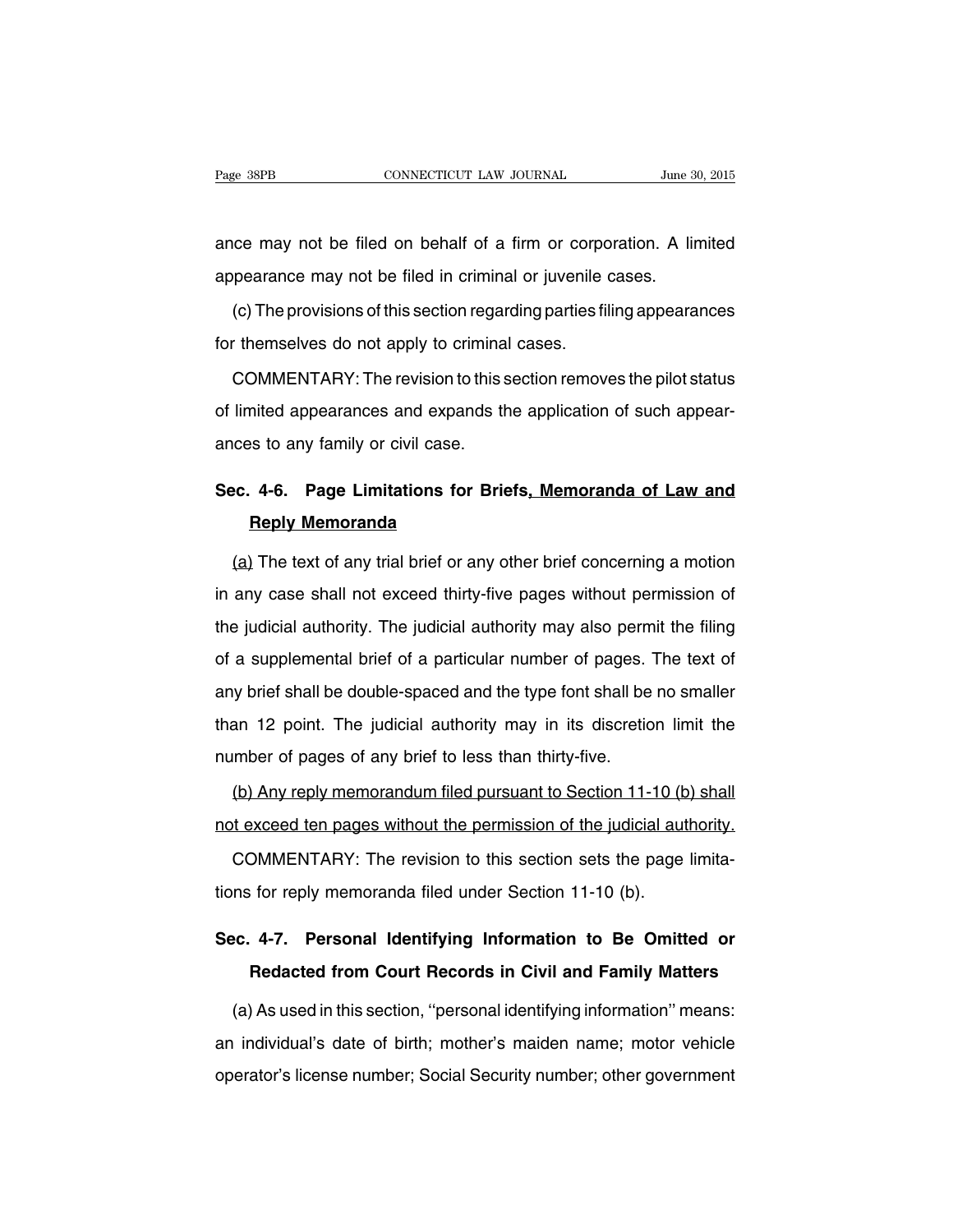ance may not be filed on behalf of a firm or corporation. A limited appearance may not be filed in criminal or juvenile cases.

(c) The provisions of this section regarding parties filing appearances for themselves do not apply to criminal cases.

COMMENTARY: The revision to this section removes the pilot status of limited appearances and expands the application of such appearances to any family or civil case.

## Sec. 4-6. Page Limitations for Briefs<u>, Memoranda of Law and Reply Memoranda</u>

<u>(a)</u> The text of any trial brief or any other brief concerning a motion in any case shall not exceed thirty-five pages without permission of the judicial authority. The judicial authority may also permit the filing of a supplemental brief of a particular number of pages. The text of any brief shall be double-spaced and the type font shall be no smaller than 12 point. The judicial authority may in its discretion limit the number of pages of any brief to less than thirty-five.

<u>(b) Any reply memorandum filed pursuant to Section 11-10 (b) shall not exceed ten pages without the permission of the judicial authority.</u>

COMMENTARY: The revision to this section sets the page limitations for reply memoranda filed under Section 11-10 (b).

## Sec. 4-7. Personal Identifying Information to Be Omitted or Redacted from Court Records in Civil and Family Matters

(a) As used in this section, ''personal identifying information'' means: an individual's date of birth; mother's maiden name; motor vehicle operator's license number; Social Security number; other government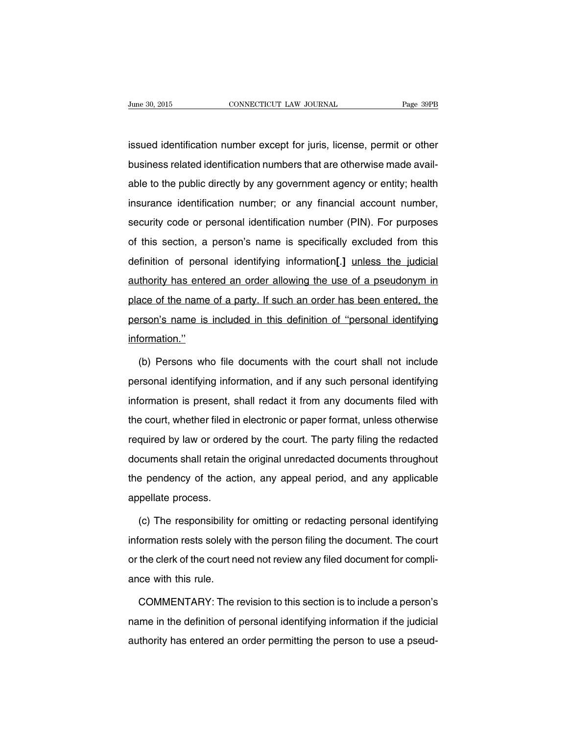issued identification number except for juris, license, permit or other business related identification numbers that are otherwise made available to the public directly by any government agency or entity; health insurance identification number; or any financial account number, security code or personal identification number (PIN). For purposes of this section, a person's name is specifically excluded from this definition of personal identifying information**[.]** <u>unless the judicial authority has entered an order allowing the use of a pseudonym in place of the name of a party. If such an order has been entered, the person's name is included in this definition of ''personal identifying information.''</u>

(b) Persons who file documents with the court shall not include personal identifying information, and if any such personal identifying information is present, shall redact it from any documents filed with the court, whether filed in electronic or paper format, unless otherwise required by law or ordered by the court. The party filing the redacted documents shall retain the original unredacted documents throughout the pendency of the action, any appeal period, and any applicable appellate process.

(c) The responsibility for omitting or redacting personal identifying information rests solely with the person filing the document. The court or the clerk of the court need not review any filed document for compliance with this rule.

COMMENTARY: The revision to this section is to include a person's name in the definition of personal identifying information if the judicial authority has entered an order permitting the person to use a pseud-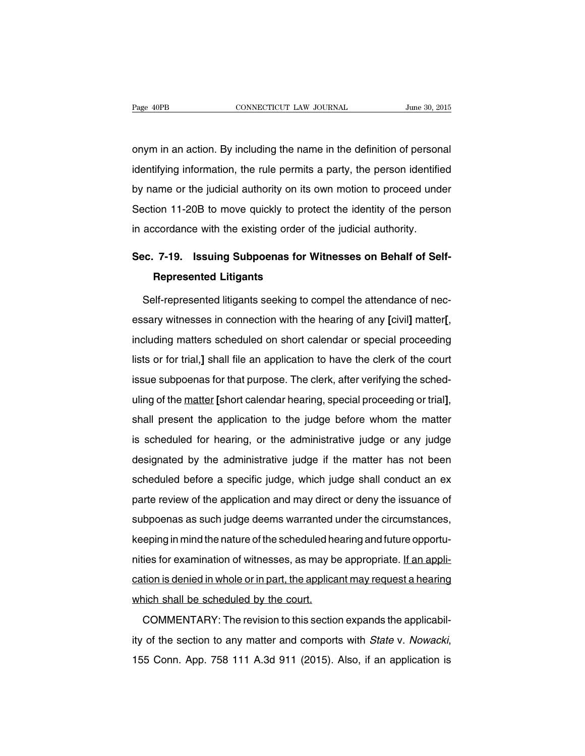onym in an action. By including the name in the definition of personal identifying information, the rule permits a party, the person identified by name or the judicial authority on its own motion to proceed under Section 11-20B to move quickly to protect the identity of the person in accordance with the existing order of the judicial authority.

## Sec. 7-19. Issuing Subpoenas for Witnesses on Behalf of Self-Represented Litigants

Self-represented litigants seeking to compel the attendance of necessary witnesses in connection with the hearing of any **[**civil**]** matter**[**, including matters scheduled on short calendar or special proceeding lists or for trial,**]** shall file an application to have the clerk of the court issue subpoenas for that purpose. The clerk, after verifying the scheduling of the <u>matter</u> **[**short calendar hearing, special proceeding or trial**]**, shall present the application to the judge before whom the matter is scheduled for hearing, or the administrative judge or any judge designated by the administrative judge if the matter has not been scheduled before a specific judge, which judge shall conduct an ex parte review of the application and may direct or deny the issuance of subpoenas as such judge deems warranted under the circumstances, keeping in mind the nature of the scheduled hearing and future opportunities for examination of witnesses, as may be appropriate. <u>If an application is denied in whole or in part, the applicant may request a hearing which shall be scheduled by the court.</u>

COMMENTARY: The revision to this section expands the applicability of the section to any matter and comports with *State* v. *Nowacki*, 155 Conn. App. 758 111 A.3d 911 (2015). Also, if an application is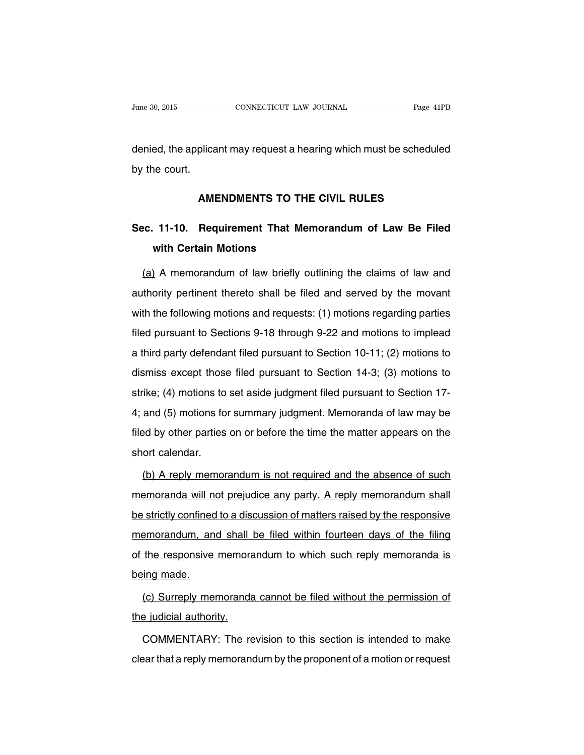denied, the applicant may request a hearing which must be scheduled by the court.

## AMENDMENTS TO THE CIVIL RULES

### Sec. 11-10. Requirement That Memorandum of Law Be Filed with Certain Motions

<u>(a)</u> A memorandum of law briefly outlining the claims of law and authority pertinent thereto shall be filed and served by the movant with the following motions and requests: (1) motions regarding parties filed pursuant to Sections 9-18 through 9-22 and motions to implead a third party defendant filed pursuant to Section 10-11; (2) motions to dismiss except those filed pursuant to Section 14-3; (3) motions to strike; (4) motions to set aside judgment filed pursuant to Section 17-4; and (5) motions for summary judgment. Memoranda of law may be filed by other parties on or before the time the matter appears on the short calendar.

<u>(b) A reply memorandum is not required and the absence of such memoranda will not prejudice any party. A reply memorandum shall be strictly confined to a discussion of matters raised by the responsive memorandum, and shall be filed within fourteen days of the filing of the responsive memorandum to which such reply memoranda is being made.</u>

<u>(c) Surreply memoranda cannot be filed without the permission of the judicial authority.</u>

COMMENTARY: The revision to this section is intended to make clear that a reply memorandum by the proponent of a motion or request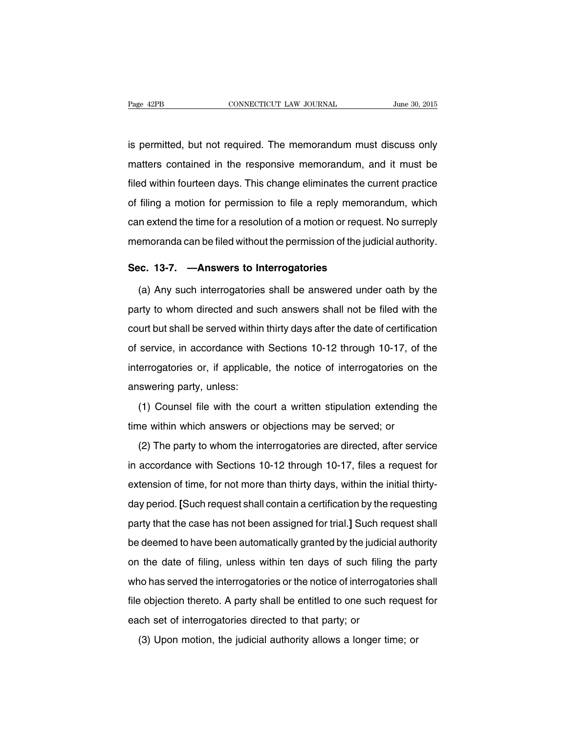is permitted, but not required. The memorandum must discuss only matters contained in the responsive memorandum, and it must be filed within fourteen days. This change eliminates the current practice of filing a motion for permission to file a reply memorandum, which can extend the time for a resolution of a motion or request. No surreply memoranda can be filed without the permission of the judicial authority.

**Sec. 13-7. —Answers to Interrogatories**

(a) Any such interrogatories shall be answered under oath by the party to whom directed and such answers shall not be filed with the court but shall be served within thirty days after the date of certification of service, in accordance with Sections 10-12 through 10-17, of the interrogatories or, if applicable, the notice of interrogatories on the answering party, unless:

(1) Counsel file with the court a written stipulation extending the time within which answers or objections may be served; or

(2) The party to whom the interrogatories are directed, after service in accordance with Sections 10-12 through 10-17, files a request for extension of time, for not more than thirty days, within the initial thirty-day period. **[**Such request shall contain a certification by the requesting party that the case has not been assigned for trial.**]** Such request shall be deemed to have been automatically granted by the judicial authority on the date of filing, unless within ten days of such filing the party who has served the interrogatories or the notice of interrogatories shall file objection thereto. A party shall be entitled to one such request for each set of interrogatories directed to that party; or

(3) Upon motion, the judicial authority allows a longer time; or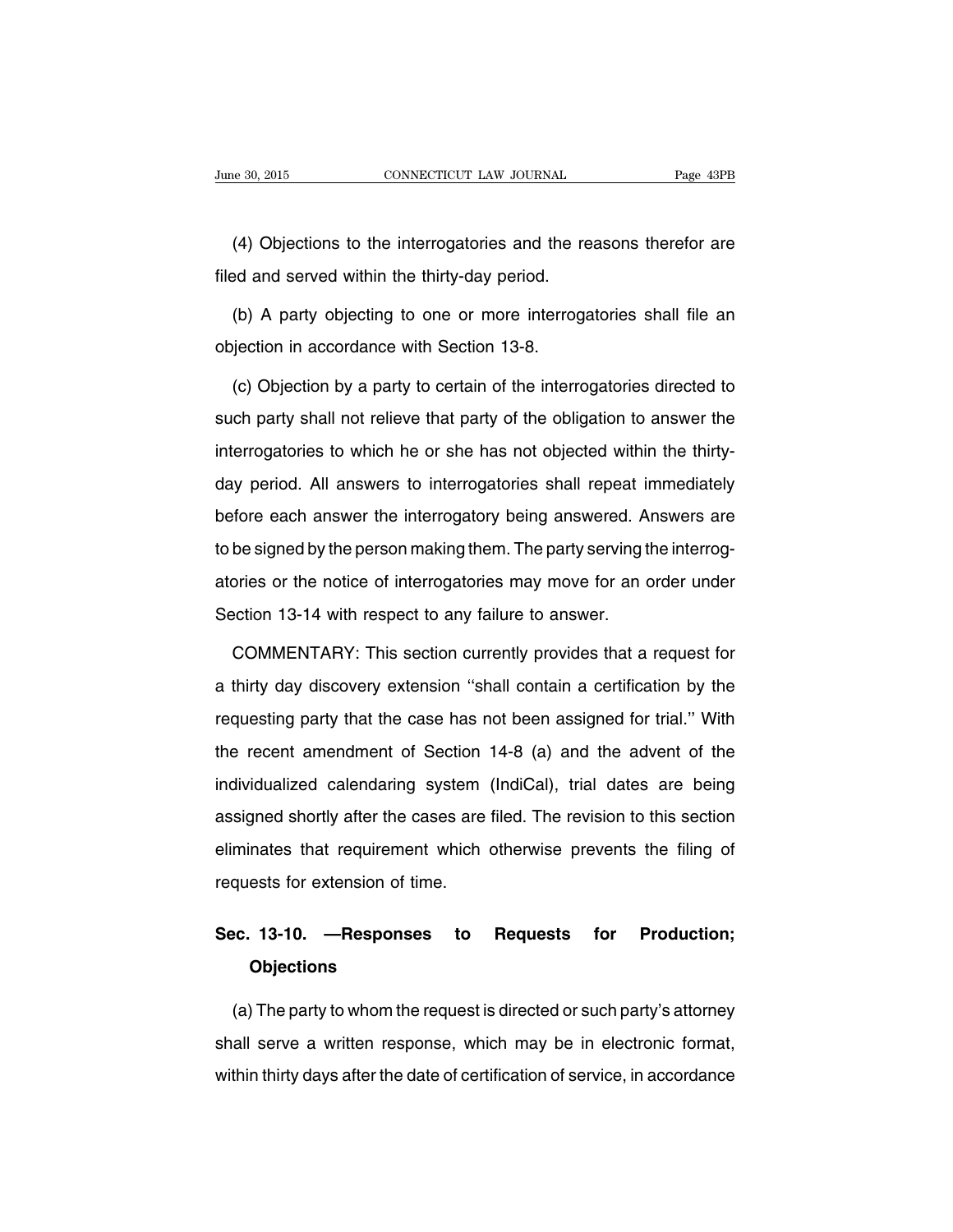(4) Objections to the interrogatories and the reasons therefor are filed and served within the thirty-day period.

(b) A party objecting to one or more interrogatories shall file an objection in accordance with Section 13-8.

(c) Objection by a party to certain of the interrogatories directed to such party shall not relieve that party of the obligation to answer the interrogatories to which he or she has not objected within the thirty-day period. All answers to interrogatories shall repeat immediately before each answer the interrogatory being answered. Answers are to be signed by the person making them. The party serving the interrogatories or the notice of interrogatories may move for an order under Section 13-14 with respect to any failure to answer.

COMMENTARY: This section currently provides that a request for a thirty day discovery extension ''shall contain a certification by the requesting party that the case has not been assigned for trial.'' With the recent amendment of Section 14-8 (a) and the advent of the individualized calendaring system (IndiCal), trial dates are being assigned shortly after the cases are filed. The revision to this section eliminates that requirement which otherwise prevents the filing of requests for extension of time.

## Sec. 13-10. —Responses to Requests for Production; Objections

(a) The party to whom the request is directed or such party's attorney shall serve a written response, which may be in electronic format, within thirty days after the date of certification of service, in accordance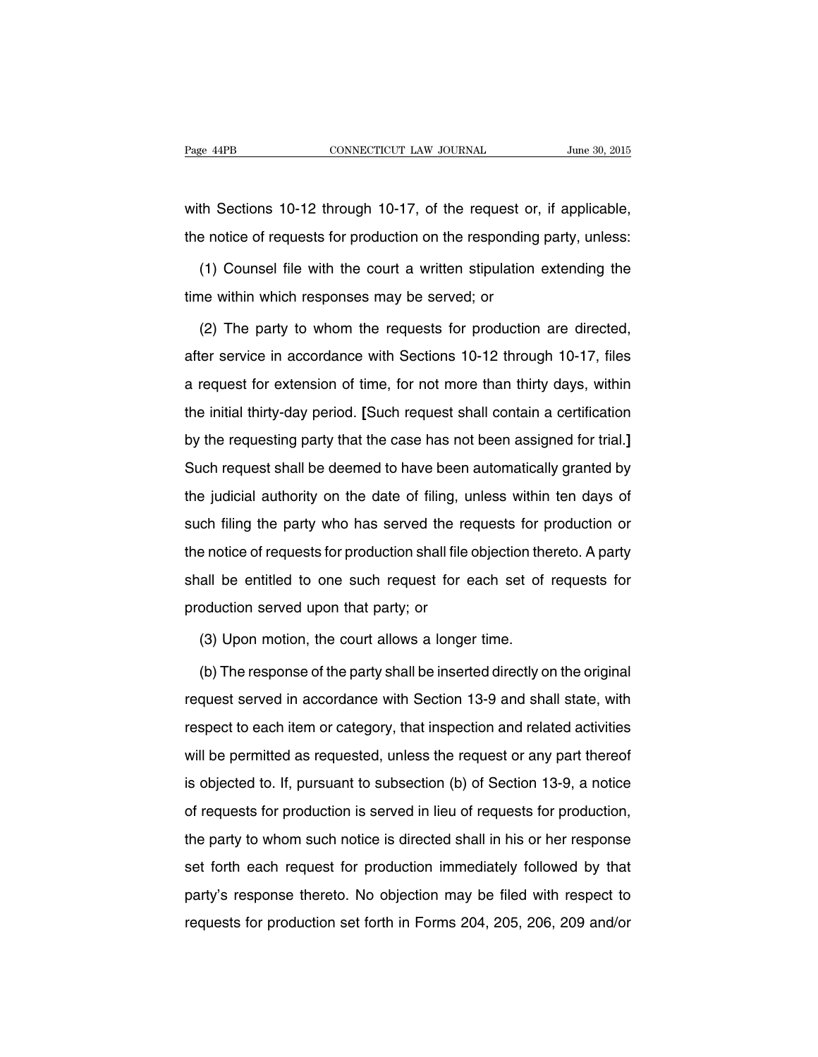with Sections 10-12 through 10-17, of the request or, if applicable, the notice of requests for production on the responding party, unless:

(1) Counsel file with the court a written stipulation extending the time within which responses may be served; or

(2) The party to whom the requests for production are directed, after service in accordance with Sections 10-12 through 10-17, files a request for extension of time, for not more than thirty days, within the initial thirty-day period. **[**Such request shall contain a certification by the requesting party that the case has not been assigned for trial.**]** Such request shall be deemed to have been automatically granted by the judicial authority on the date of filing, unless within ten days of such filing the party who has served the requests for production or the notice of requests for production shall file objection thereto. A party shall be entitled to one such request for each set of requests for production served upon that party; or

(3) Upon motion, the court allows a longer time.

(b) The response of the party shall be inserted directly on the original request served in accordance with Section 13-9 and shall state, with respect to each item or category, that inspection and related activities will be permitted as requested, unless the request or any part thereof is objected to. If, pursuant to subsection (b) of Section 13-9, a notice of requests for production is served in lieu of requests for production, the party to whom such notice is directed shall in his or her response set forth each request for production immediately followed by that party's response thereto. No objection may be filed with respect to requests for production set forth in Forms 204, 205, 206, 209 and/or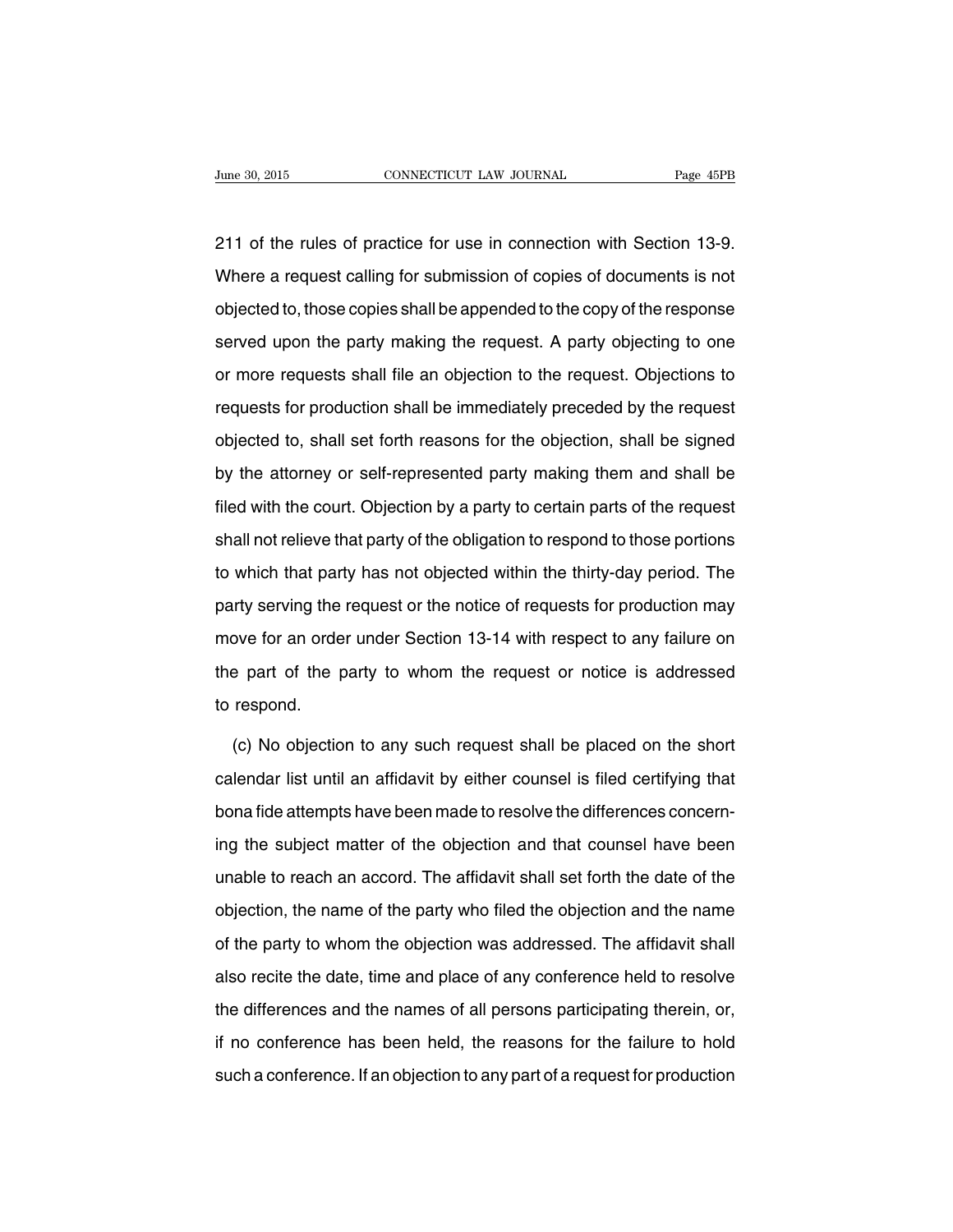211 of the rules of practice for use in connection with Section 13-9. Where a request calling for submission of copies of documents is not objected to, those copies shall be appended to the copy of the response served upon the party making the request. A party objecting to one or more requests shall file an objection to the request. Objections to requests for production shall be immediately preceded by the request objected to, shall set forth reasons for the objection, shall be signed by the attorney or self-represented party making them and shall be filed with the court. Objection by a party to certain parts of the request shall not relieve that party of the obligation to respond to those portions to which that party has not objected within the thirty-day period. The party serving the request or the notice of requests for production may move for an order under Section 13-14 with respect to any failure on the part of the party to whom the request or notice is addressed to respond.

(c) No objection to any such request shall be placed on the short calendar list until an affidavit by either counsel is filed certifying that bona fide attempts have been made to resolve the differences concerning the subject matter of the objection and that counsel have been unable to reach an accord. The affidavit shall set forth the date of the objection, the name of the party who filed the objection and the name of the party to whom the objection was addressed. The affidavit shall also recite the date, time and place of any conference held to resolve the differences and the names of all persons participating therein, or, if no conference has been held, the reasons for the failure to hold such a conference. If an objection to any part of a request for production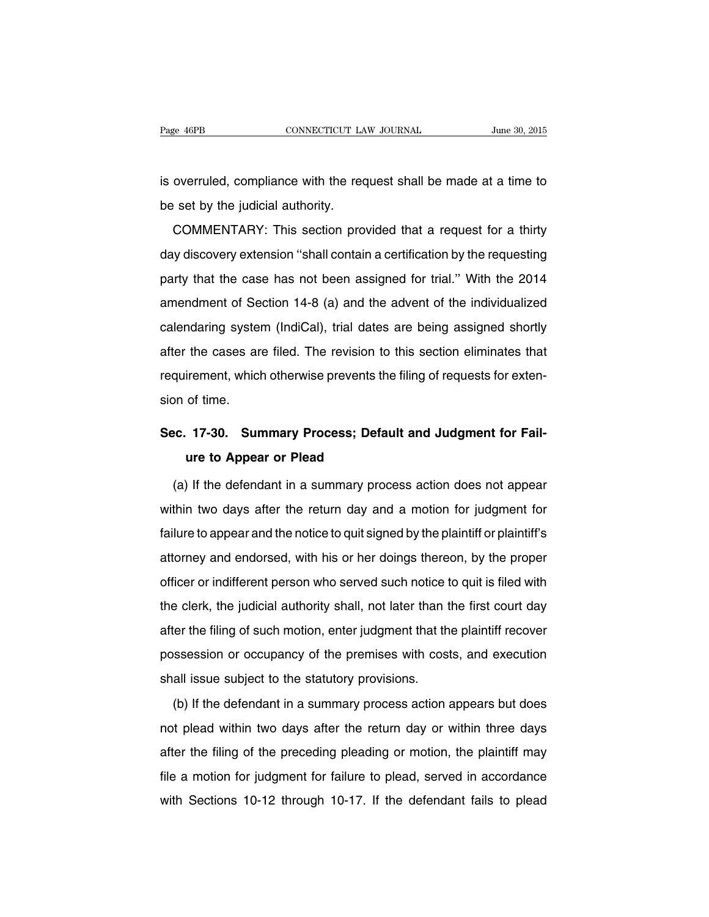is overruled, compliance with the request shall be made at a time to be set by the judicial authority.

COMMENTARY: This section provided that a request for a thirty day discovery extension ''shall contain a certification by the requesting party that the case has not been assigned for trial.'' With the 2014 amendment of Section 14-8 (a) and the advent of the individualized calendaring system (IndiCal), trial dates are being assigned shortly after the cases are filed. The revision to this section eliminates that requirement, which otherwise prevents the filing of requests for extension of time.

## Sec. 17-30. Summary Process; Default and Judgment for Failure to Appear or Plead

(a) If the defendant in a summary process action does not appear within two days after the return day and a motion for judgment for failure to appear and the notice to quit signed by the plaintiff or plaintiff's attorney and endorsed, with his or her doings thereon, by the proper officer or indifferent person who served such notice to quit is filed with the clerk, the judicial authority shall, not later than the first court day after the filing of such motion, enter judgment that the plaintiff recover possession or occupancy of the premises with costs, and execution shall issue subject to the statutory provisions.

(b) If the defendant in a summary process action appears but does not plead within two days after the return day or within three days after the filing of the preceding pleading or motion, the plaintiff may file a motion for judgment for failure to plead, served in accordance with Sections 10-12 through 10-17. If the defendant fails to plead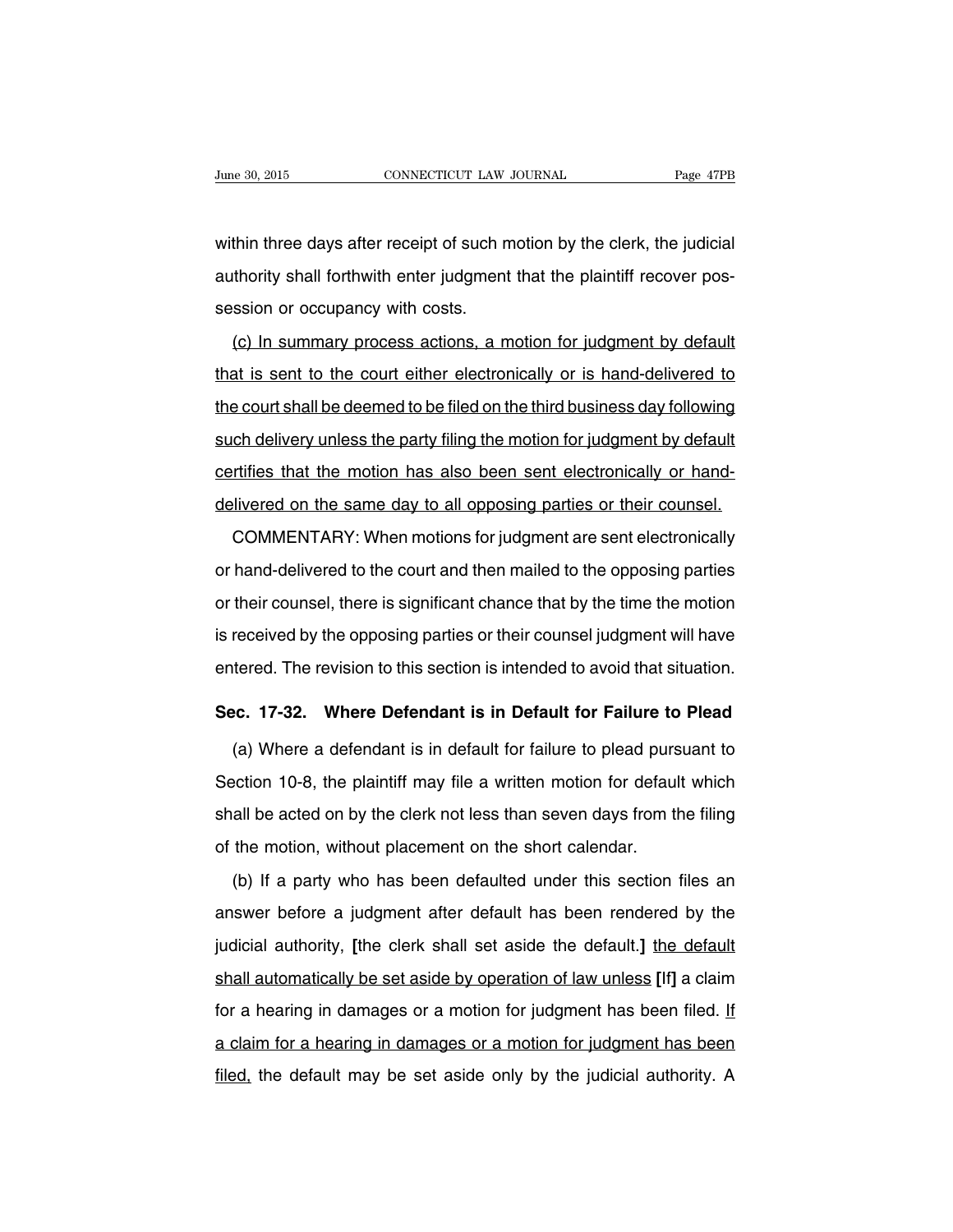within three days after receipt of such motion by the clerk, the judicial authority shall forthwith enter judgment that the plaintiff recover possession or occupancy with costs.

<u>(c) In summary process actions, a motion for judgment by default that is sent to the court either electronically or is hand-delivered to the court shall be deemed to be filed on the third business day following such delivery unless the party filing the motion for judgment by default certifies that the motion has also been sent electronically or hand-delivered on the same day to all opposing parties or their counsel.</u>

COMMENTARY: When motions for judgment are sent electronically or hand-delivered to the court and then mailed to the opposing parties or their counsel, there is significant chance that by the time the motion is received by the opposing parties or their counsel judgment will have entered. The revision to this section is intended to avoid that situation.

### Sec. 17-32. Where Defendant is in Default for Failure to Plead

(a) Where a defendant is in default for failure to plead pursuant to Section 10-8, the plaintiff may file a written motion for default which shall be acted on by the clerk not less than seven days from the filing of the motion, without placement on the short calendar.

(b) If a party who has been defaulted under this section files an answer before a judgment after default has been rendered by the judicial authority, **[**the clerk shall set aside the default.**]** <u>the default shall automatically be set aside by operation of law unless</u> **[**If**]** a claim for a hearing in damages or a motion for judgment has been filed. <u>If a claim for a hearing in damages or a motion for judgment has been filed,</u> the default may be set aside only by the judicial authority. A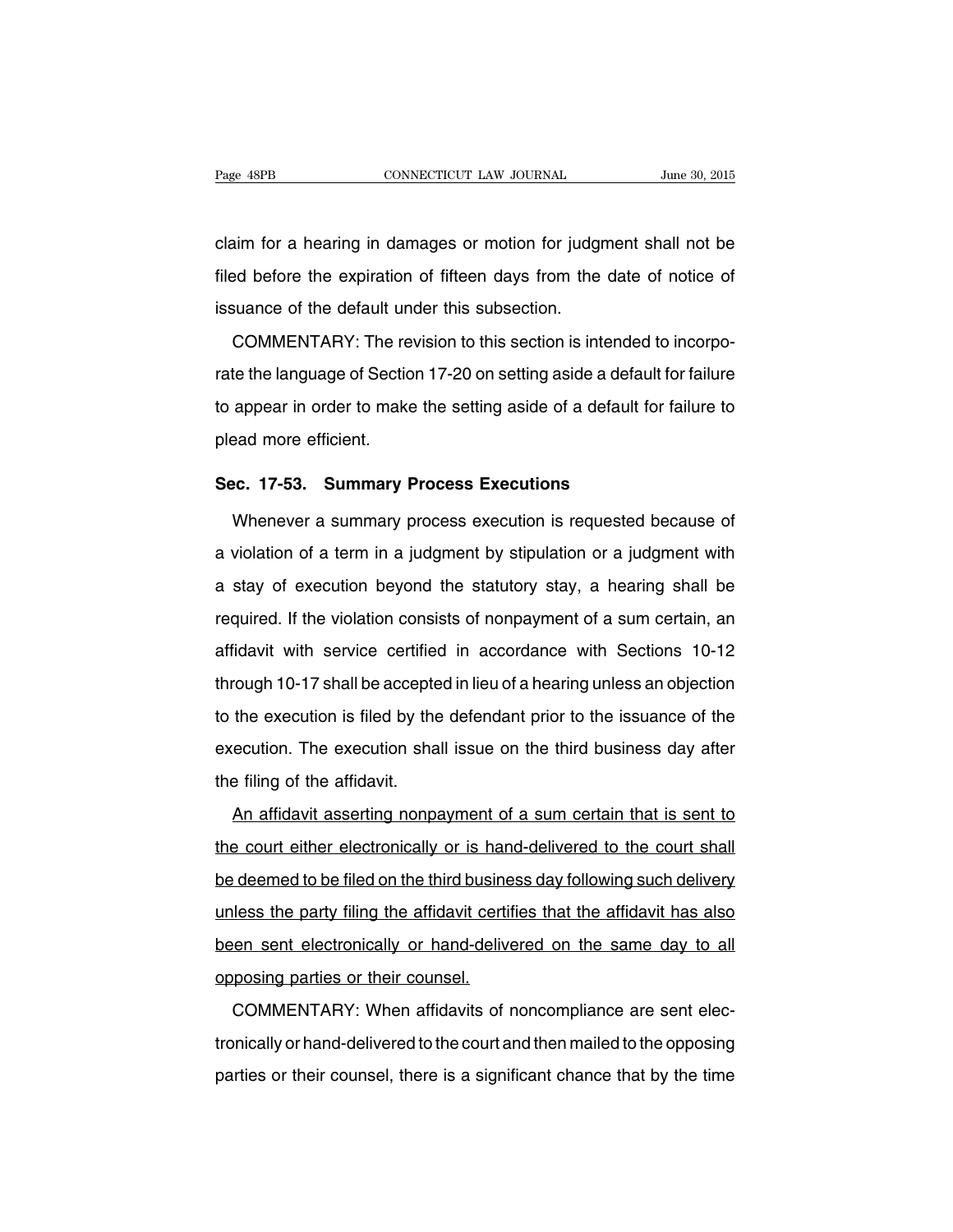claim for a hearing in damages or motion for judgment shall not be filed before the expiration of fifteen days from the date of notice of issuance of the default under this subsection.

COMMENTARY: The revision to this section is intended to incorporate the language of Section 17-20 on setting aside a default for failure to appear in order to make the setting aside of a default for failure to plead more efficient.

**Sec. 17-53. Summary Process Executions**

Whenever a summary process execution is requested because of a violation of a term in a judgment by stipulation or a judgment with a stay of execution beyond the statutory stay, a hearing shall be required. If the violation consists of nonpayment of a sum certain, an affidavit with service certified in accordance with Sections 10-12 through 10-17 shall be accepted in lieu of a hearing unless an objection to the execution is filed by the defendant prior to the issuance of the execution. The execution shall issue on the third business day after the filing of the affidavit.

<u>An affidavit asserting nonpayment of a sum certain that is sent to the court either electronically or is hand-delivered to the court shall be deemed to be filed on the third business day following such delivery unless the party filing the affidavit certifies that the affidavit has also been sent electronically or hand-delivered on the same day to all opposing parties or their counsel.</u>

COMMENTARY: When affidavits of noncompliance are sent electronically or hand-delivered to the court and then mailed to the opposing parties or their counsel, there is a significant chance that by the time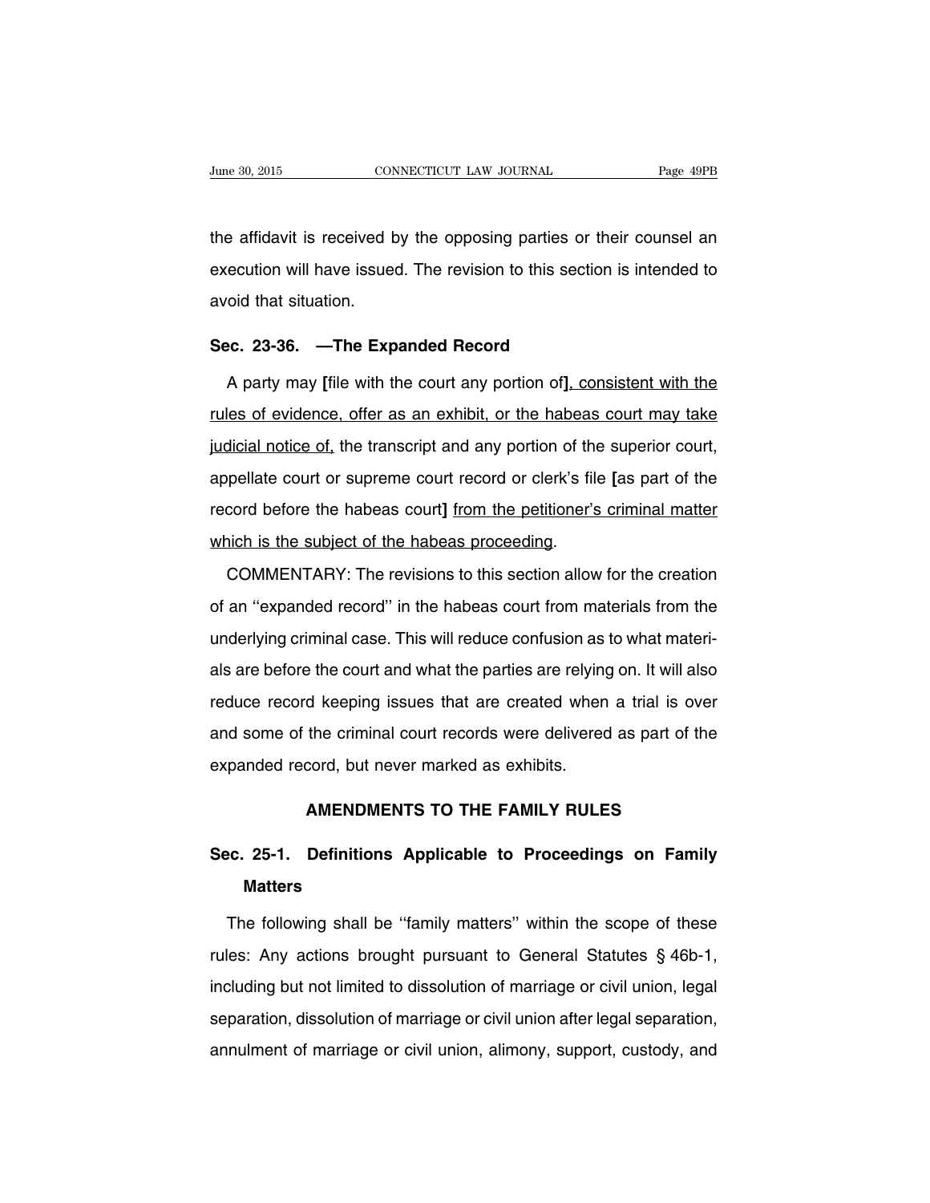the affidavit is received by the opposing parties or their counsel an execution will have issued. The revision to this section is intended to avoid that situation.

**Sec. 23-36. —The Expanded Record**

A party may **[**file with the court any portion of**]**, consistent with the rules of evidence, offer as an exhibit, or the habeas court may take judicial notice of, the transcript and any portion of the superior court, appellate court or supreme court record or clerk's file **[**as part of the record before the habeas court**]** from the petitioner's criminal matter which is the subject of the habeas proceeding.

COMMENTARY: The revisions to this section allow for the creation of an ''expanded record'' in the habeas court from materials from the underlying criminal case. This will reduce confusion as to what materials are before the court and what the parties are relying on. It will also reduce record keeping issues that are created when a trial is over and some of the criminal court records were delivered as part of the expanded record, but never marked as exhibits.

## AMENDMENTS TO THE FAMILY RULES

**Sec. 25-1. Definitions Applicable to Proceedings on Family Matters**

The following shall be ''family matters'' within the scope of these rules: Any actions brought pursuant to General Statutes § 46b-1, including but not limited to dissolution of marriage or civil union, legal separation, dissolution of marriage or civil union after legal separation, annulment of marriage or civil union, alimony, support, custody, and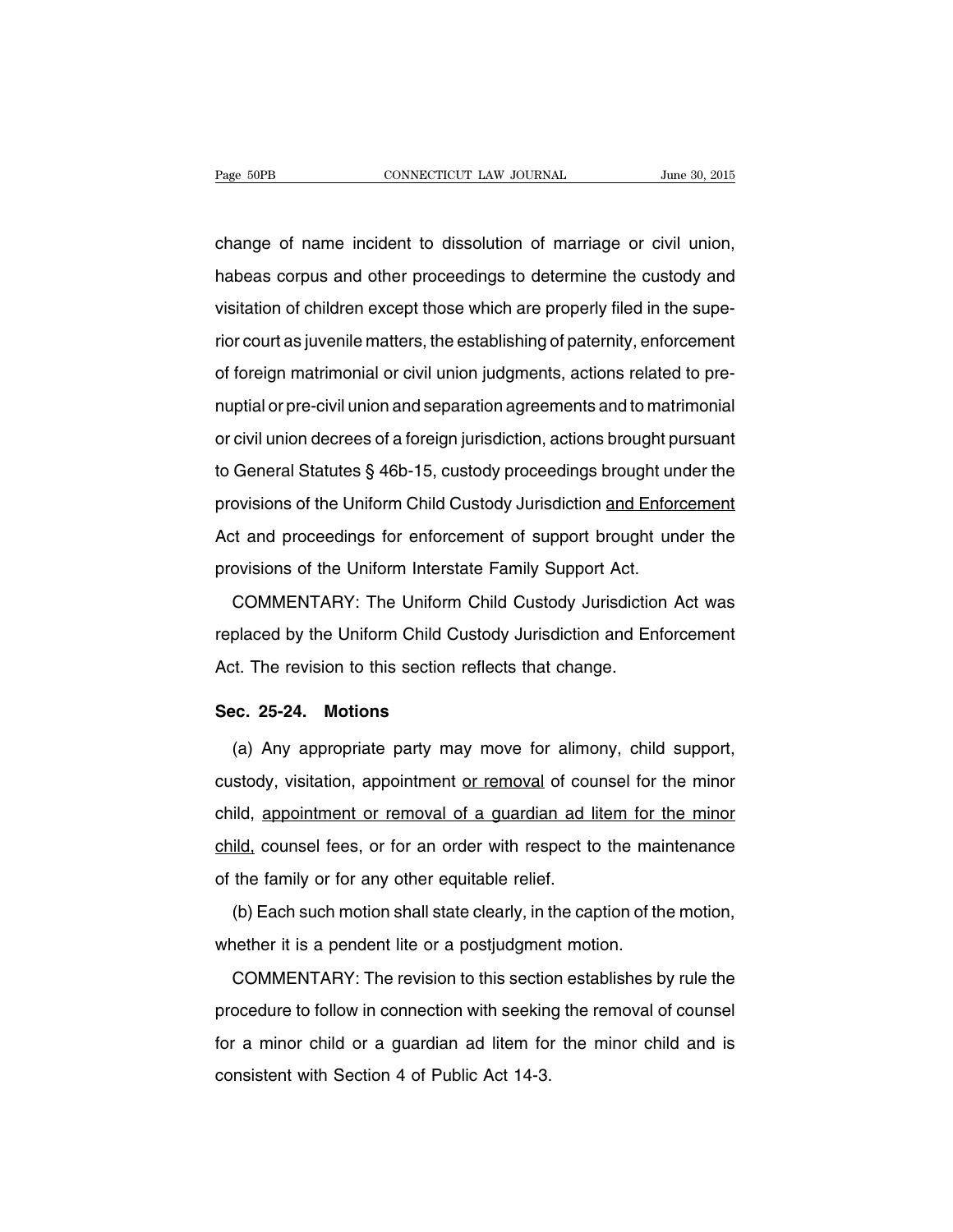change of name incident to dissolution of marriage or civil union, habeas corpus and other proceedings to determine the custody and visitation of children except those which are properly filed in the superior court as juvenile matters, the establishing of paternity, enforcement of foreign matrimonial or civil union judgments, actions related to prenuptial or pre-civil union and separation agreements and to matrimonial or civil union decrees of a foreign jurisdiction, actions brought pursuant to General Statutes § 46b-15, custody proceedings brought under the provisions of the Uniform Child Custody Jurisdiction <u>and Enforcement</u> Act and proceedings for enforcement of support brought under the provisions of the Uniform Interstate Family Support Act.

COMMENTARY: The Uniform Child Custody Jurisdiction Act was replaced by the Uniform Child Custody Jurisdiction and Enforcement Act. The revision to this section reflects that change.

### Sec. 25-24. Motions

(a) Any appropriate party may move for alimony, child support, custody, visitation, appointment <u>or removal</u> of counsel for the minor child, <u>appointment or removal of a guardian ad litem for the minor child,</u> counsel fees, or for an order with respect to the maintenance of the family or for any other equitable relief.

(b) Each such motion shall state clearly, in the caption of the motion, whether it is a pendent lite or a postjudgment motion.

COMMENTARY: The revision to this section establishes by rule the procedure to follow in connection with seeking the removal of counsel for a minor child or a guardian ad litem for the minor child and is consistent with Section 4 of Public Act 14-3.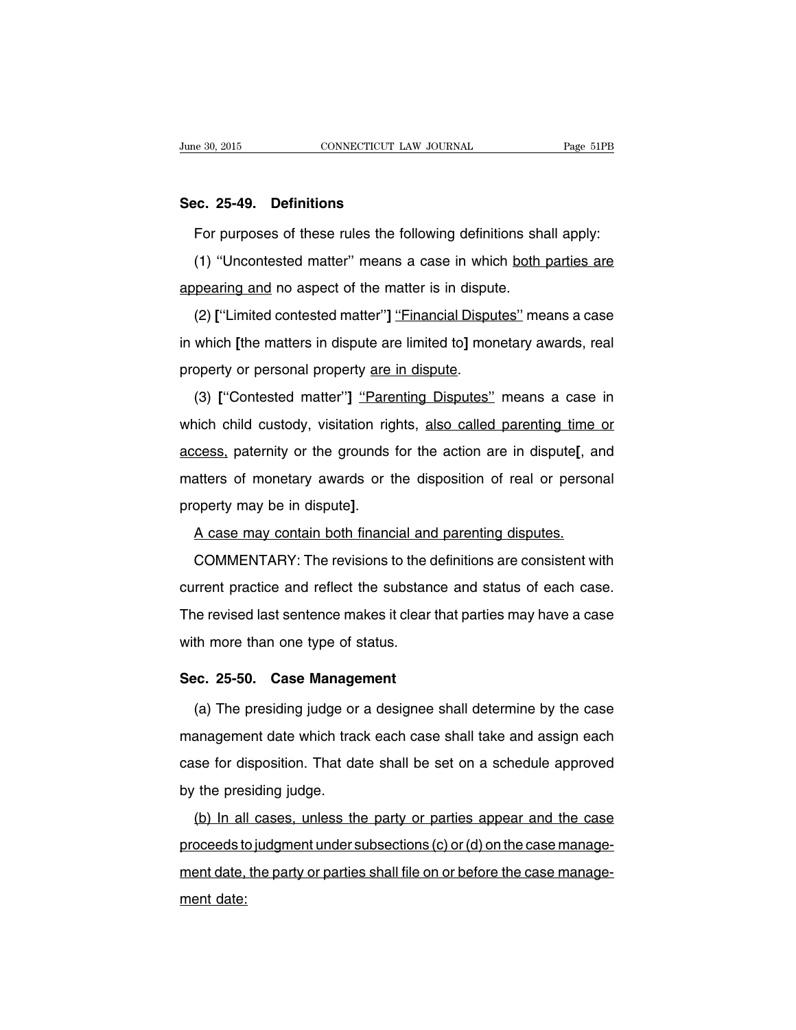**Sec. 25-49. Definitions**

For purposes of these rules the following definitions shall apply:

(1) ''Uncontested matter'' means a case in which <u>both parties are appearing and</u> no aspect of the matter is in dispute.

(2) **[**''Limited contested matter''**]** <u>''Financial Disputes''</u> means a case in which **[**the matters in dispute are limited to**]** monetary awards, real property or personal property <u>are in dispute</u>.

(3) **[**''Contested matter''**]** <u>''Parenting Disputes''</u> means a case in which child custody, visitation rights, <u>also called parenting time or access,</u> paternity or the grounds for the action are in dispute**[**, and matters of monetary awards or the disposition of real or personal property may be in dispute**]**.

<u>A case may contain both financial and parenting disputes.</u>

COMMENTARY: The revisions to the definitions are consistent with current practice and reflect the substance and status of each case. The revised last sentence makes it clear that parties may have a case with more than one type of status.

**Sec. 25-50. Case Management**

(a) The presiding judge or a designee shall determine by the case management date which track each case shall take and assign each case for disposition. That date shall be set on a schedule approved by the presiding judge.

<u>(b) In all cases, unless the party or parties appear and the case proceeds to judgment under subsections (c) or (d) on the case management date, the party or parties shall file on or before the case management date:</u>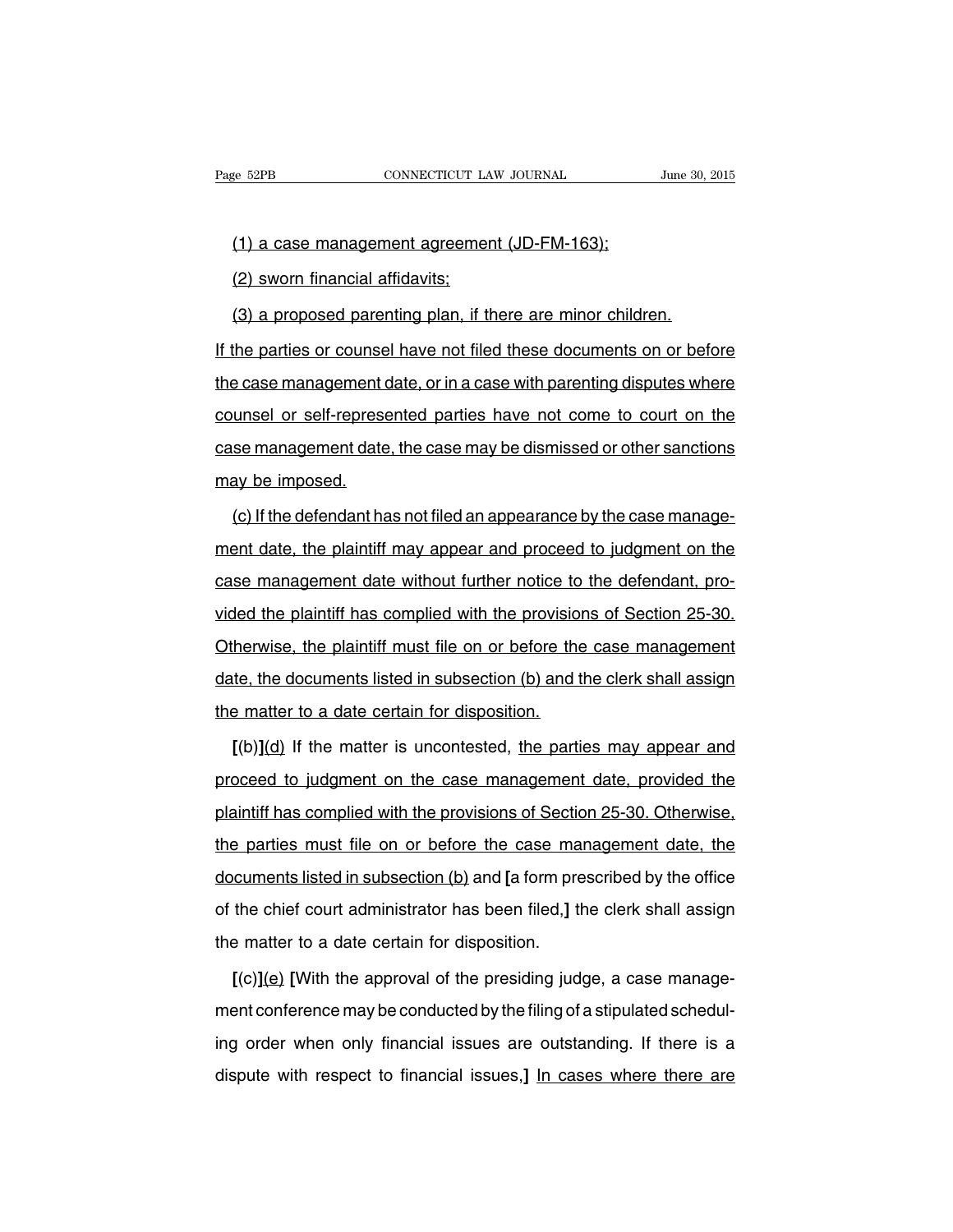(1) a case management agreement (JD-FM-163);

(2) sworn financial affidavits;

(3) a proposed parenting plan, if there are minor children.

If the parties or counsel have not filed these documents on or before the case management date, or in a case with parenting disputes where counsel or self-represented parties have not come to court on the case management date, the case may be dismissed or other sanctions may be imposed.

(c) If the defendant has not filed an appearance by the case management date, the plaintiff may appear and proceed to judgment on the case management date without further notice to the defendant, provided the plaintiff has complied with the provisions of Section 25-30. Otherwise, the plaintiff must file on or before the case management date, the documents listed in subsection (b) and the clerk shall assign the matter to a date certain for disposition.

**[**(b)**]**(d) If the matter is uncontested, the parties may appear and proceed to judgment on the case management date, provided the plaintiff has complied with the provisions of Section 25-30. Otherwise, the parties must file on or before the case management date, the documents listed in subsection (b) and **[**a form prescribed by the office of the chief court administrator has been filed,**]** the clerk shall assign the matter to a date certain for disposition.

**[**(c)**]**(e) **[**With the approval of the presiding judge, a case management conference may be conducted by the filing of a stipulated scheduling order when only financial issues are outstanding. If there is a dispute with respect to financial issues,**]** In cases where there are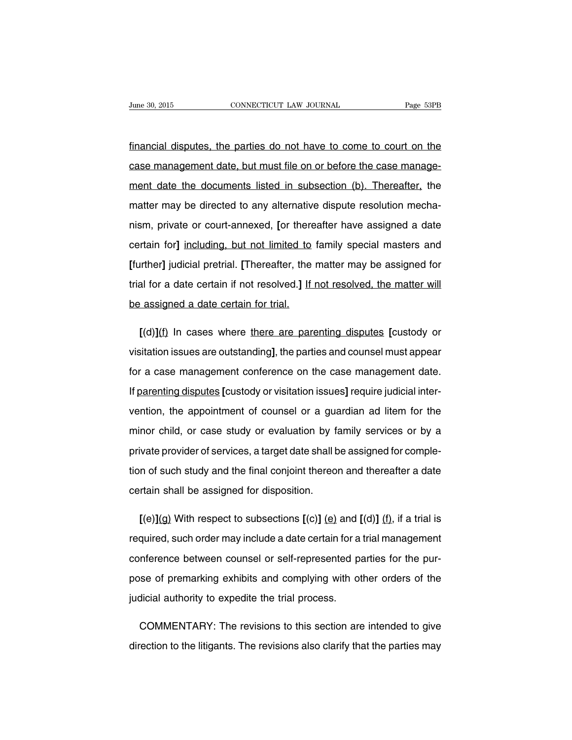financial disputes, the parties do not have to come to court on the case management date, but must file on or before the case management date the documents listed in subsection (b). Thereafter, the matter may be directed to any alternative dispute resolution mechanism, private or court-annexed, [or thereafter have assigned a date certain for] including, but not limited to family special masters and [further] judicial pretrial. [Thereafter, the matter may be assigned for trial for a date certain if not resolved.] If not resolved, the matter will be assigned a date certain for trial.

[(d)](f) In cases where there are parenting disputes [custody or visitation issues are outstanding], the parties and counsel must appear for a case management conference on the case management date. If parenting disputes [custody or visitation issues] require judicial intervention, the appointment of counsel or a guardian ad litem for the minor child, or case study or evaluation by family services or by a private provider of services, a target date shall be assigned for completion of such study and the final conjoint thereon and thereafter a date certain shall be assigned for disposition.

[(e)](g) With respect to subsections [(c)] (e) and [(d)] (f), if a trial is required, such order may include a date certain for a trial management conference between counsel or self-represented parties for the purpose of premarking exhibits and complying with other orders of the judicial authority to expedite the trial process.

COMMENTARY: The revisions to this section are intended to give direction to the litigants. The revisions also clarify that the parties may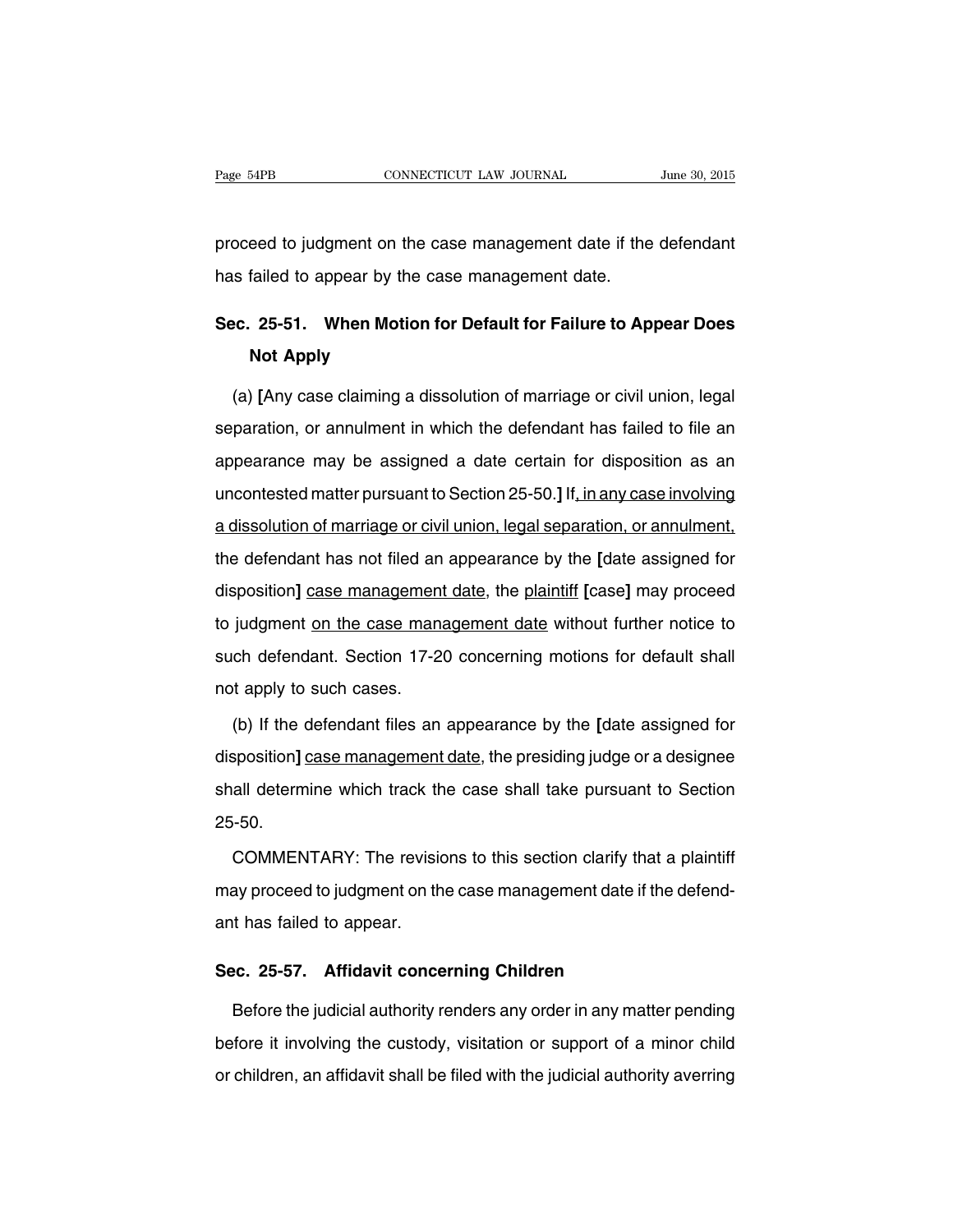proceed to judgment on the case management date if the defendant has failed to appear by the case management date.

## Sec. 25-51. When Motion for Default for Failure to Appear Does Not Apply

(a) **[**Any case claiming a dissolution of marriage or civil union, legal separation, or annulment in which the defendant has failed to file an appearance may be assigned a date certain for disposition as an uncontested matter pursuant to Section 25-50.**]** If<u>, in any case involving a dissolution of marriage or civil union, legal separation, or annulment,</u> the defendant has not filed an appearance by the **[**date assigned for disposition**]** <u>case management date</u>, the <u>plaintiff</u> **[**case**]** may proceed to judgment <u>on the case management date</u> without further notice to such defendant. Section 17-20 concerning motions for default shall not apply to such cases.

(b) If the defendant files an appearance by the **[**date assigned for disposition**]** <u>case management date</u>, the presiding judge or a designee shall determine which track the case shall take pursuant to Section 25-50.

COMMENTARY: The revisions to this section clarify that a plaintiff may proceed to judgment on the case management date if the defendant has failed to appear.

## Sec. 25-57. Affidavit concerning Children

Before the judicial authority renders any order in any matter pending before it involving the custody, visitation or support of a minor child or children, an affidavit shall be filed with the judicial authority averring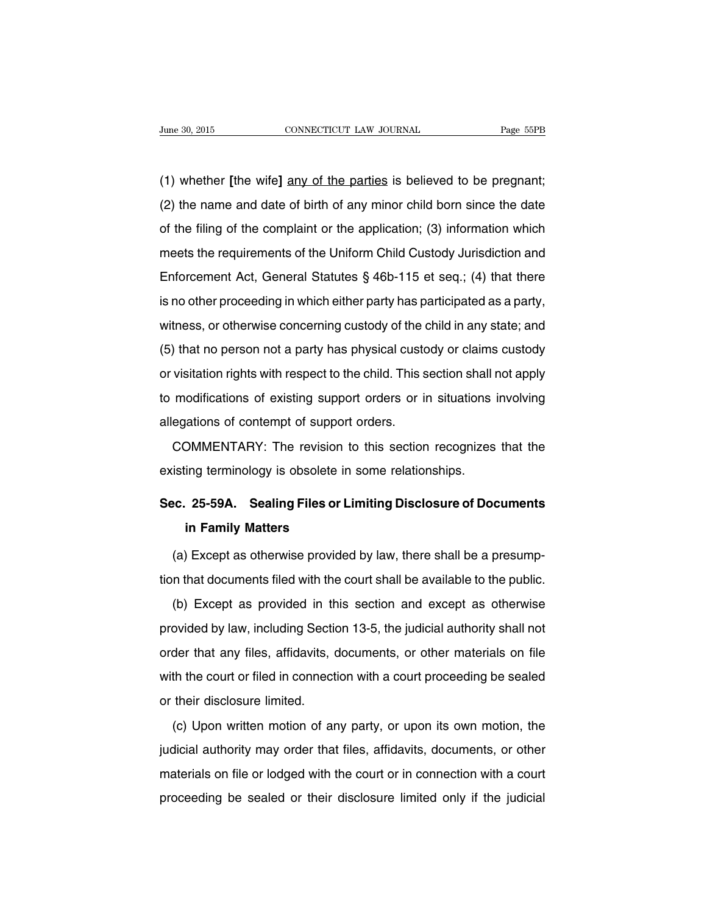(1) whether [the wife] <u>any of the parties</u> is believed to be pregnant; (2) the name and date of birth of any minor child born since the date of the filing of the complaint or the application; (3) information which meets the requirements of the Uniform Child Custody Jurisdiction and Enforcement Act, General Statutes § 46b-115 et seq.; (4) that there is no other proceeding in which either party has participated as a party, witness, or otherwise concerning custody of the child in any state; and (5) that no person not a party has physical custody or claims custody or visitation rights with respect to the child. This section shall not apply to modifications of existing support orders or in situations involving allegations of contempt of support orders.

COMMENTARY: The revision to this section recognizes that the existing terminology is obsolete in some relationships.

## Sec. 25-59A. Sealing Files or Limiting Disclosure of Documents in Family Matters

(a) Except as otherwise provided by law, there shall be a presumption that documents filed with the court shall be available to the public.

(b) Except as provided in this section and except as otherwise provided by law, including Section 13-5, the judicial authority shall not order that any files, affidavits, documents, or other materials on file with the court or filed in connection with a court proceeding be sealed or their disclosure limited.

(c) Upon written motion of any party, or upon its own motion, the judicial authority may order that files, affidavits, documents, or other materials on file or lodged with the court or in connection with a court proceeding be sealed or their disclosure limited only if the judicial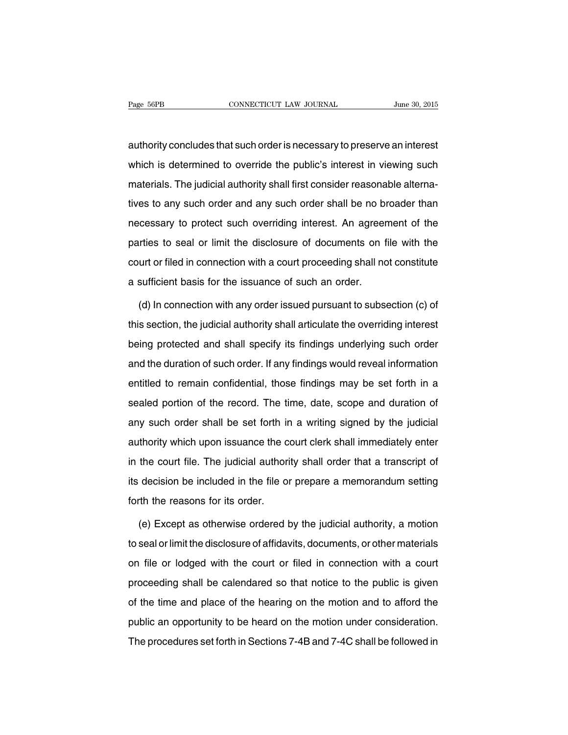authority concludes that such order is necessary to preserve an interest which is determined to override the public's interest in viewing such materials. The judicial authority shall first consider reasonable alternatives to any such order and any such order shall be no broader than necessary to protect such overriding interest. An agreement of the parties to seal or limit the disclosure of documents on file with the court or filed in connection with a court proceeding shall not constitute a sufficient basis for the issuance of such an order.

(d) In connection with any order issued pursuant to subsection (c) of this section, the judicial authority shall articulate the overriding interest being protected and shall specify its findings underlying such order and the duration of such order. If any findings would reveal information entitled to remain confidential, those findings may be set forth in a sealed portion of the record. The time, date, scope and duration of any such order shall be set forth in a writing signed by the judicial authority which upon issuance the court clerk shall immediately enter in the court file. The judicial authority shall order that a transcript of its decision be included in the file or prepare a memorandum setting forth the reasons for its order.

(e) Except as otherwise ordered by the judicial authority, a motion to seal or limit the disclosure of affidavits, documents, or other materials on file or lodged with the court or filed in connection with a court proceeding shall be calendared so that notice to the public is given of the time and place of the hearing on the motion and to afford the public an opportunity to be heard on the motion under consideration. The procedures set forth in Sections 7-4B and 7-4C shall be followed in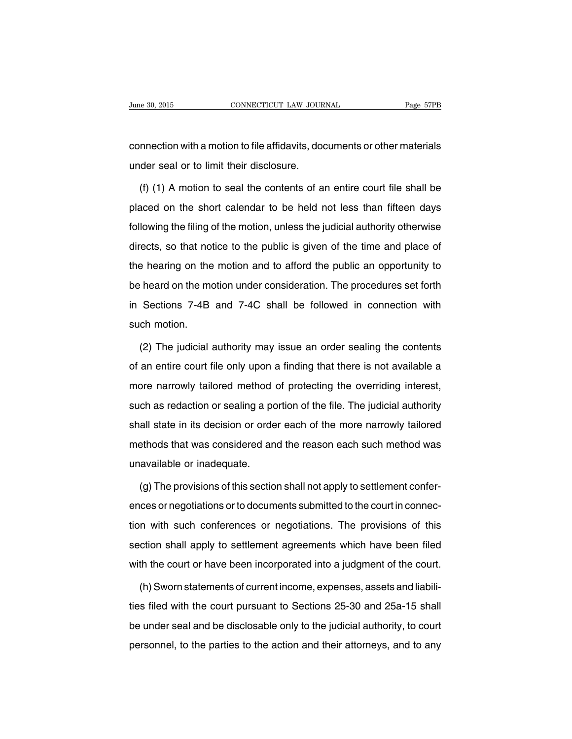connection with a motion to file affidavits, documents or other materials under seal or to limit their disclosure.

(f) (1) A motion to seal the contents of an entire court file shall be placed on the short calendar to be held not less than fifteen days following the filing of the motion, unless the judicial authority otherwise directs, so that notice to the public is given of the time and place of the hearing on the motion and to afford the public an opportunity to be heard on the motion under consideration. The procedures set forth in Sections 7-4B and 7-4C shall be followed in connection with such motion.

(2) The judicial authority may issue an order sealing the contents of an entire court file only upon a finding that there is not available a more narrowly tailored method of protecting the overriding interest, such as redaction or sealing a portion of the file. The judicial authority shall state in its decision or order each of the more narrowly tailored methods that was considered and the reason each such method was unavailable or inadequate.

(g) The provisions of this section shall not apply to settlement conferences or negotiations or to documents submitted to the court in connection with such conferences or negotiations. The provisions of this section shall apply to settlement agreements which have been filed with the court or have been incorporated into a judgment of the court.

(h) Sworn statements of current income, expenses, assets and liabilities filed with the court pursuant to Sections 25-30 and 25a-15 shall be under seal and be disclosable only to the judicial authority, to court personnel, to the parties to the action and their attorneys, and to any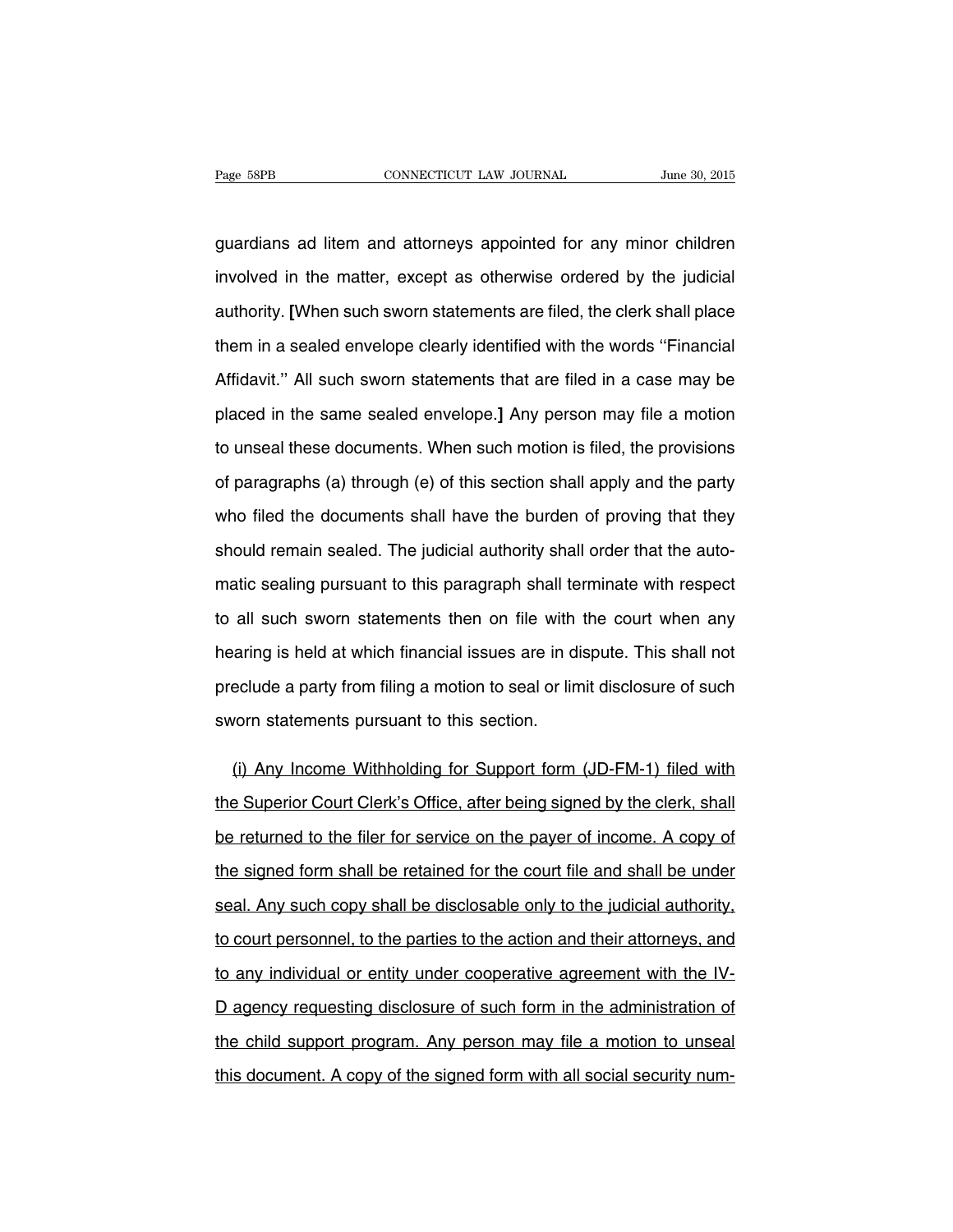guardians ad litem and attorneys appointed for any minor children involved in the matter, except as otherwise ordered by the judicial authority. **[**When such sworn statements are filed, the clerk shall place them in a sealed envelope clearly identified with the words ''Financial Affidavit.'' All such sworn statements that are filed in a case may be placed in the same sealed envelope.**]** Any person may file a motion to unseal these documents. When such motion is filed, the provisions of paragraphs (a) through (e) of this section shall apply and the party who filed the documents shall have the burden of proving that they should remain sealed. The judicial authority shall order that the automatic sealing pursuant to this paragraph shall terminate with respect to all such sworn statements then on file with the court when any hearing is held at which financial issues are in dispute. This shall not preclude a party from filing a motion to seal or limit disclosure of such sworn statements pursuant to this section.

<u>(i) Any Income Withholding for Support form (JD-FM-1) filed with the Superior Court Clerk's Office, after being signed by the clerk, shall be returned to the filer for service on the payer of income. A copy of the signed form shall be retained for the court file and shall be under seal. Any such copy shall be disclosable only to the judicial authority, to court personnel, to the parties to the action and their attorneys, and to any individual or entity under cooperative agreement with the IV-D agency requesting disclosure of such form in the administration of the child support program. Any person may file a motion to unseal this document. A copy of the signed form with all social security num-</u>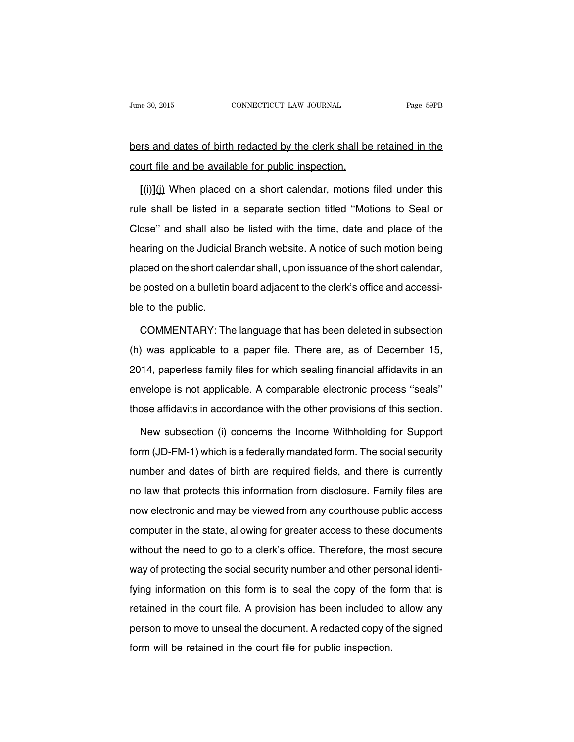bers and dates of birth redacted by the clerk shall be retained in the court file and be available for public inspection.

[(i)](j) When placed on a short calendar, motions filed under this rule shall be listed in a separate section titled ''Motions to Seal or Close'' and shall also be listed with the time, date and place of the hearing on the Judicial Branch website. A notice of such motion being placed on the short calendar shall, upon issuance of the short calendar, be posted on a bulletin board adjacent to the clerk's office and accessible to the public.

COMMENTARY: The language that has been deleted in subsection (h) was applicable to a paper file. There are, as of December 15, 2014, paperless family files for which sealing financial affidavits in an envelope is not applicable. A comparable electronic process ''seals'' those affidavits in accordance with the other provisions of this section.

New subsection (i) concerns the Income Withholding for Support form (JD-FM-1) which is a federally mandated form. The social security number and dates of birth are required fields, and there is currently no law that protects this information from disclosure. Family files are now electronic and may be viewed from any courthouse public access computer in the state, allowing for greater access to these documents without the need to go to a clerk's office. Therefore, the most secure way of protecting the social security number and other personal identifying information on this form is to seal the copy of the form that is retained in the court file. A provision has been included to allow any person to move to unseal the document. A redacted copy of the signed form will be retained in the court file for public inspection.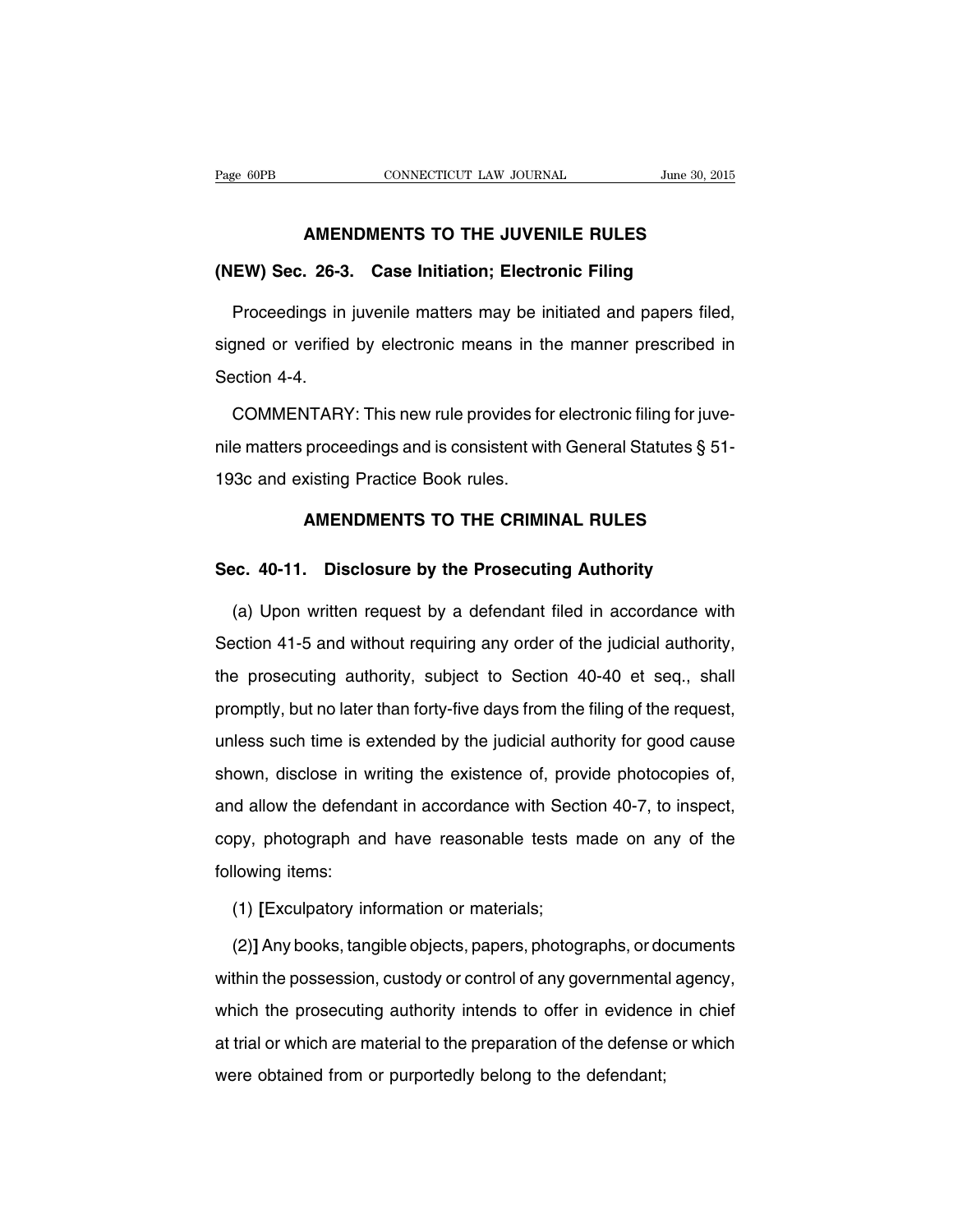## AMENDMENTS TO THE JUVENILE RULES

### (NEW) Sec. 26-3. Case Initiation; Electronic Filing

Proceedings in juvenile matters may be initiated and papers filed, signed or verified by electronic means in the manner prescribed in Section 4-4.

COMMENTARY: This new rule provides for electronic filing for juvenile matters proceedings and is consistent with General Statutes § 51-193c and existing Practice Book rules.

## AMENDMENTS TO THE CRIMINAL RULES

### Sec. 40-11. Disclosure by the Prosecuting Authority

(a) Upon written request by a defendant filed in accordance with Section 41-5 and without requiring any order of the judicial authority, the prosecuting authority, subject to Section 40-40 et seq., shall promptly, but no later than forty-five days from the filing of the request, unless such time is extended by the judicial authority for good cause shown, disclose in writing the existence of, provide photocopies of, and allow the defendant in accordance with Section 40-7, to inspect, copy, photograph and have reasonable tests made on any of the following items:

(1) **[**Exculpatory information or materials;

(2)**]** Any books, tangible objects, papers, photographs, or documents within the possession, custody or control of any governmental agency, which the prosecuting authority intends to offer in evidence in chief at trial or which are material to the preparation of the defense or which were obtained from or purportedly belong to the defendant;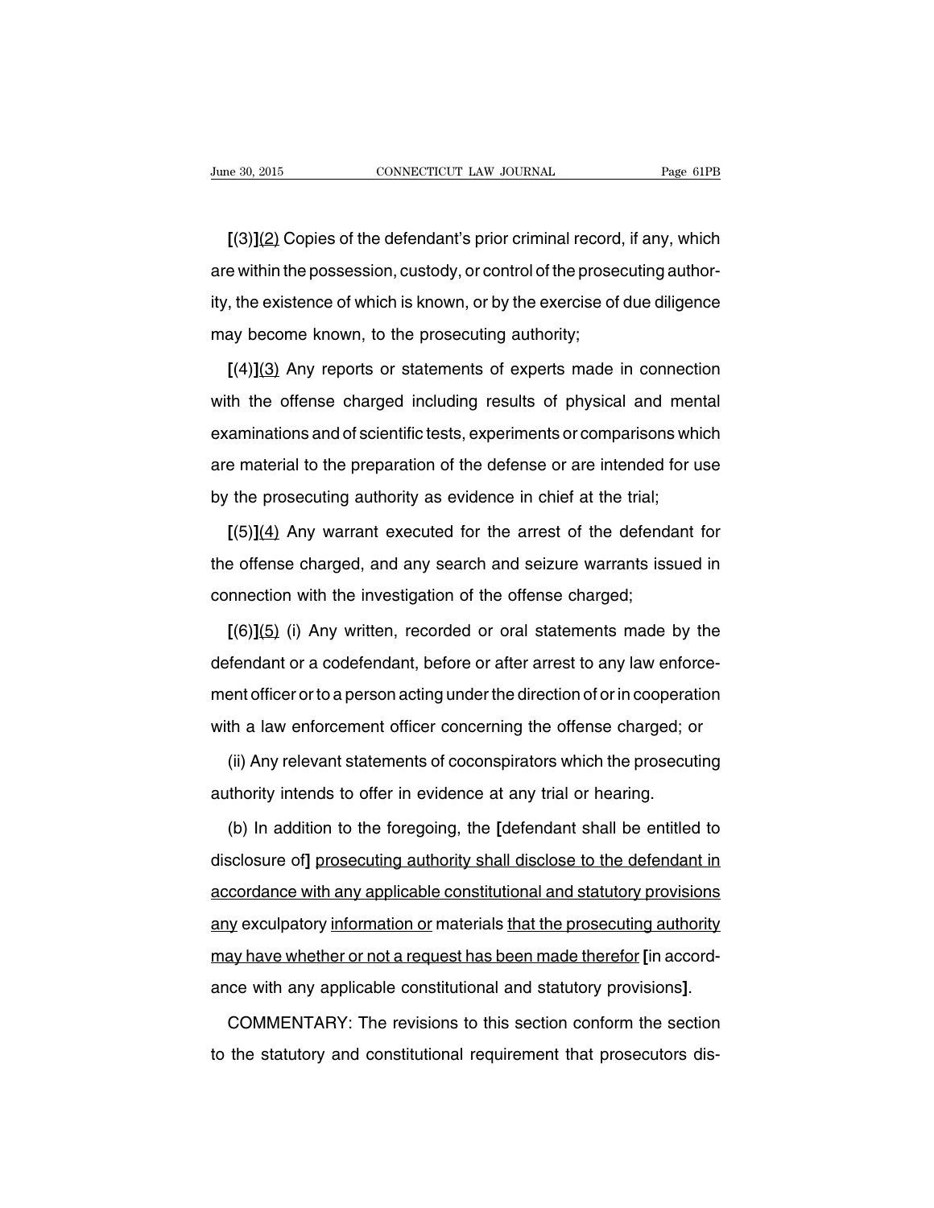[(3)]<u>(2)</u> Copies of the defendant's prior criminal record, if any, which are within the possession, custody, or control of the prosecuting authority, the existence of which is known, or by the exercise of due diligence may become known, to the prosecuting authority;

[(4)]<u>(3)</u> Any reports or statements of experts made in connection with the offense charged including results of physical and mental examinations and of scientific tests, experiments or comparisons which are material to the preparation of the defense or are intended for use by the prosecuting authority as evidence in chief at the trial;

[(5)]<u>(4)</u> Any warrant executed for the arrest of the defendant for the offense charged, and any search and seizure warrants issued in connection with the investigation of the offense charged;

[(6)]<u>(5)</u> (i) Any written, recorded or oral statements made by the defendant or a codefendant, before or after arrest to any law enforcement officer or to a person acting under the direction of or in cooperation with a law enforcement officer concerning the offense charged; or

(ii) Any relevant statements of coconspirators which the prosecuting authority intends to offer in evidence at any trial or hearing.

(b) In addition to the foregoing, the [defendant shall be entitled to disclosure of] <u>prosecuting authority shall disclose to the defendant in accordance with any applicable constitutional and statutory provisions any</u> exculpatory <u>information or</u> materials <u>that the prosecuting authority may have whether or not a request has been made therefor</u> [in accordance with any applicable constitutional and statutory provisions].

COMMENTARY: The revisions to this section conform the section to the statutory and constitutional requirement that prosecutors dis-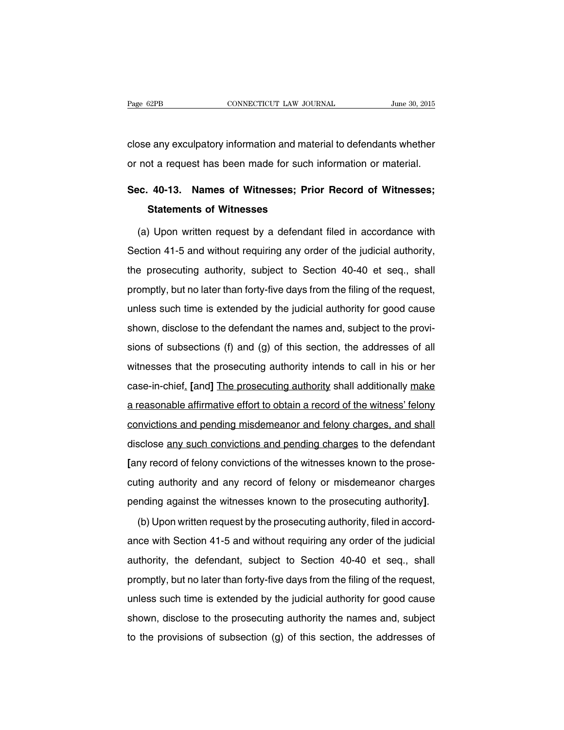close any exculpatory information and material to defendants whether or not a request has been made for such information or material.

## Sec. 40-13. Names of Witnesses; Prior Record of Witnesses; Statements of Witnesses

(a) Upon written request by a defendant filed in accordance with Section 41-5 and without requiring any order of the judicial authority, the prosecuting authority, subject to Section 40-40 et seq., shall promptly, but no later than forty-five days from the filing of the request, unless such time is extended by the judicial authority for good cause shown, disclose to the defendant the names and, subject to the provisions of subsections (f) and (g) of this section, the addresses of all witnesses that the prosecuting authority intends to call in his or her case-in-chief<u>.</u> **[**and**]** <u>The prosecuting authority</u> shall additionally <u>make a reasonable affirmative effort to obtain a record of the witness' felony convictions and pending misdemeanor and felony charges, and shall</u> disclose <u>any such convictions and pending charges</u> to the defendant **[**any record of felony convictions of the witnesses known to the prosecuting authority and any record of felony or misdemeanor charges pending against the witnesses known to the prosecuting authority**]**.

(b) Upon written request by the prosecuting authority, filed in accordance with Section 41-5 and without requiring any order of the judicial authority, the defendant, subject to Section 40-40 et seq., shall promptly, but no later than forty-five days from the filing of the request, unless such time is extended by the judicial authority for good cause shown, disclose to the prosecuting authority the names and, subject to the provisions of subsection (g) of this section, the addresses of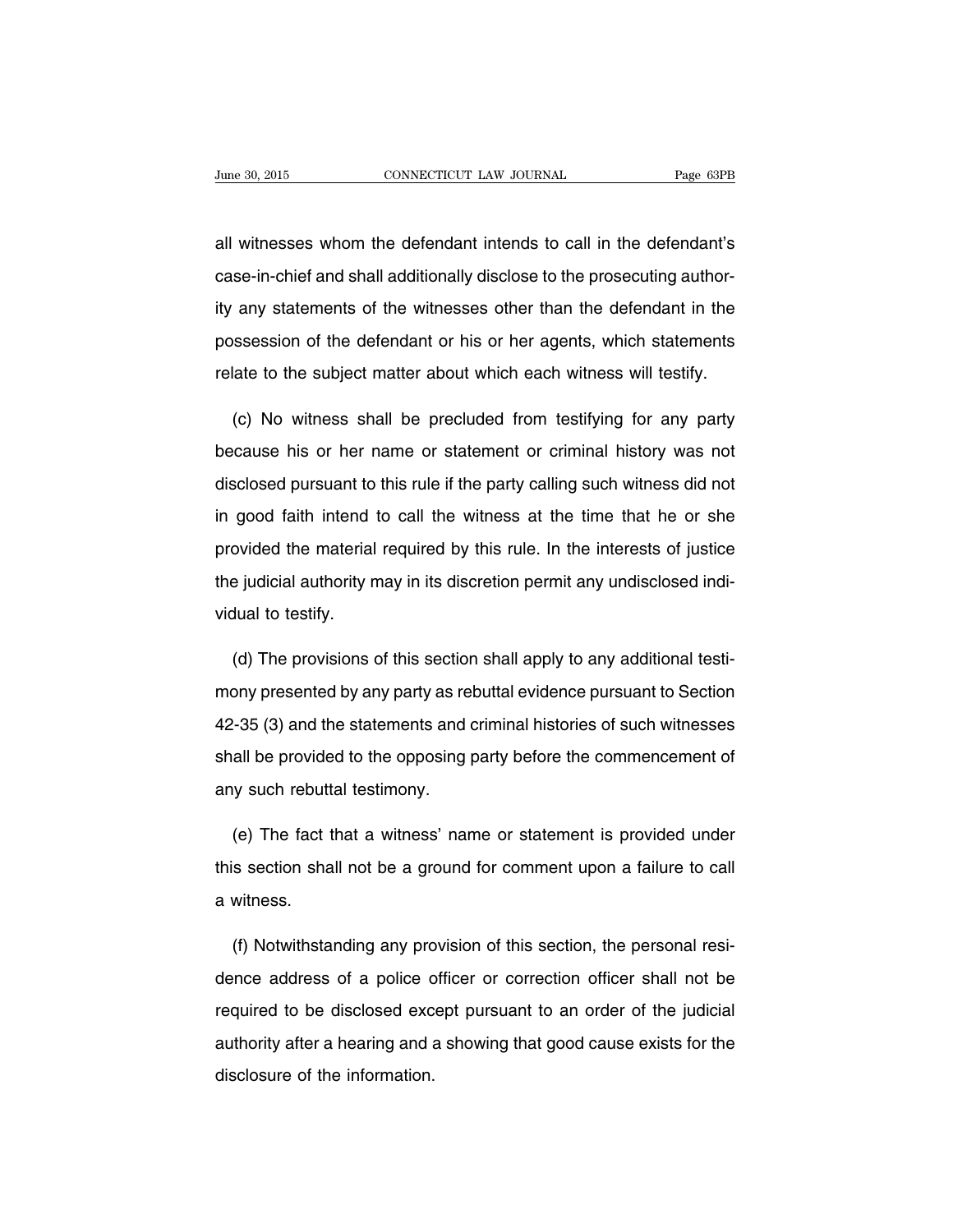all witnesses whom the defendant intends to call in the defendant's case-in-chief and shall additionally disclose to the prosecuting authority any statements of the witnesses other than the defendant in the possession of the defendant or his or her agents, which statements relate to the subject matter about which each witness will testify.

(c) No witness shall be precluded from testifying for any party because his or her name or statement or criminal history was not disclosed pursuant to this rule if the party calling such witness did not in good faith intend to call the witness at the time that he or she provided the material required by this rule. In the interests of justice the judicial authority may in its discretion permit any undisclosed individual to testify.

(d) The provisions of this section shall apply to any additional testimony presented by any party as rebuttal evidence pursuant to Section 42-35 (3) and the statements and criminal histories of such witnesses shall be provided to the opposing party before the commencement of any such rebuttal testimony.

(e) The fact that a witness' name or statement is provided under this section shall not be a ground for comment upon a failure to call a witness.

(f) Notwithstanding any provision of this section, the personal residence address of a police officer or correction officer shall not be required to be disclosed except pursuant to an order of the judicial authority after a hearing and a showing that good cause exists for the disclosure of the information.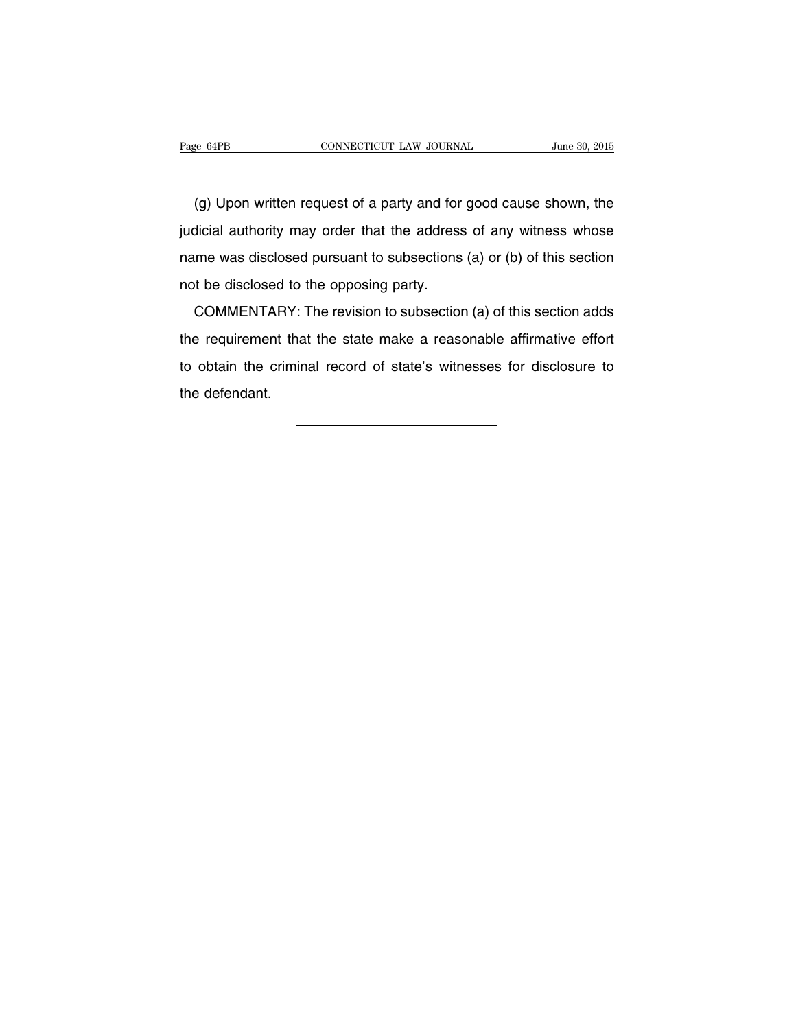(g) Upon written request of a party and for good cause shown, the judicial authority may order that the address of any witness whose name was disclosed pursuant to subsections (a) or (b) of this section not be disclosed to the opposing party.

COMMENTARY: The revision to subsection (a) of this section adds the requirement that the state make a reasonable affirmative effort to obtain the criminal record of state's witnesses for disclosure to the defendant.